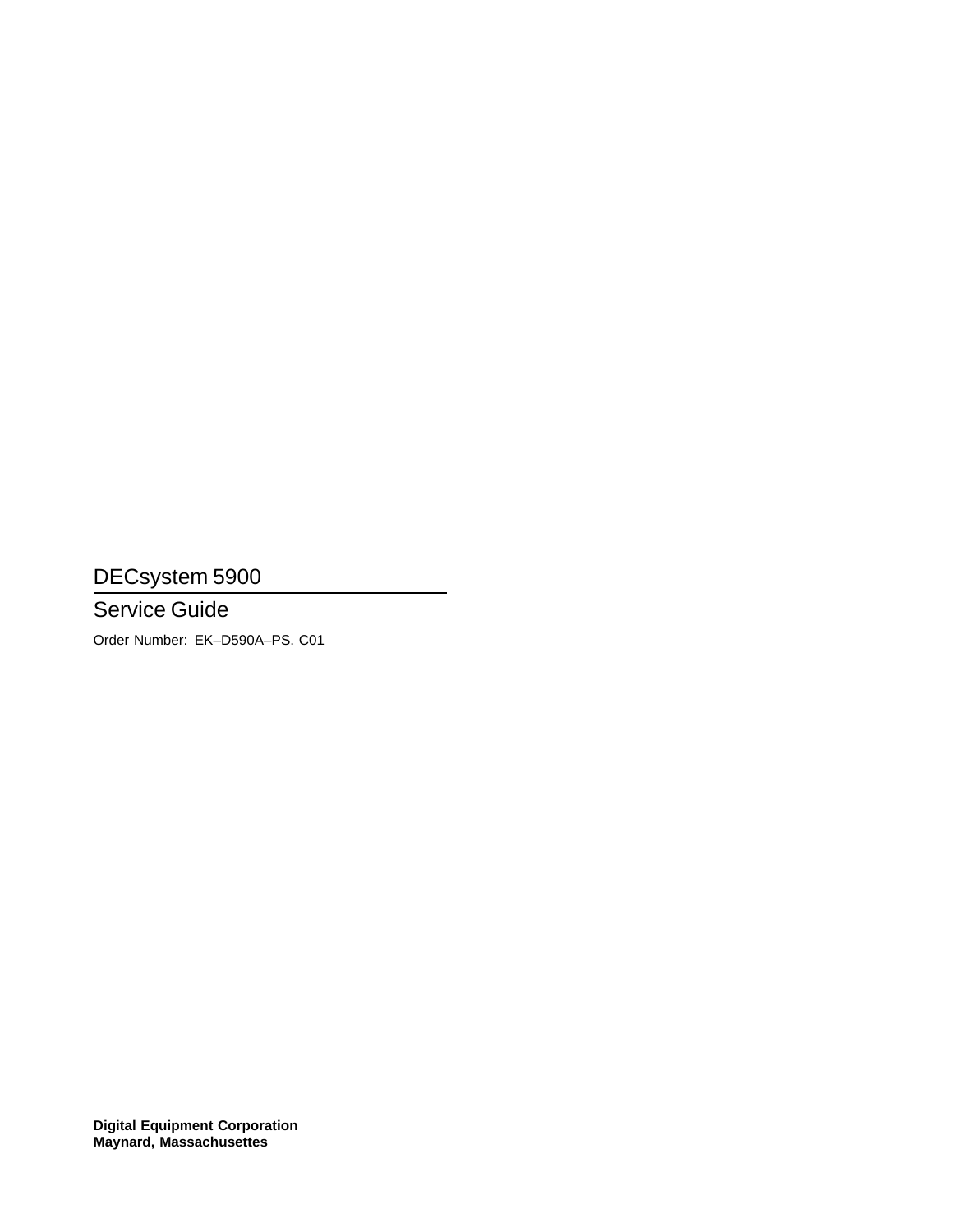# DECsystem 5900

## Service Guide

Order Number: EK–D590A–PS. C01

**Digital Equipment Corporation**
**Maynard, Massachusettes**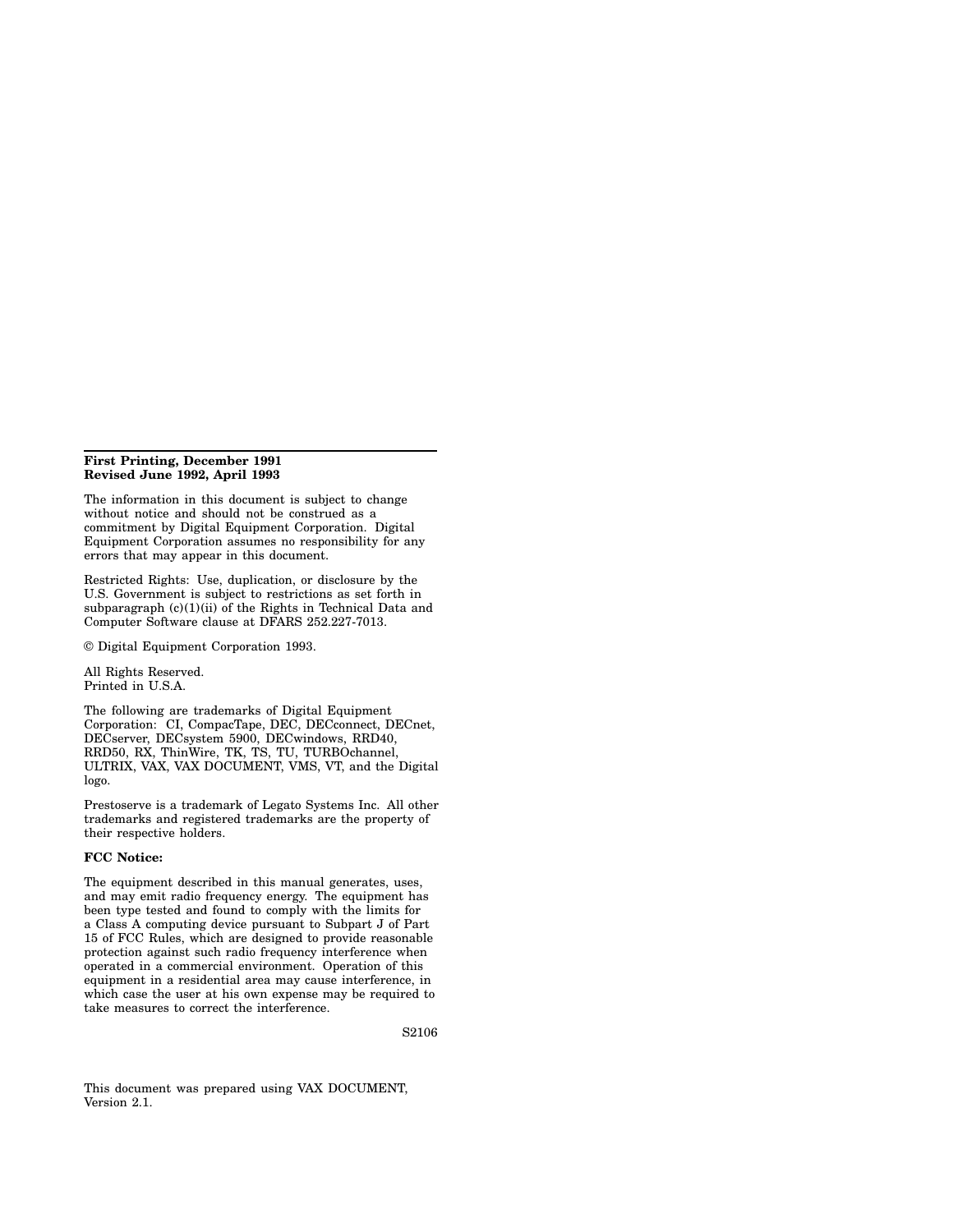**First Printing, December 1991**
**Revised June 1992, April 1993**

The information in this document is subject to change without notice and should not be construed as a commitment by Digital Equipment Corporation. Digital Equipment Corporation assumes no responsibility for any errors that may appear in this document.

Restricted Rights: Use, duplication, or disclosure by the U.S. Government is subject to restrictions as set forth in subparagraph (c)(1)(ii) of the Rights in Technical Data and Computer Software clause at DFARS 252.227-7013.

© Digital Equipment Corporation 1993.

All Rights Reserved.
Printed in U.S.A.

The following are trademarks of Digital Equipment Corporation: CI, CompacTape, DEC, DECconnect, DECnet, DECserver, DECsystem 5900, DECwindows, RRD40, RRD50, RX, ThinWire, TK, TS, TU, TURBOchannel, ULTRIX, VAX, VAX DOCUMENT, VMS, VT, and the Digital logo.

Prestoserve is a trademark of Legato Systems Inc. All other trademarks and registered trademarks are the property of their respective holders.

**FCC Notice:**

The equipment described in this manual generates, uses, and may emit radio frequency energy. The equipment has been type tested and found to comply with the limits for a Class A computing device pursuant to Subpart J of Part 15 of FCC Rules, which are designed to provide reasonable protection against such radio frequency interference when operated in a commercial environment. Operation of this equipment in a residential area may cause interference, in which case the user at his own expense may be required to take measures to correct the interference.

S2106

This document was prepared using VAX DOCUMENT, Version 2.1.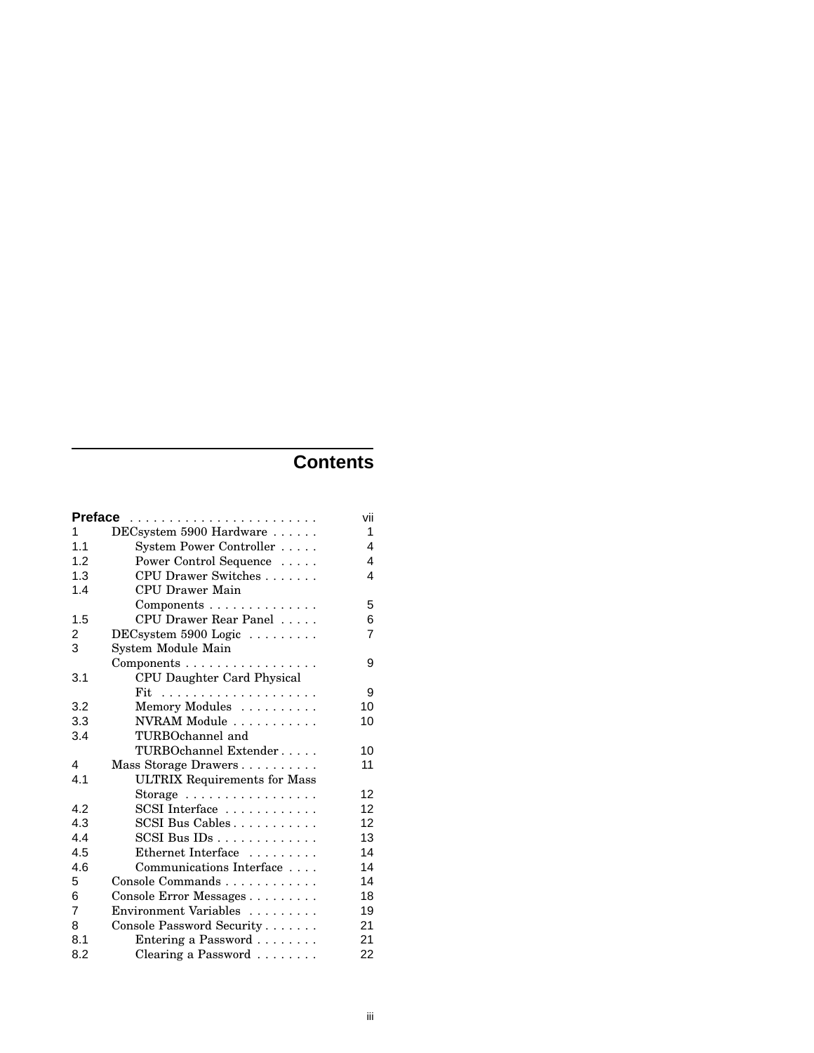# Contents

| | | |
|---|---|---|
| **Preface** | | vii |
| 1 | DECsystem 5900 Hardware | 1 |
| 1.1 | System Power Controller | 4 |
| 1.2 | Power Control Sequence | 4 |
| 1.3 | CPU Drawer Switches | 4 |
| 1.4 | CPU Drawer Main Components | 5 |
| 1.5 | CPU Drawer Rear Panel | 6 |
| 2 | DECsystem 5900 Logic | 7 |
| 3 | System Module Main Components | 9 |
| 3.1 | CPU Daughter Card Physical Fit | 9 |
| 3.2 | Memory Modules | 10 |
| 3.3 | NVRAM Module | 10 |
| 3.4 | TURBOchannel and TURBOchannel Extender | 10 |
| 4 | Mass Storage Drawers | 11 |
| 4.1 | ULTRIX Requirements for Mass Storage | 12 |
| 4.2 | SCSI Interface | 12 |
| 4.3 | SCSI Bus Cables | 12 |
| 4.4 | SCSI Bus IDs | 13 |
| 4.5 | Ethernet Interface | 14 |
| 4.6 | Communications Interface | 14 |
| 5 | Console Commands | 14 |
| 6 | Console Error Messages | 18 |
| 7 | Environment Variables | 19 |
| 8 | Console Password Security | 21 |
| 8.1 | Entering a Password | 21 |
| 8.2 | Clearing a Password | 22 |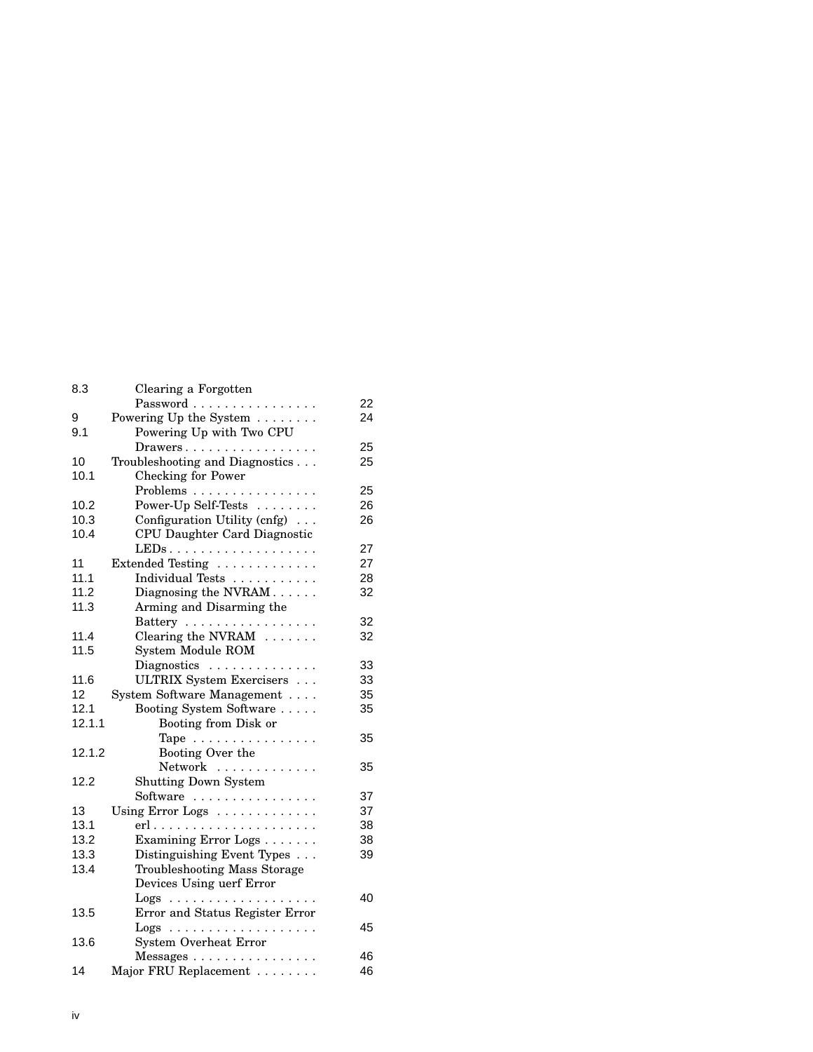| | | |
|---|---|---|
| 8.3 | Clearing a Forgotten Password | 22 |
| 9 | Powering Up the System | 24 |
| 9.1 | Powering Up with Two CPU Drawers | 25 |
| 10 | Troubleshooting and Diagnostics | 25 |
| 10.1 | Checking for Power Problems | 25 |
| 10.2 | Power-Up Self-Tests | 26 |
| 10.3 | Configuration Utility (cnfg) | 26 |
| 10.4 | CPU Daughter Card Diagnostic LEDs | 27 |
| 11 | Extended Testing | 27 |
| 11.1 | Individual Tests | 28 |
| 11.2 | Diagnosing the NVRAM | 32 |
| 11.3 | Arming and Disarming the Battery | 32 |
| 11.4 | Clearing the NVRAM | 32 |
| 11.5 | System Module ROM Diagnostics | 33 |
| 11.6 | ULTRIX System Exercisers | 33 |
| 12 | System Software Management | 35 |
| 12.1 | Booting System Software | 35 |
| 12.1.1 | Booting from Disk or Tape | 35 |
| 12.1.2 | Booting Over the Network | 35 |
| 12.2 | Shutting Down System Software | 37 |
| 13 | Using Error Logs | 37 |
| 13.1 | erl | 38 |
| 13.2 | Examining Error Logs | 38 |
| 13.3 | Distinguishing Event Types | 39 |
| 13.4 | Troubleshooting Mass Storage Devices Using uerf Error Logs | 40 |
| 13.5 | Error and Status Register Error Logs | 45 |
| 13.6 | System Overheat Error Messages | 46 |
| 14 | Major FRU Replacement | 46 |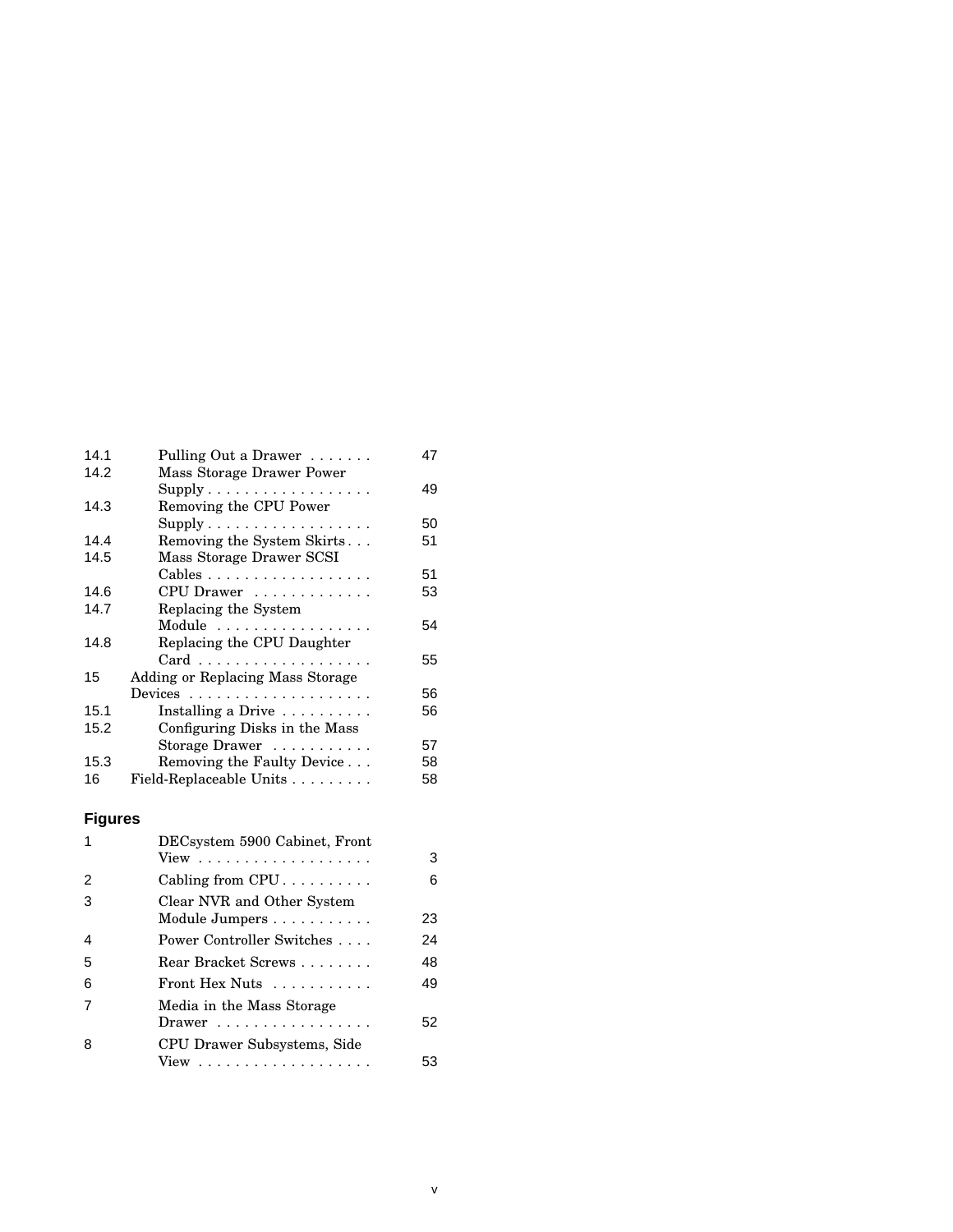| | | |
|---|---|---|
| 14.1 | Pulling Out a Drawer | 47 |
| 14.2 | Mass Storage Drawer Power Supply | 49 |
| 14.3 | Removing the CPU Power Supply | 50 |
| 14.4 | Removing the System Skirts | 51 |
| 14.5 | Mass Storage Drawer SCSI Cables | 51 |
| 14.6 | CPU Drawer | 53 |
| 14.7 | Replacing the System Module | 54 |
| 14.8 | Replacing the CPU Daughter Card | 55 |
| 15 | Adding or Replacing Mass Storage Devices | 56 |
| 15.1 | Installing a Drive | 56 |
| 15.2 | Configuring Disks in the Mass Storage Drawer | 57 |
| 15.3 | Removing the Faulty Device | 58 |
| 16 | Field-Replaceable Units | 58 |

## Figures

| | | |
|---|---|---|
| 1 | DECsystem 5900 Cabinet, Front View | 3 |
| 2 | Cabling from CPU | 6 |
| 3 | Clear NVR and Other System Module Jumpers | 23 |
| 4 | Power Controller Switches | 24 |
| 5 | Rear Bracket Screws | 48 |
| 6 | Front Hex Nuts | 49 |
| 7 | Media in the Mass Storage Drawer | 52 |
| 8 | CPU Drawer Subsystems, Side View | 53 |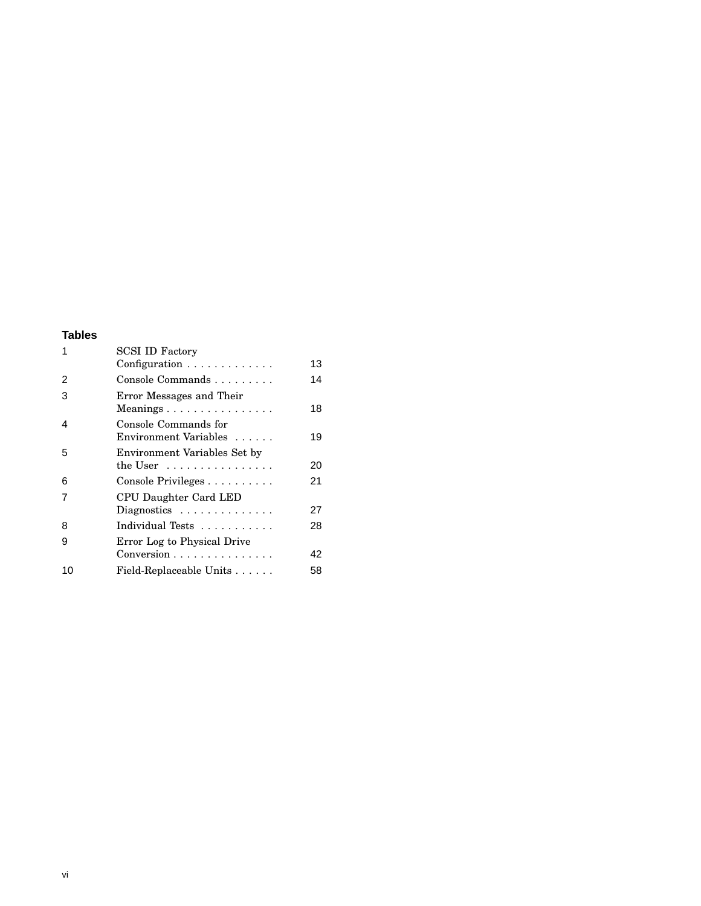## Tables

| | | |
|---|---|---|
| 1 | SCSI ID Factory Configuration | 13 |
| 2 | Console Commands | 14 |
| 3 | Error Messages and Their Meanings | 18 |
| 4 | Console Commands for Environment Variables | 19 |
| 5 | Environment Variables Set by the User | 20 |
| 6 | Console Privileges | 21 |
| 7 | CPU Daughter Card LED Diagnostics | 27 |
| 8 | Individual Tests | 28 |
| 9 | Error Log to Physical Drive Conversion | 42 |
| 10 | Field-Replaceable Units | 58 |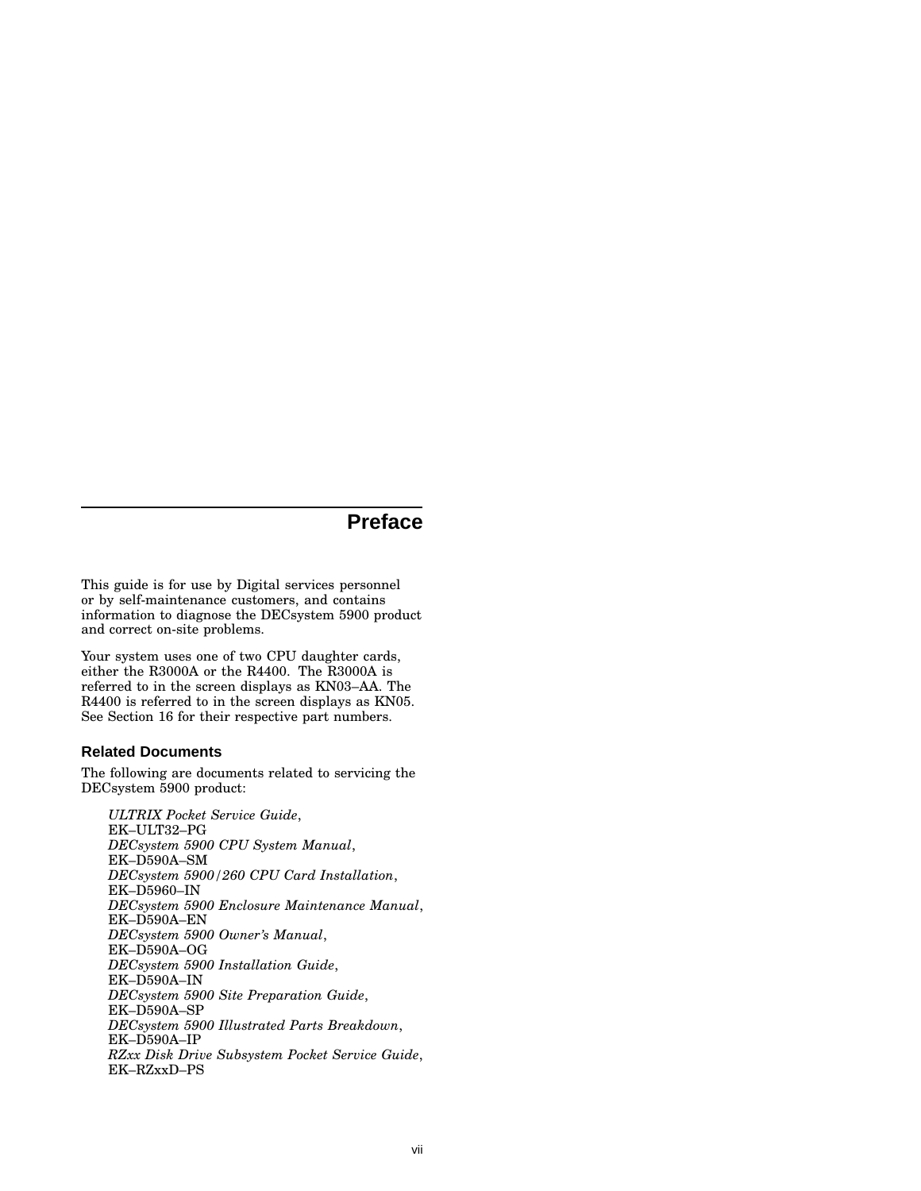# Preface

This guide is for use by Digital services personnel or by self-maintenance customers, and contains information to diagnose the DECsystem 5900 product and correct on-site problems.

Your system uses one of two CPU daughter cards, either the R3000A or the R4400. The R3000A is referred to in the screen displays as KN03–AA. The R4400 is referred to in the screen displays as KN05. See Section 16 for their respective part numbers.

## Related Documents

The following are documents related to servicing the DECsystem 5900 product:

*ULTRIX Pocket Service Guide*,
EK–ULT32–PG
*DECsystem 5900 CPU System Manual*,
EK–D590A–SM
*DECsystem 5900/260 CPU Card Installation*,
EK–D5960–IN
*DECsystem 5900 Enclosure Maintenance Manual*,
EK–D590A–EN
*DECsystem 5900 Owner's Manual*,
EK–D590A–OG
*DECsystem 5900 Installation Guide*,
EK–D590A–IN
*DECsystem 5900 Site Preparation Guide*,
EK–D590A–SP
*DECsystem 5900 Illustrated Parts Breakdown*,
EK–D590A–IP
*RZxx Disk Drive Subsystem Pocket Service Guide*,
EK–RZxxD–PS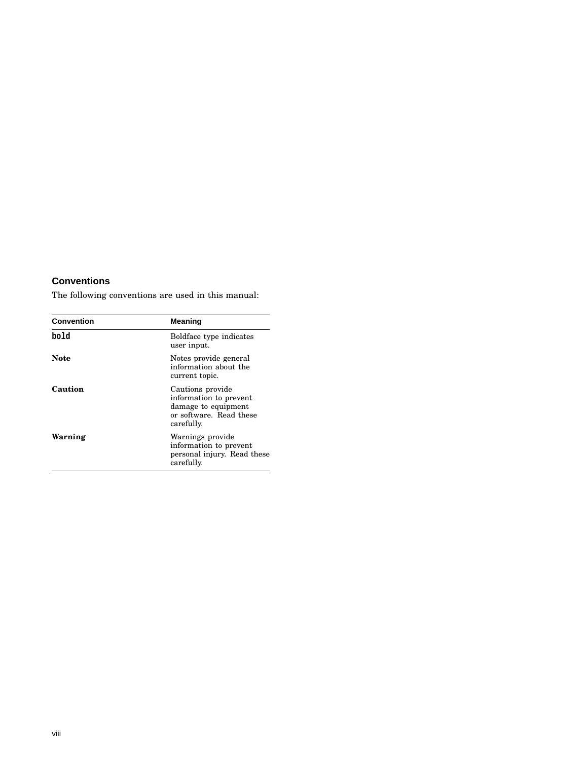## Conventions

The following conventions are used in this manual:

| Convention | Meaning |
|---|---|
| **bold** | Boldface type indicates user input. |
| **Note** | Notes provide general information about the current topic. |
| **Caution** | Cautions provide information to prevent damage to equipment or software. Read these carefully. |
| **Warning** | Warnings provide information to prevent personal injury. Read these carefully. |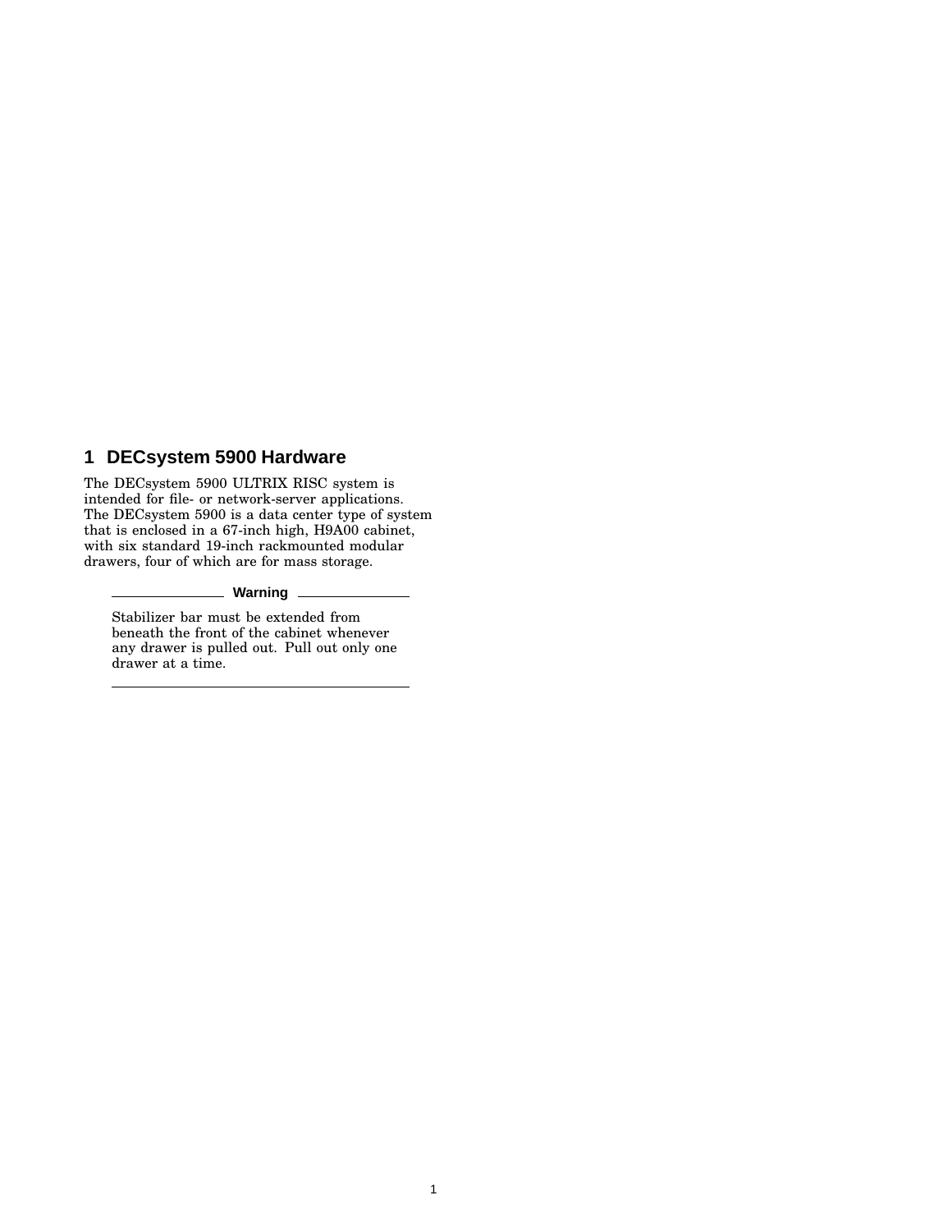# 1 DECsystem 5900 Hardware

The DECsystem 5900 ULTRIX RISC system is intended for file- or network-server applications. The DECsystem 5900 is a data center type of system that is enclosed in a 67-inch high, H9A00 cabinet, with six standard 19-inch rackmounted modular drawers, four of which are for mass storage.

**Warning**

Stabilizer bar must be extended from beneath the front of the cabinet whenever any drawer is pulled out. Pull out only one drawer at a time.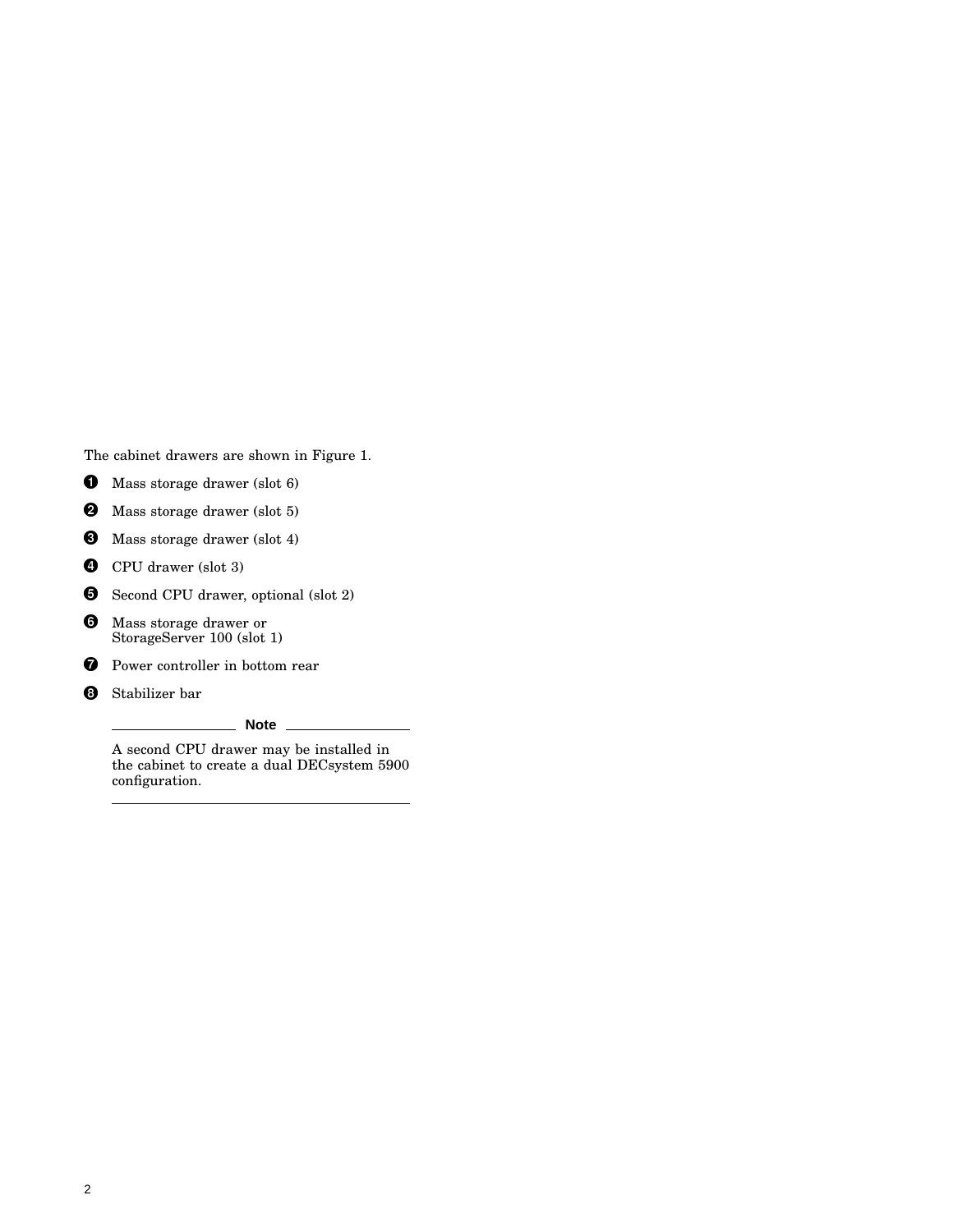The cabinet drawers are shown in Figure 1.

1. Mass storage drawer (slot 6)
2. Mass storage drawer (slot 5)
3. Mass storage drawer (slot 4)
4. CPU drawer (slot 3)
5. Second CPU drawer, optional (slot 2)
6. Mass storage drawer or StorageServer 100 (slot 1)
7. Power controller in bottom rear
8. Stabilizer bar

**Note**

A second CPU drawer may be installed in the cabinet to create a dual DECsystem 5900 configuration.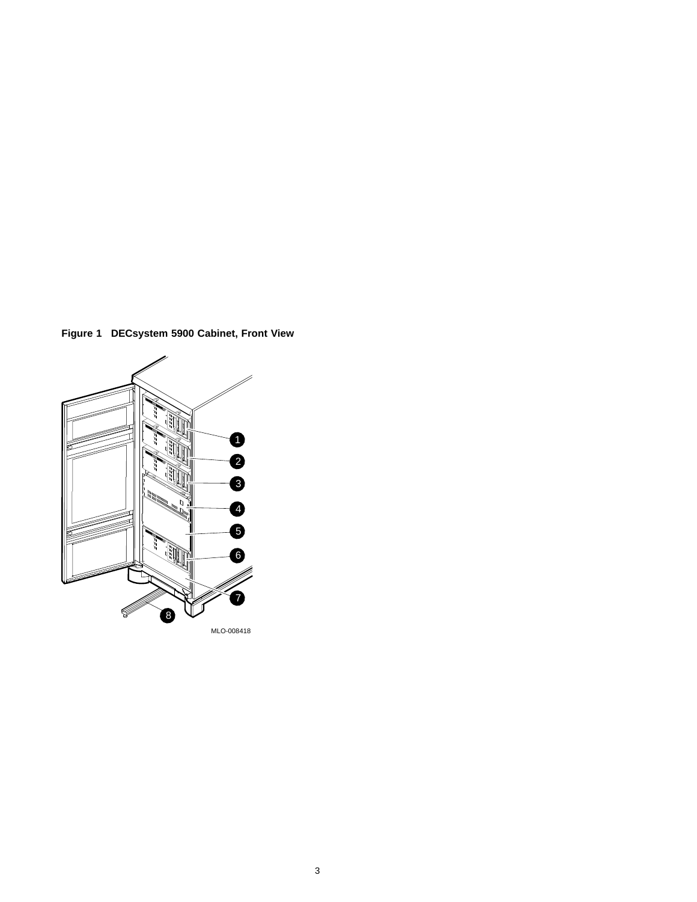**Figure 1 DECsystem 5900 Cabinet, Front View**

MLO-008418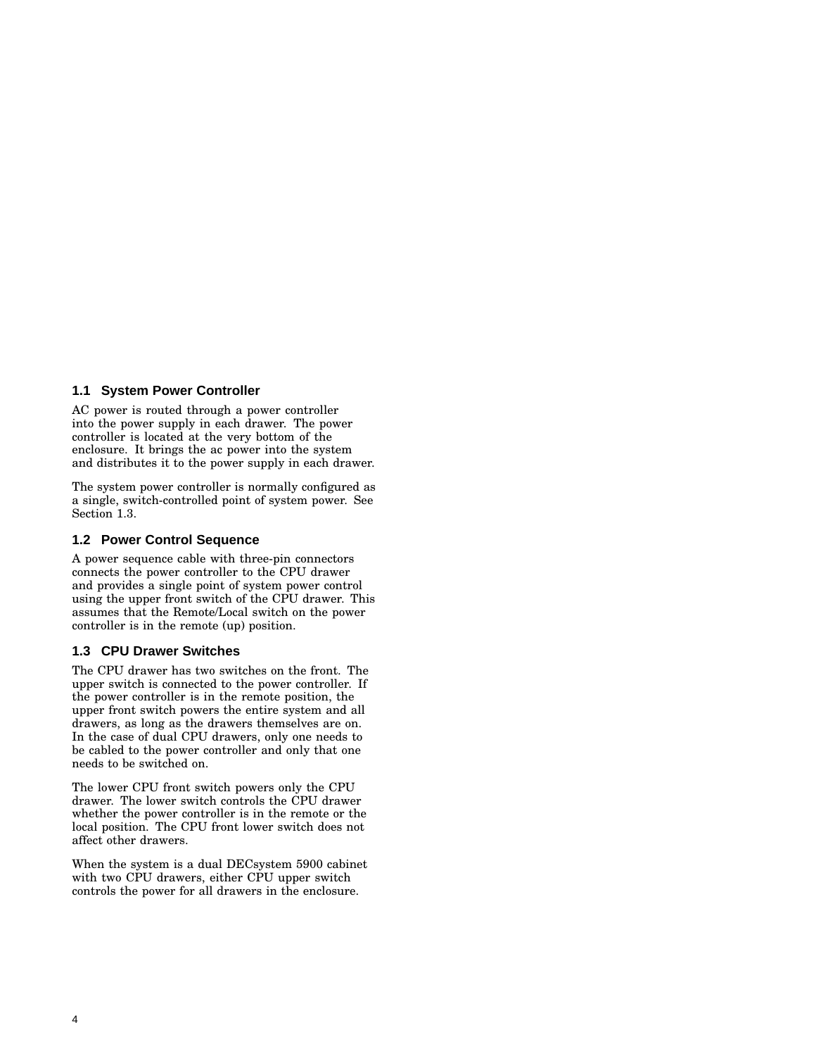## 1.1 System Power Controller

AC power is routed through a power controller into the power supply in each drawer. The power controller is located at the very bottom of the enclosure. It brings the ac power into the system and distributes it to the power supply in each drawer.

The system power controller is normally configured as a single, switch-controlled point of system power. See Section 1.3.

## 1.2 Power Control Sequence

A power sequence cable with three-pin connectors connects the power controller to the CPU drawer and provides a single point of system power control using the upper front switch of the CPU drawer. This assumes that the Remote/Local switch on the power controller is in the remote (up) position.

## 1.3 CPU Drawer Switches

The CPU drawer has two switches on the front. The upper switch is connected to the power controller. If the power controller is in the remote position, the upper front switch powers the entire system and all drawers, as long as the drawers themselves are on. In the case of dual CPU drawers, only one needs to be cabled to the power controller and only that one needs to be switched on.

The lower CPU front switch powers only the CPU drawer. The lower switch controls the CPU drawer whether the power controller is in the remote or the local position. The CPU front lower switch does not affect other drawers.

When the system is a dual DECsystem 5900 cabinet with two CPU drawers, either CPU upper switch controls the power for all drawers in the enclosure.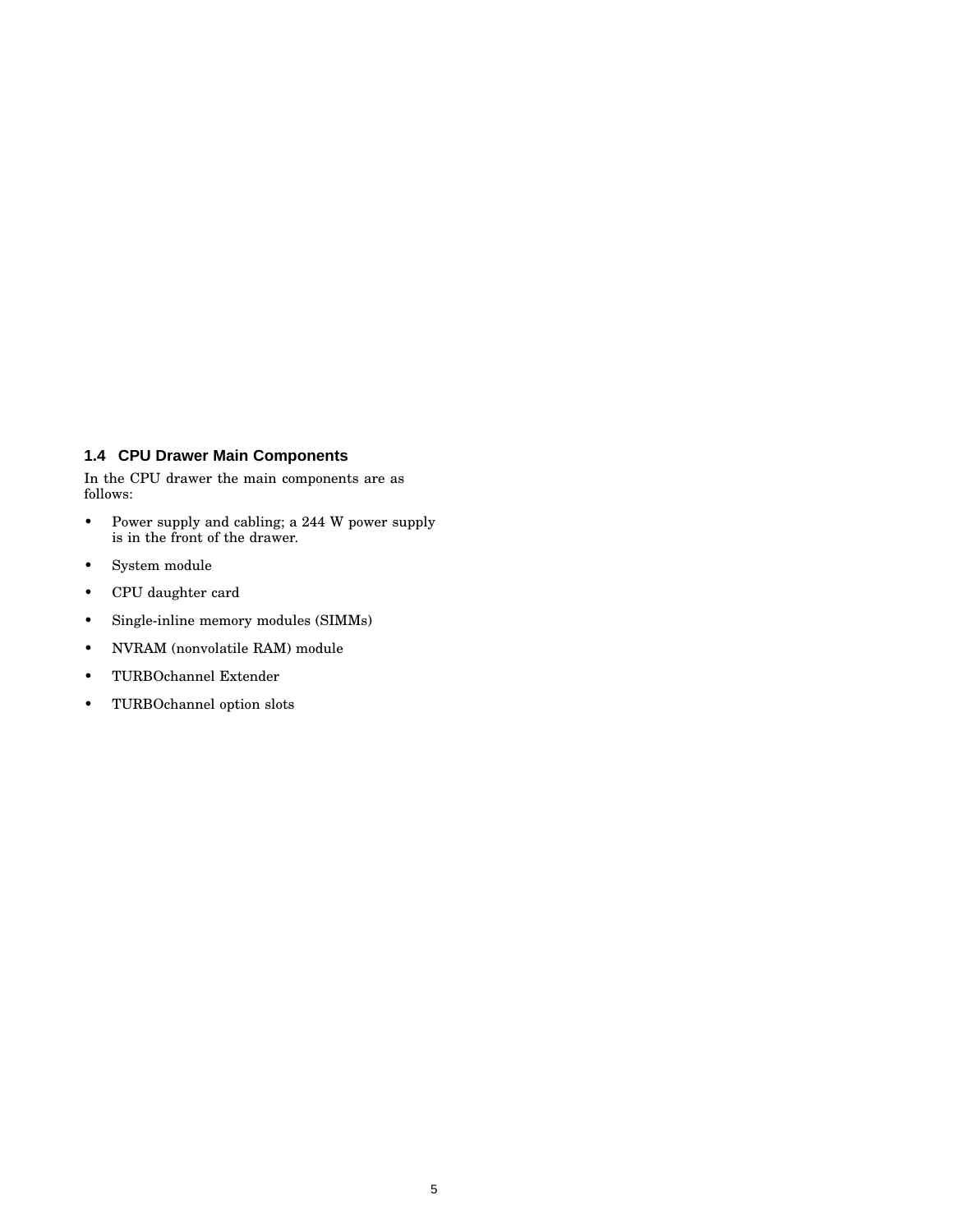## 1.4 CPU Drawer Main Components

In the CPU drawer the main components are as follows:

- Power supply and cabling; a 244 W power supply is in the front of the drawer.
- System module
- CPU daughter card
- Single-inline memory modules (SIMMs)
- NVRAM (nonvolatile RAM) module
- TURBOchannel Extender
- TURBOchannel option slots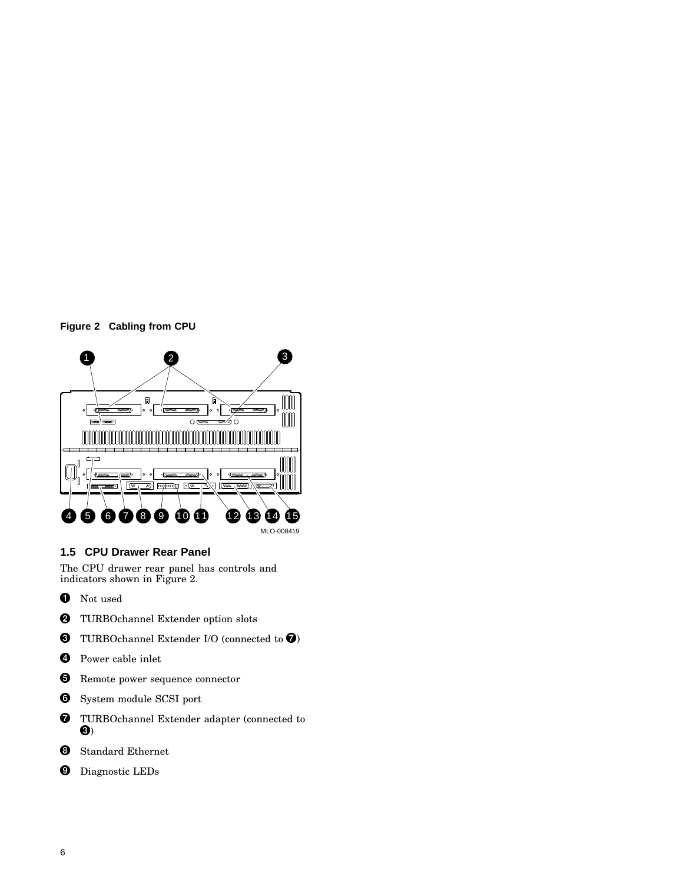**Figure 2 Cabling from CPU**

MLO-008419

## 1.5 CPU Drawer Rear Panel

The CPU drawer rear panel has controls and indicators shown in Figure 2.

❶ Not used

❷ TURBOchannel Extender option slots

❸ TURBOchannel Extender I/O (connected to ❼)

❹ Power cable inlet

❺ Remote power sequence connector

❻ System module SCSI port

❼ TURBOchannel Extender adapter (connected to ❸)

❽ Standard Ethernet

❾ Diagnostic LEDs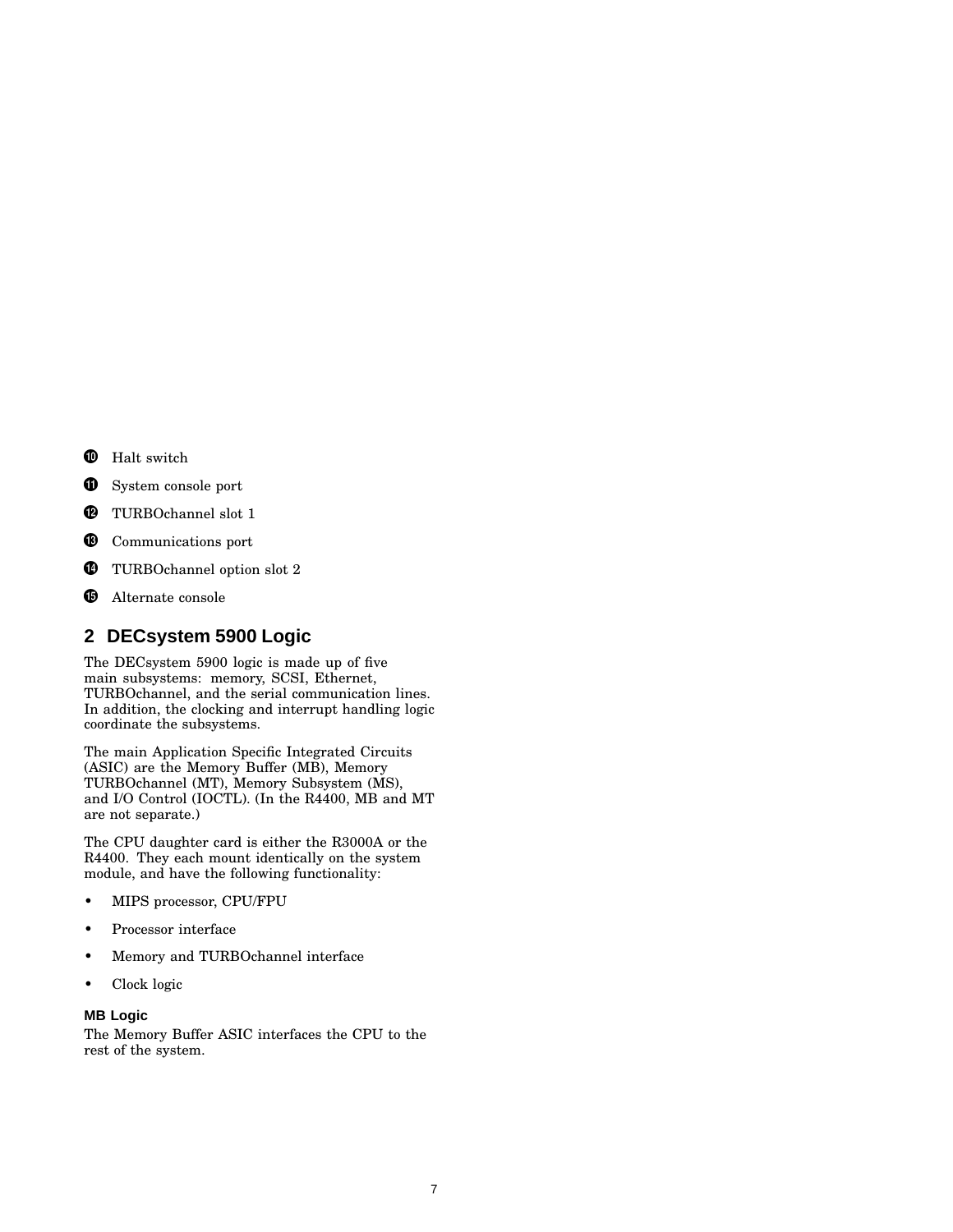⓾ Halt switch

⓫ System console port

⓬ TURBOchannel slot 1

⓭ Communications port

⓮ TURBOchannel option slot 2

⓯ Alternate console

## 2 DECsystem 5900 Logic

The DECsystem 5900 logic is made up of five main subsystems: memory, SCSI, Ethernet, TURBOchannel, and the serial communication lines. In addition, the clocking and interrupt handling logic coordinate the subsystems.

The main Application Specific Integrated Circuits (ASIC) are the Memory Buffer (MB), Memory TURBOchannel (MT), Memory Subsystem (MS), and I/O Control (IOCTL). (In the R4400, MB and MT are not separate.)

The CPU daughter card is either the R3000A or the R4400. They each mount identically on the system module, and have the following functionality:

- MIPS processor, CPU/FPU
- Processor interface
- Memory and TURBOchannel interface
- Clock logic

### MB Logic

The Memory Buffer ASIC interfaces the CPU to the rest of the system.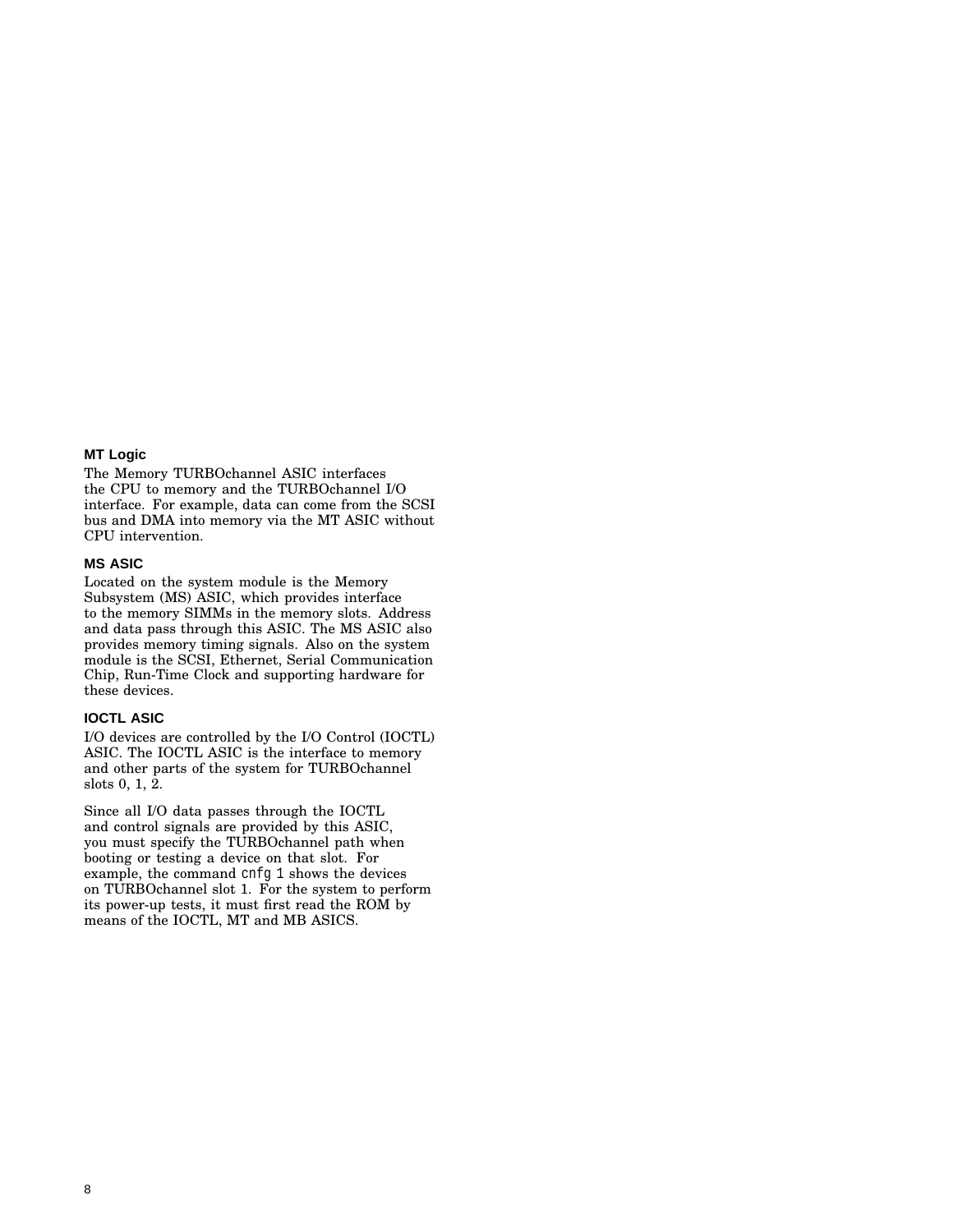### MT Logic

The Memory TURBOchannel ASIC interfaces the CPU to memory and the TURBOchannel I/O interface. For example, data can come from the SCSI bus and DMA into memory via the MT ASIC without CPU intervention.

### MS ASIC

Located on the system module is the Memory Subsystem (MS) ASIC, which provides interface to the memory SIMMs in the memory slots. Address and data pass through this ASIC. The MS ASIC also provides memory timing signals. Also on the system module is the SCSI, Ethernet, Serial Communication Chip, Run-Time Clock and supporting hardware for these devices.

### IOCTL ASIC

I/O devices are controlled by the I/O Control (IOCTL) ASIC. The IOCTL ASIC is the interface to memory and other parts of the system for TURBOchannel slots 0, 1, 2.

Since all I/O data passes through the IOCTL and control signals are provided by this ASIC, you must specify the TURBOchannel path when booting or testing a device on that slot. For example, the command `cnfg 1` shows the devices on TURBOchannel slot 1. For the system to perform its power-up tests, it must first read the ROM by means of the IOCTL, MT and MB ASICS.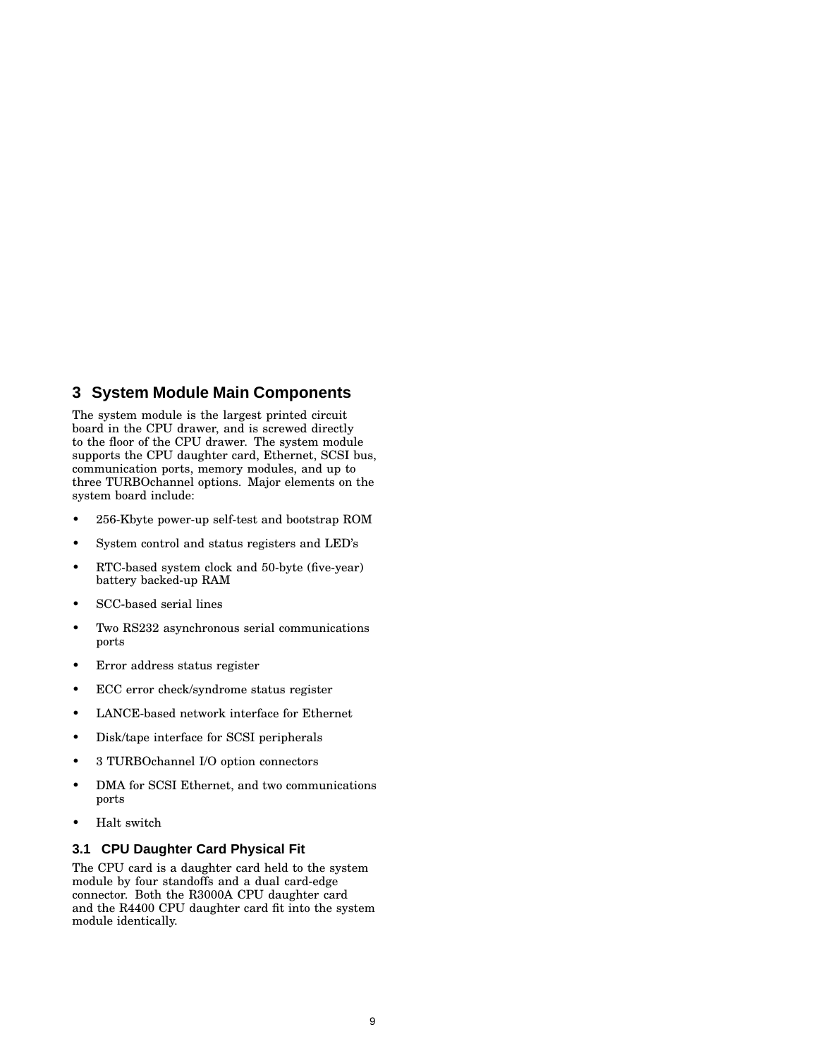# 3 System Module Main Components

The system module is the largest printed circuit board in the CPU drawer, and is screwed directly to the floor of the CPU drawer. The system module supports the CPU daughter card, Ethernet, SCSI bus, communication ports, memory modules, and up to three TURBOchannel options. Major elements on the system board include:

- 256-Kbyte power-up self-test and bootstrap ROM
- System control and status registers and LED's
- RTC-based system clock and 50-byte (five-year) battery backed-up RAM
- SCC-based serial lines
- Two RS232 asynchronous serial communications ports
- Error address status register
- ECC error check/syndrome status register
- LANCE-based network interface for Ethernet
- Disk/tape interface for SCSI peripherals
- 3 TURBOchannel I/O option connectors
- DMA for SCSI Ethernet, and two communications ports
- Halt switch

## 3.1 CPU Daughter Card Physical Fit

The CPU card is a daughter card held to the system module by four standoffs and a dual card-edge connector. Both the R3000A CPU daughter card and the R4400 CPU daughter card fit into the system module identically.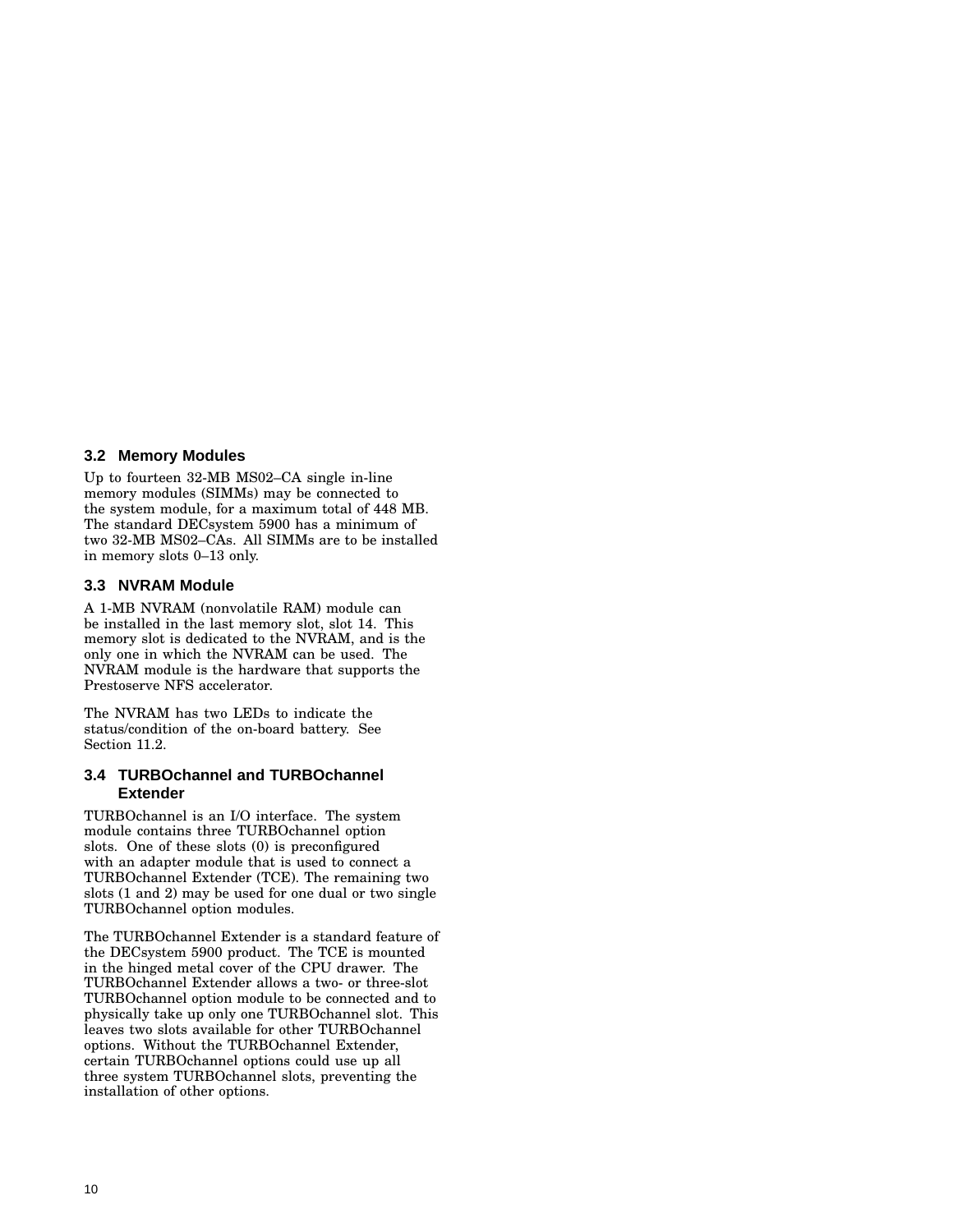## 3.2 Memory Modules

Up to fourteen 32-MB MS02–CA single in-line memory modules (SIMMs) may be connected to the system module, for a maximum total of 448 MB. The standard DECsystem 5900 has a minimum of two 32-MB MS02–CAs. All SIMMs are to be installed in memory slots 0–13 only.

## 3.3 NVRAM Module

A 1-MB NVRAM (nonvolatile RAM) module can be installed in the last memory slot, slot 14. This memory slot is dedicated to the NVRAM, and is the only one in which the NVRAM can be used. The NVRAM module is the hardware that supports the Prestoserve NFS accelerator.

The NVRAM has two LEDs to indicate the status/condition of the on-board battery. See Section 11.2.

## 3.4 TURBOchannel and TURBOchannel Extender

TURBOchannel is an I/O interface. The system module contains three TURBOchannel option slots. One of these slots (0) is preconfigured with an adapter module that is used to connect a TURBOchannel Extender (TCE). The remaining two slots (1 and 2) may be used for one dual or two single TURBOchannel option modules.

The TURBOchannel Extender is a standard feature of the DECsystem 5900 product. The TCE is mounted in the hinged metal cover of the CPU drawer. The TURBOchannel Extender allows a two- or three-slot TURBOchannel option module to be connected and to physically take up only one TURBOchannel slot. This leaves two slots available for other TURBOchannel options. Without the TURBOchannel Extender, certain TURBOchannel options could use up all three system TURBOchannel slots, preventing the installation of other options.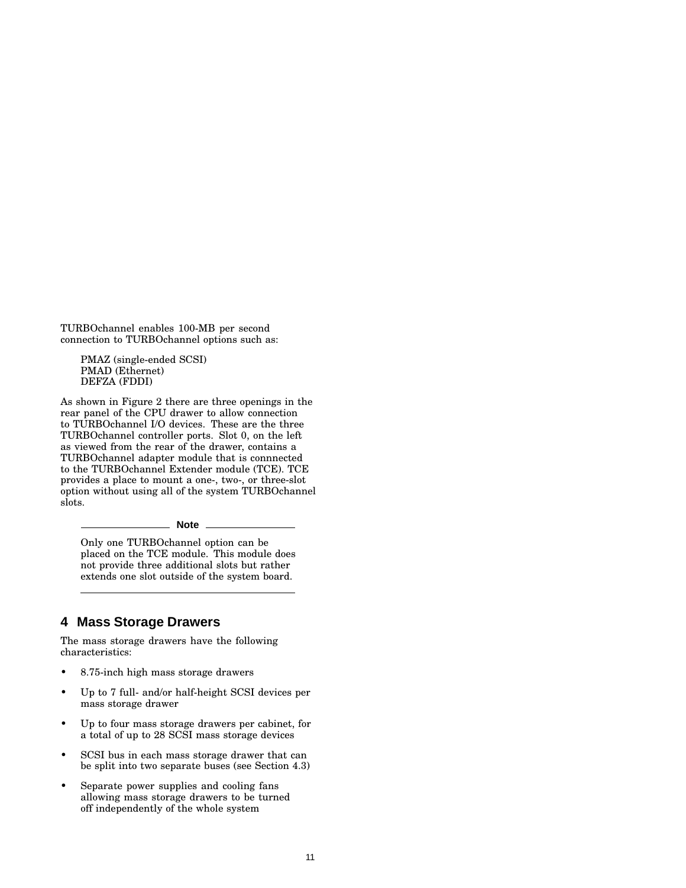TURBOchannel enables 100-MB per second connection to TURBOchannel options such as:

PMAZ (single-ended SCSI)
PMAD (Ethernet)
DEFZA (FDDI)

As shown in Figure 2 there are three openings in the rear panel of the CPU drawer to allow connection to TURBOchannel I/O devices. These are the three TURBOchannel controller ports. Slot 0, on the left as viewed from the rear of the drawer, contains a TURBOchannel adapter module that is connnected to the TURBOchannel Extender module (TCE). TCE provides a place to mount a one-, two-, or three-slot option without using all of the system TURBOchannel slots.

---

**Note**

Only one TURBOchannel option can be placed on the TCE module. This module does not provide three additional slots but rather extends one slot outside of the system board.

---

## 4 Mass Storage Drawers

The mass storage drawers have the following characteristics:

- 8.75-inch high mass storage drawers
- Up to 7 full- and/or half-height SCSI devices per mass storage drawer
- Up to four mass storage drawers per cabinet, for a total of up to 28 SCSI mass storage devices
- SCSI bus in each mass storage drawer that can be split into two separate buses (see Section 4.3)
- Separate power supplies and cooling fans allowing mass storage drawers to be turned off independently of the whole system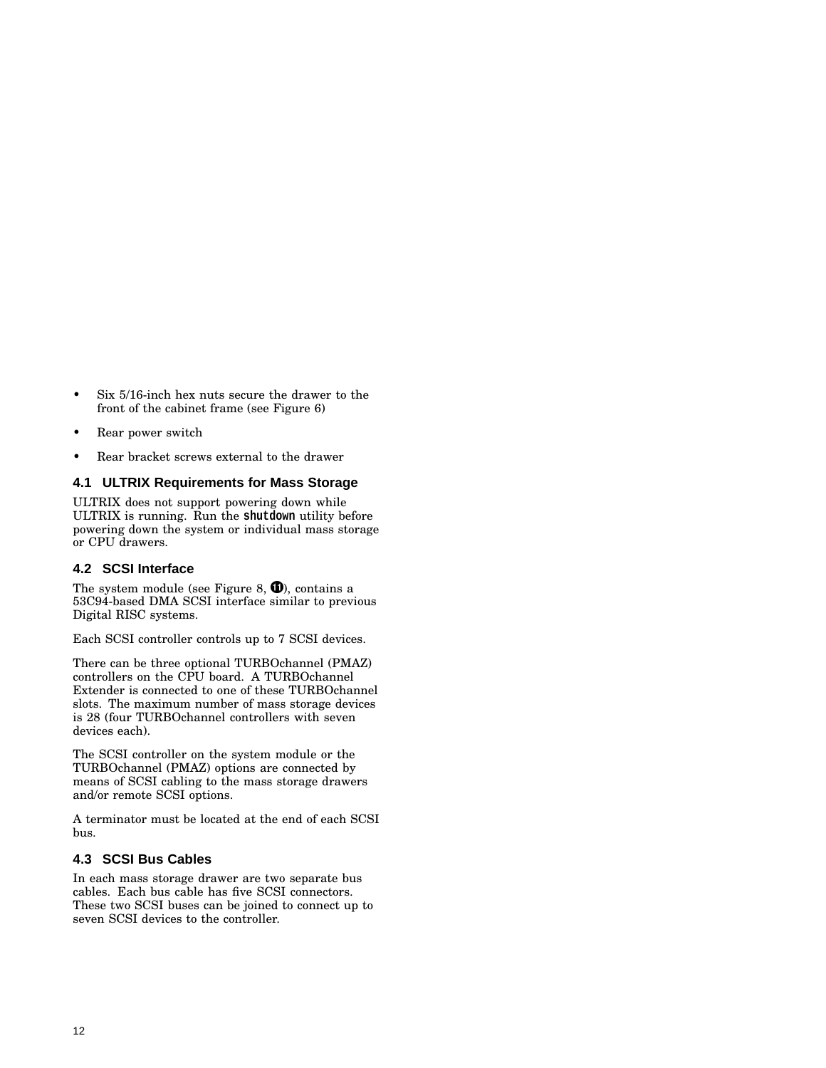- Six 5/16-inch hex nuts secure the drawer to the front of the cabinet frame (see Figure 6)
- Rear power switch
- Rear bracket screws external to the drawer

### 4.1 ULTRIX Requirements for Mass Storage

ULTRIX does not support powering down while ULTRIX is running. Run the **shutdown** utility before powering down the system or individual mass storage or CPU drawers.

### 4.2 SCSI Interface

The system module (see Figure 8, ⓫), contains a 53C94-based DMA SCSI interface similar to previous Digital RISC systems.

Each SCSI controller controls up to 7 SCSI devices.

There can be three optional TURBOchannel (PMAZ) controllers on the CPU board. A TURBOchannel Extender is connected to one of these TURBOchannel slots. The maximum number of mass storage devices is 28 (four TURBOchannel controllers with seven devices each).

The SCSI controller on the system module or the TURBOchannel (PMAZ) options are connected by means of SCSI cabling to the mass storage drawers and/or remote SCSI options.

A terminator must be located at the end of each SCSI bus.

### 4.3 SCSI Bus Cables

In each mass storage drawer are two separate bus cables. Each bus cable has five SCSI connectors. These two SCSI buses can be joined to connect up to seven SCSI devices to the controller.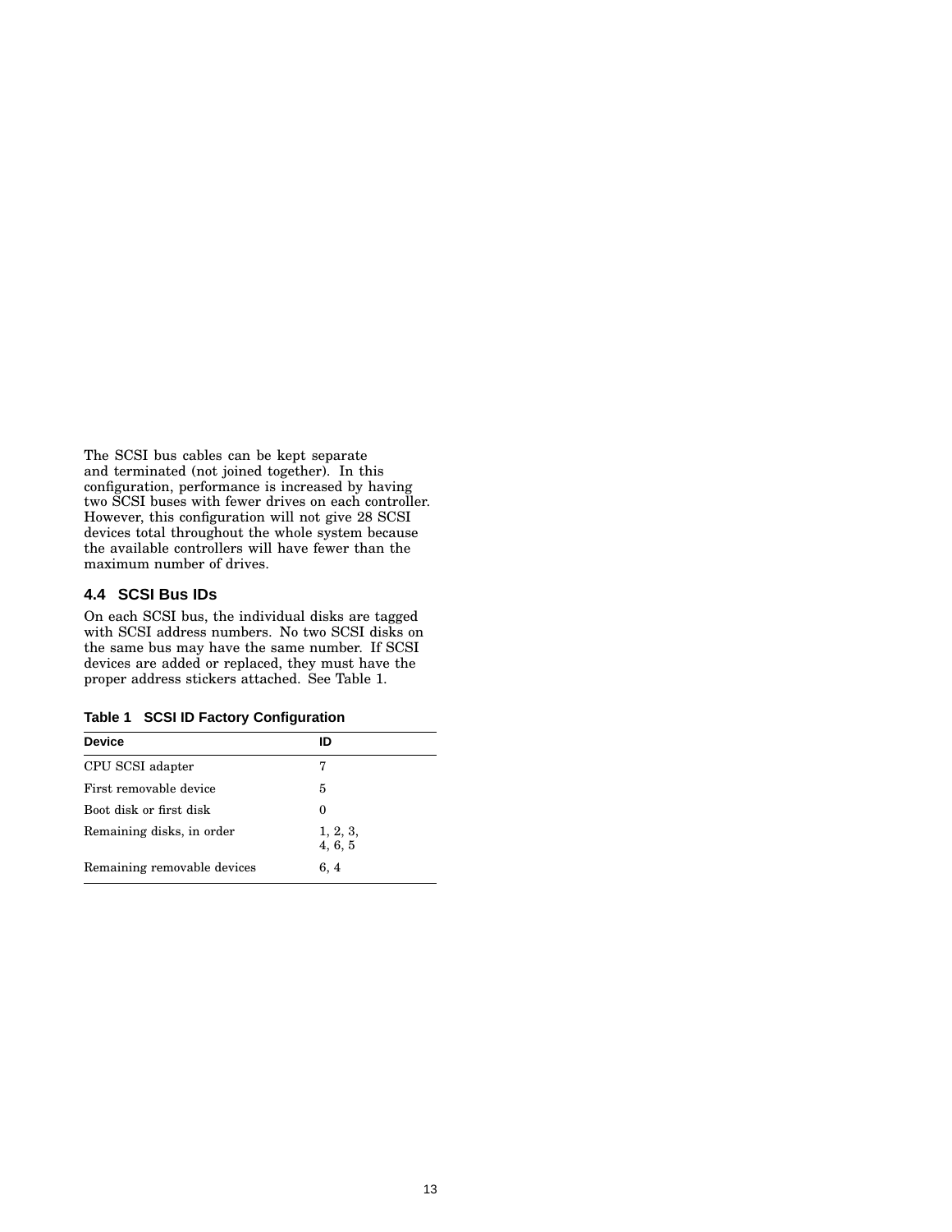The SCSI bus cables can be kept separate and terminated (not joined together). In this configuration, performance is increased by having two SCSI buses with fewer drives on each controller. However, this configuration will not give 28 SCSI devices total throughout the whole system because the available controllers will have fewer than the maximum number of drives.

### 4.4 SCSI Bus IDs

On each SCSI bus, the individual disks are tagged with SCSI address numbers. No two SCSI disks on the same bus may have the same number. If SCSI devices are added or replaced, they must have the proper address stickers attached. See Table 1.

**Table 1 SCSI ID Factory Configuration**

| Device | ID |
|---|---|
| CPU SCSI adapter | 7 |
| First removable device | 5 |
| Boot disk or first disk | 0 |
| Remaining disks, in order | 1, 2, 3, 4, 6, 5 |
| Remaining removable devices | 6, 4 |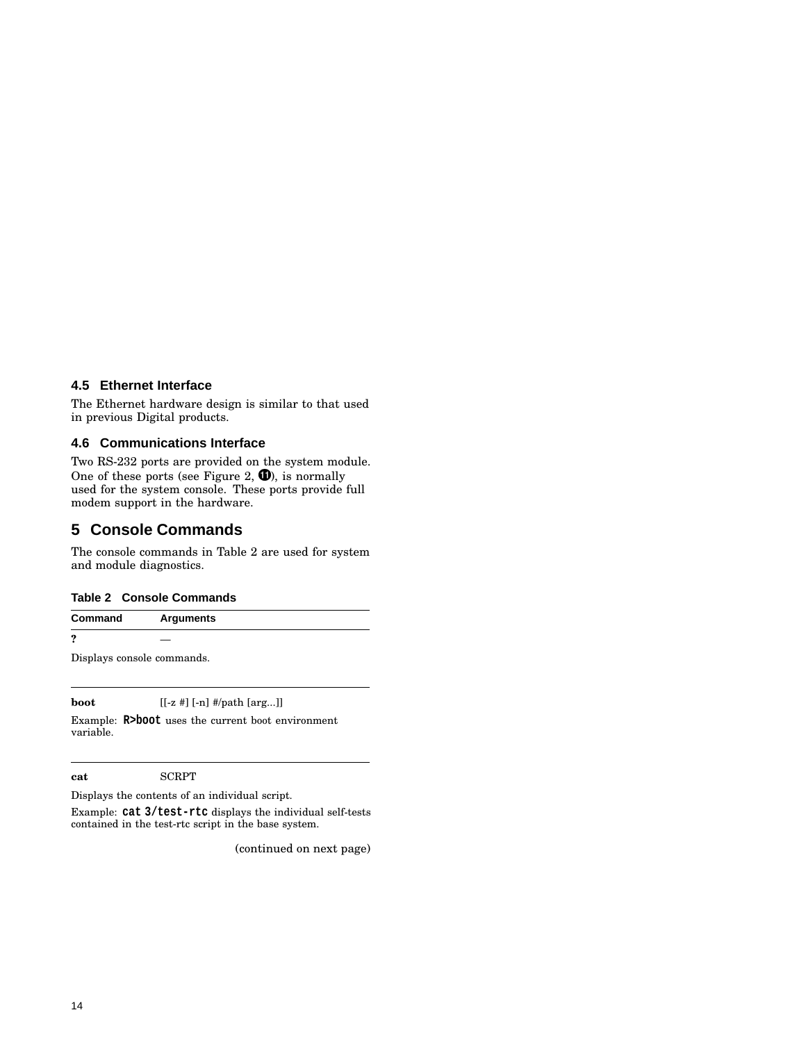### 4.5 Ethernet Interface

The Ethernet hardware design is similar to that used in previous Digital products.

### 4.6 Communications Interface

Two RS-232 ports are provided on the system module. One of these ports (see Figure 2, ⓫), is normally used for the system console. These ports provide full modem support in the hardware.

## 5 Console Commands

The console commands in Table 2 are used for system and module diagnostics.

**Table 2 Console Commands**

| Command | Arguments |
|---|---|
| **?** | — |
| Displays console commands. | |
| **boot** | [[-z #] [-n] #/path [arg...]] |
| Example: `R>boot` uses the current boot environment variable. | |
| **cat** | SCRPT |
| Displays the contents of an individual script.<br>Example: `cat 3/test-rtc` displays the individual self-tests contained in the test-rtc script in the base system. | |

(continued on next page)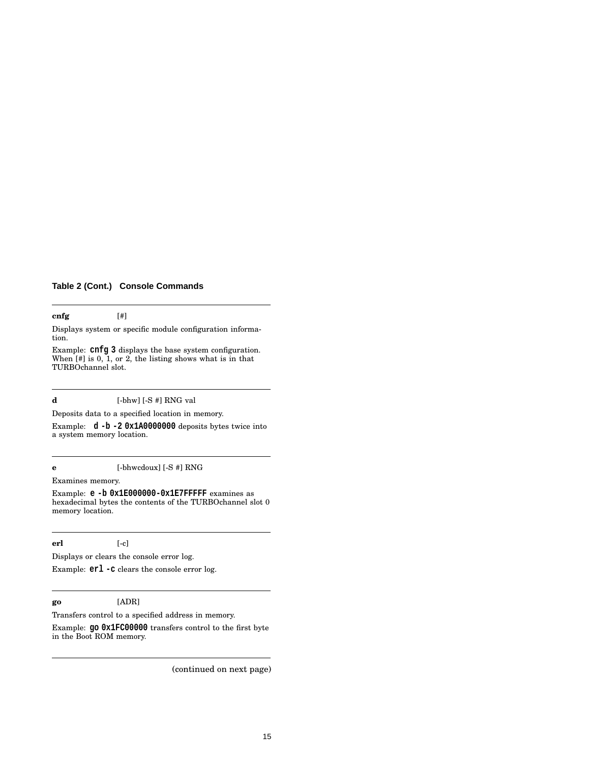**Table 2 (Cont.) Console Commands**

---

**cnfg** [#]

Displays system or specific module configuration information.

Example: `cnfg 3` displays the base system configuration. When [#] is 0, 1, or 2, the listing shows what is in that TURBOchannel slot.

---

**d** [-bhw] [-S #] RNG val

Deposits data to a specified location in memory.

Example: `d -b -2 0x1A0000000` deposits bytes twice into a system memory location.

---

**e** [-bhwcdoux] [-S #] RNG

Examines memory.

Example: `e -b 0x1E000000-0x1E7FFFFF` examines as hexadecimal bytes the contents of the TURBOchannel slot 0 memory location.

---

**erl** [-c]

Displays or clears the console error log.

Example: `erl -c` clears the console error log.

---

**go** [ADR]

Transfers control to a specified address in memory.

Example: `go 0x1FC00000` transfers control to the first byte in the Boot ROM memory.

---

(continued on next page)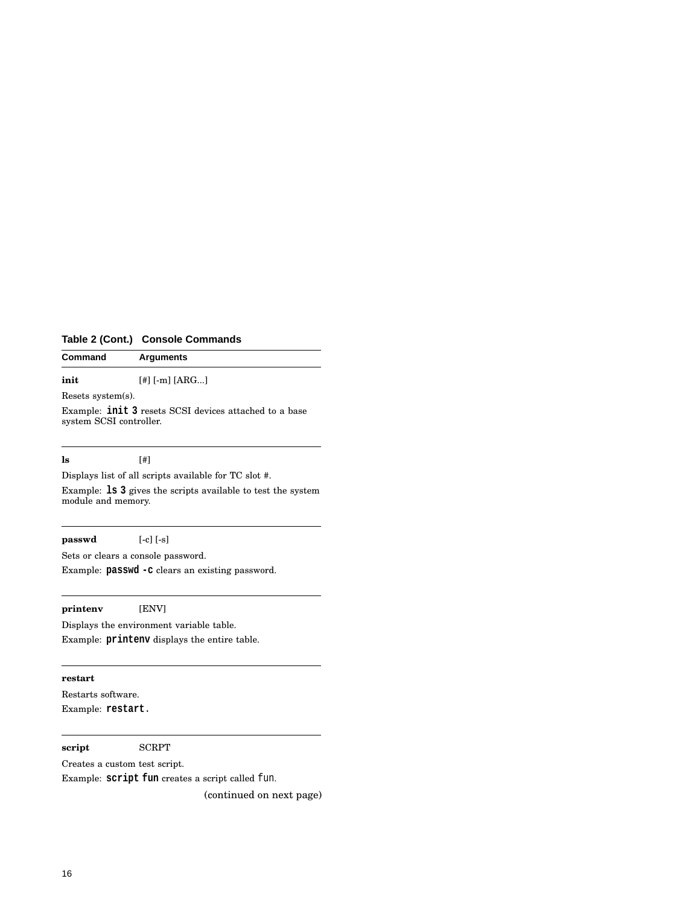**Table 2 (Cont.) Console Commands**

| Command | Arguments |
|---|---|
| **init** | [#] [-m] [ARG...] |
| Resets system(s). | |
| Example: **`init 3`** resets SCSI devices attached to a base system SCSI controller. | |
| **ls** | [#] |
| Displays list of all scripts available for TC slot #. | |
| Example: **`ls 3`** gives the scripts available to test the system module and memory. | |
| **passwd** | [-c] [-s] |
| Sets or clears a console password. | |
| Example: **`passwd -c`** clears an existing password. | |
| **printenv** | [ENV] |
| Displays the environment variable table. | |
| Example: **`printenv`** displays the entire table. | |
| **restart** | |
| Restarts software. | |
| Example: **`restart.`** | |
| **script** | SCRPT |
| Creates a custom test script. | |
| Example: **`script fun`** creates a script called `fun`. | |

(continued on next page)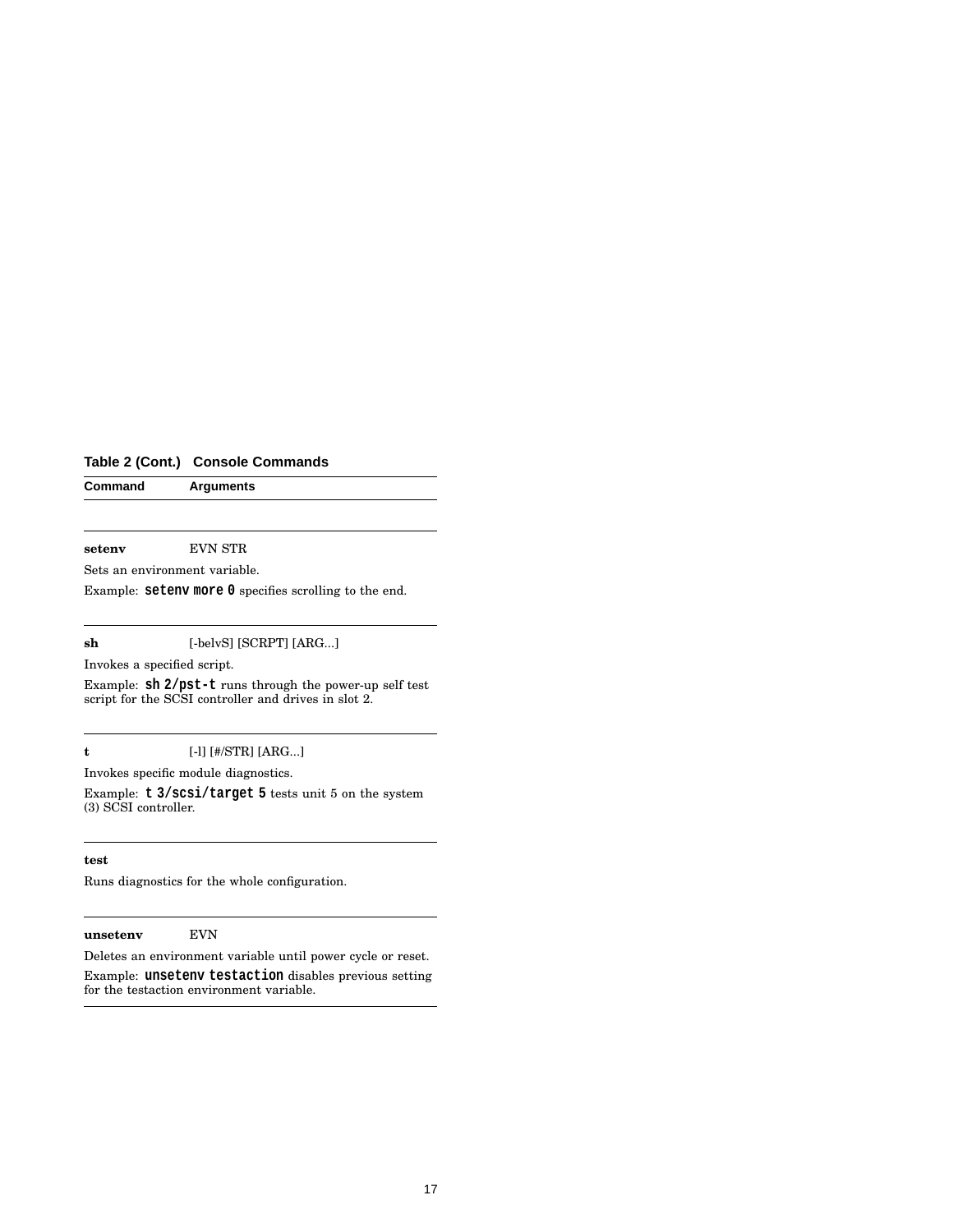**Table 2 (Cont.) Console Commands**

| Command | Arguments |
|---|---|
| **setenv** | EVN STR |
| Sets an environment variable. | |
| Example: `setenv more 0` specifies scrolling to the end. | |
| **sh** | [-belvS] [SCRPT] [ARG...] |
| Invokes a specified script. | |
| Example: `sh 2/pst-t` runs through the power-up self test script for the SCSI controller and drives in slot 2. | |
| **t** | [-l] [#/STR] [ARG...] |
| Invokes specific module diagnostics. | |
| Example: `t 3/scsi/target 5` tests unit 5 on the system (3) SCSI controller. | |
| **test** | |
| Runs diagnostics for the whole configuration. | |
| **unsetenv** | EVN |
| Deletes an environment variable until power cycle or reset. | |
| Example: `unsetenv testaction` disables previous setting for the testaction environment variable. | |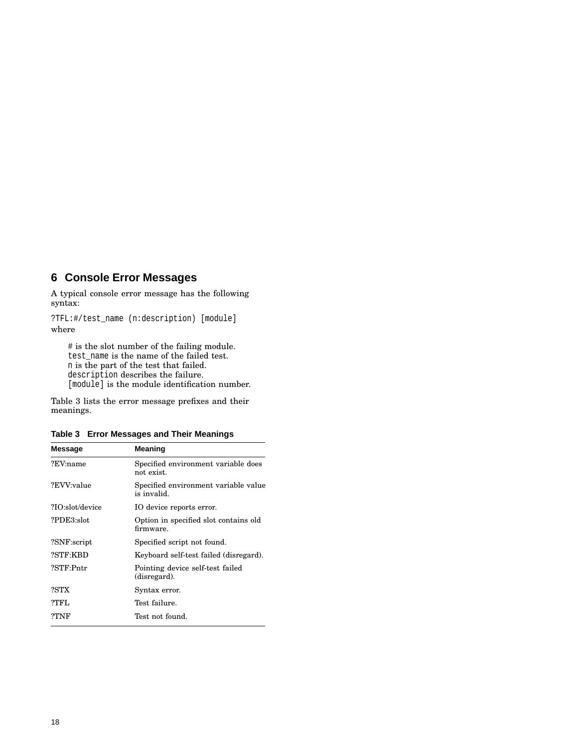## 6 Console Error Messages

A typical console error message has the following syntax:

```
?TFL:#/test_name (n:description) [module]
```

where

# is the slot number of the failing module.
`test_name` is the name of the failed test.
`n` is the part of the test that failed.
`description` describes the failure.
`[module]` is the module identification number.

Table 3 lists the error message prefixes and their meanings.

**Table 3 Error Messages and Their Meanings**

| Message | Meaning |
|---|---|
| ?EV:name | Specified environment variable does not exist. |
| ?EVV:value | Specified environment variable value is invalid. |
| ?IO:slot/device | IO device reports error. |
| ?PDE3:slot | Option in specified slot contains old firmware. |
| ?SNF:script | Specified script not found. |
| ?STF:KBD | Keyboard self-test failed (disregard). |
| ?STF:Pntr | Pointing device self-test failed (disregard). |
| ?STX | Syntax error. |
| ?TFL | Test failure. |
| ?TNF | Test not found. |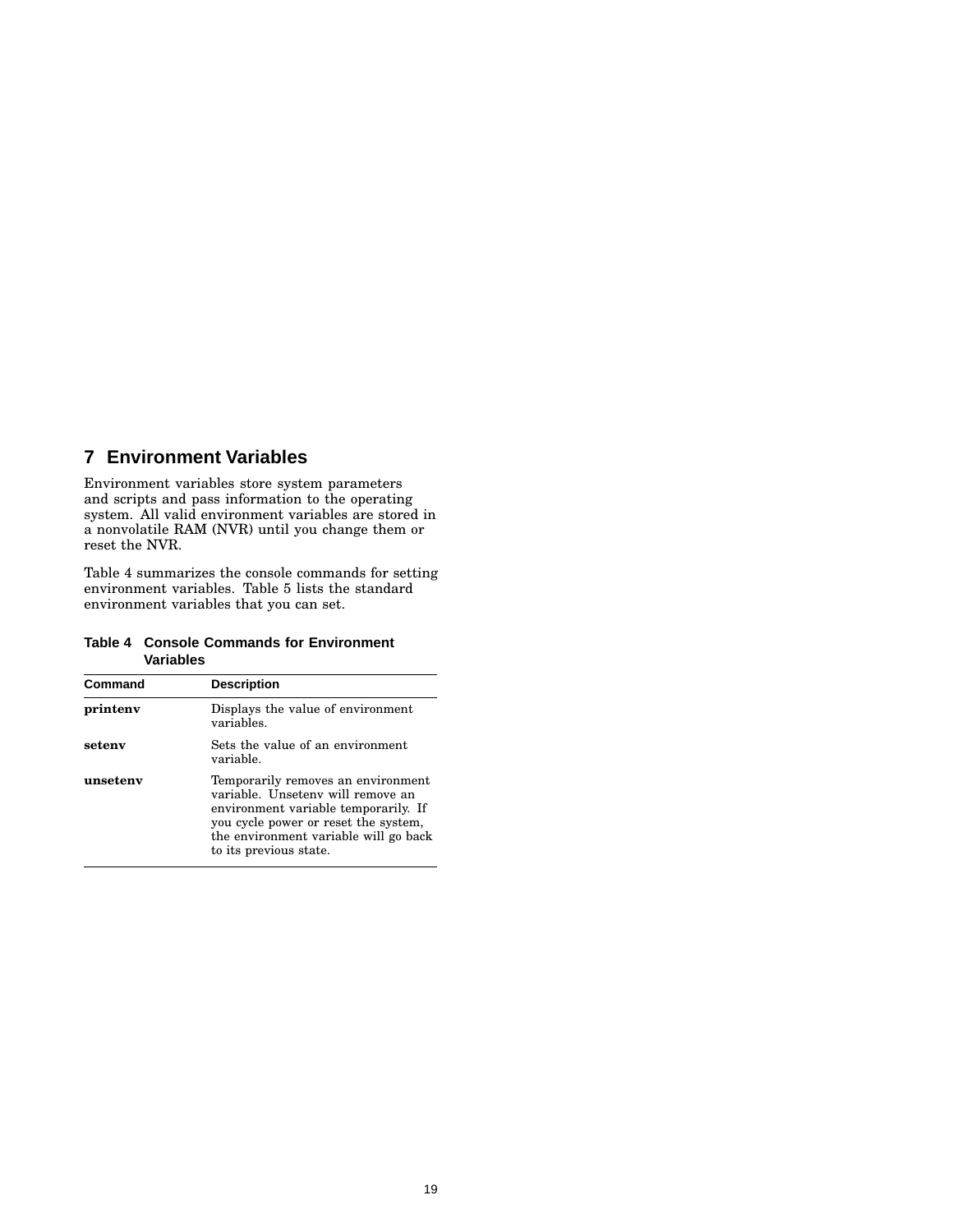## 7 Environment Variables

Environment variables store system parameters and scripts and pass information to the operating system. All valid environment variables are stored in a nonvolatile RAM (NVR) until you change them or reset the NVR.

Table 4 summarizes the console commands for setting environment variables. Table 5 lists the standard environment variables that you can set.

**Table 4 Console Commands for Environment Variables**

| Command | Description |
|---|---|
| **printenv** | Displays the value of environment variables. |
| **setenv** | Sets the value of an environment variable. |
| **unsetenv** | Temporarily removes an environment variable. Unsetenv will remove an environment variable temporarily. If you cycle power or reset the system, the environment variable will go back to its previous state. |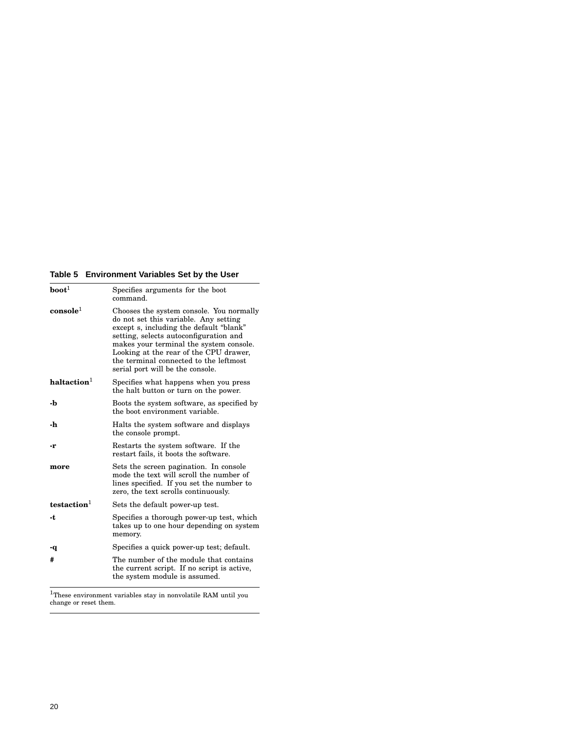**Table 5 Environment Variables Set by the User**

| | |
|---|---|
| **boot**[1] | Specifies arguments for the boot command. |
| **console**[1] | Chooses the system console. You normally do not set this variable. Any setting except s, including the default "blank" setting, selects autoconfiguration and makes your terminal the system console. Looking at the rear of the CPU drawer, the terminal connected to the leftmost serial port will be the console. |
| **haltaction**[1] | Specifies what happens when you press the halt button or turn on the power. |
| **-b** | Boots the system software, as specified by the boot environment variable. |
| **-h** | Halts the system software and displays the console prompt. |
| **-r** | Restarts the system software. If the restart fails, it boots the software. |
| **more** | Sets the screen pagination. In console mode the text will scroll the number of lines specified. If you set the number to zero, the text scrolls continuously. |
| **testaction**[1] | Sets the default power-up test. |
| **-t** | Specifies a thorough power-up test, which takes up to one hour depending on system memory. |
| **-q** | Specifies a quick power-up test; default. |
| **#** | The number of the module that contains the current script. If no script is active, the system module is assumed. |

[1]These environment variables stay in nonvolatile RAM until you change or reset them.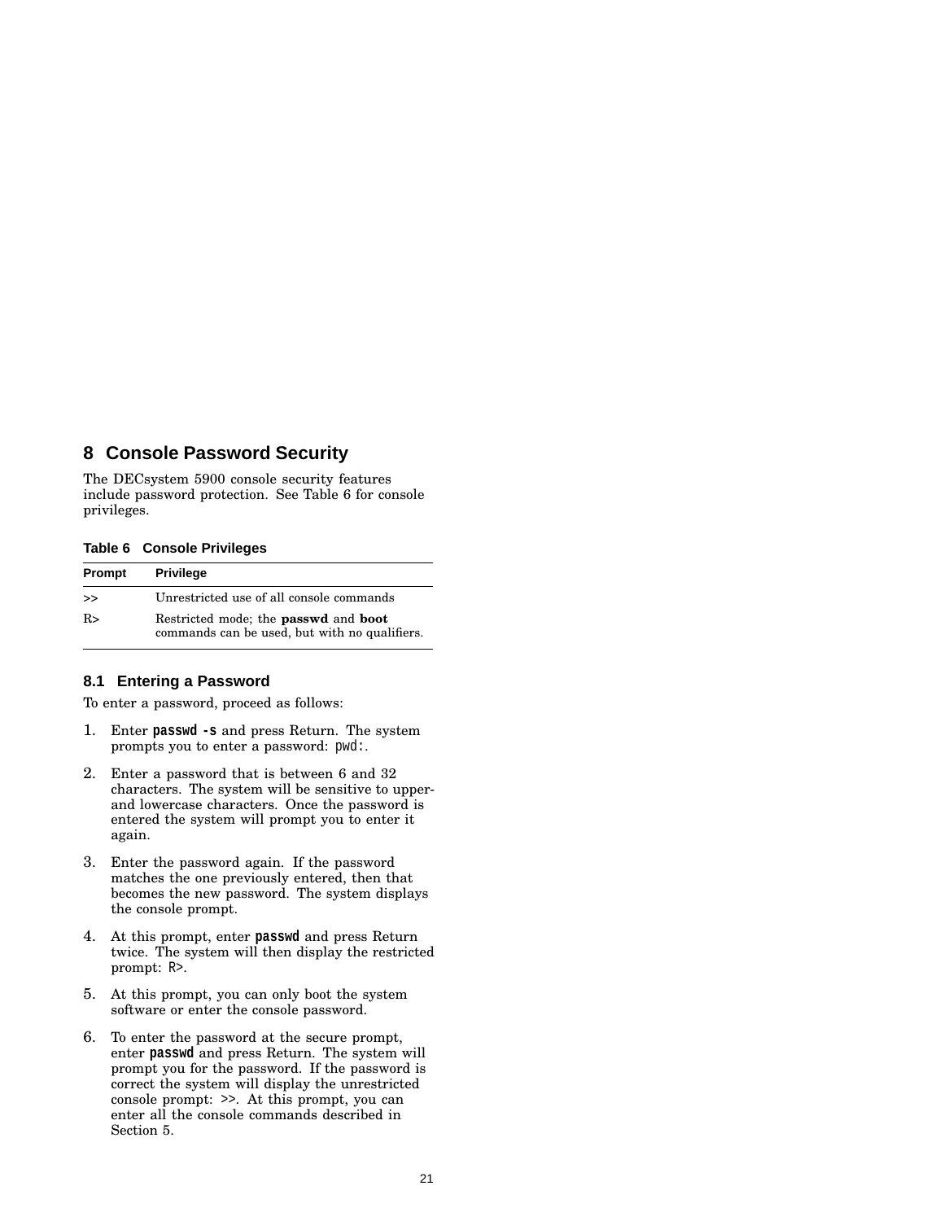## 8 Console Password Security

The DECsystem 5900 console security features include password protection. See Table 6 for console privileges.

**Table 6 Console Privileges**

| Prompt | Privilege |
|---|---|
| >> | Unrestricted use of all console commands |
| R> | Restricted mode; the **passwd** and **boot** commands can be used, but with no qualifiers. |

### 8.1 Entering a Password

To enter a password, proceed as follows:

1. Enter **passwd -s** and press Return. The system prompts you to enter a password: `pwd:`.
2. Enter a password that is between 6 and 32 characters. The system will be sensitive to upper- and lowercase characters. Once the password is entered the system will prompt you to enter it again.
3. Enter the password again. If the password matches the one previously entered, then that becomes the new password. The system displays the console prompt.
4. At this prompt, enter **passwd** and press Return twice. The system will then display the restricted prompt: `R>`.
5. At this prompt, you can only boot the system software or enter the console password.
6. To enter the password at the secure prompt, enter **passwd** and press Return. The system will prompt you for the password. If the password is correct the system will display the unrestricted console prompt: `>>`. At this prompt, you can enter all the console commands described in Section 5.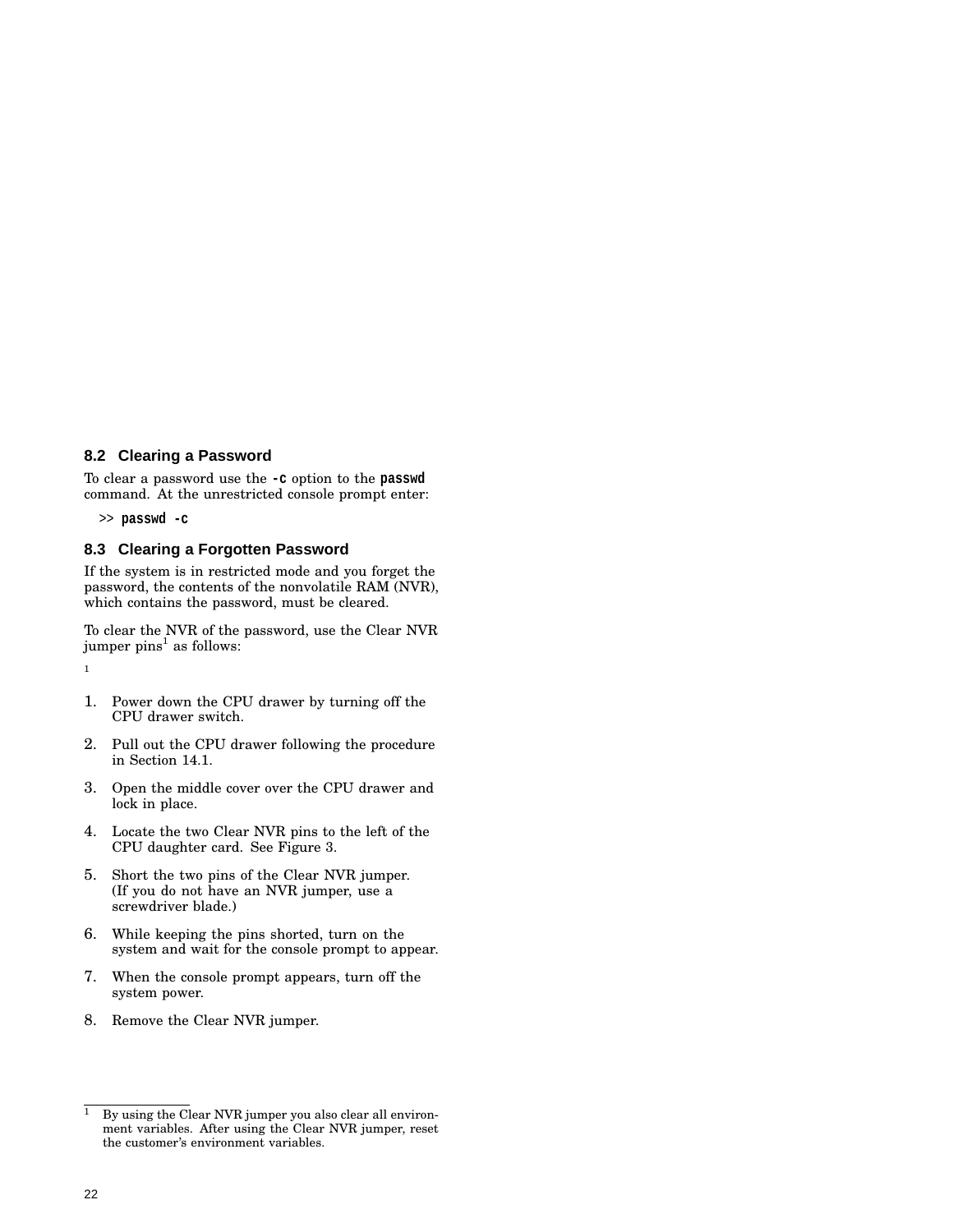## 8.2 Clearing a Password

To clear a password use the **-c** option to the **passwd** command. At the unrestricted console prompt enter:

```
>> passwd -c
```

## 8.3 Clearing a Forgotten Password

If the system is in restricted mode and you forget the password, the contents of the nonvolatile RAM (NVR), which contains the password, must be cleared.

To clear the NVR of the password, use the Clear NVR jumper pins[1] as follows:

1. Power down the CPU drawer by turning off the CPU drawer switch.
2. Pull out the CPU drawer following the procedure in Section 14.1.
3. Open the middle cover over the CPU drawer and lock in place.
4. Locate the two Clear NVR pins to the left of the CPU daughter card. See Figure 3.
5. Short the two pins of the Clear NVR jumper. (If you do not have an NVR jumper, use a screwdriver blade.)
6. While keeping the pins shorted, turn on the system and wait for the console prompt to appear.
7. When the console prompt appears, turn off the system power.
8. Remove the Clear NVR jumper.

---

[1] By using the Clear NVR jumper you also clear all environment variables. After using the Clear NVR jumper, reset the customer's environment variables.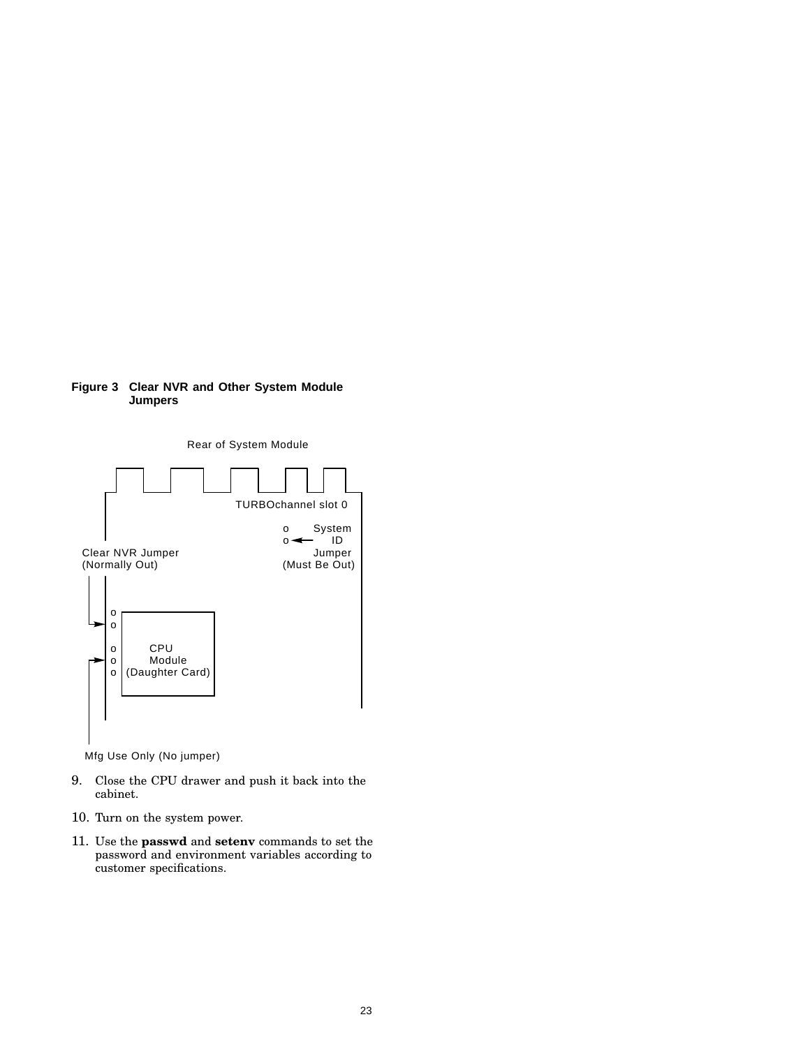**Figure 3 Clear NVR and Other System Module Jumpers**

Rear of System Module

TURBOchannel slot 0

System ID Jumper (Must Be Out)

Clear NVR Jumper (Normally Out)

CPU Module (Daughter Card)

Mfg Use Only (No jumper)

9. Close the CPU drawer and push it back into the cabinet.

10. Turn on the system power.

11. Use the **passwd** and **setenv** commands to set the password and environment variables according to customer specifications.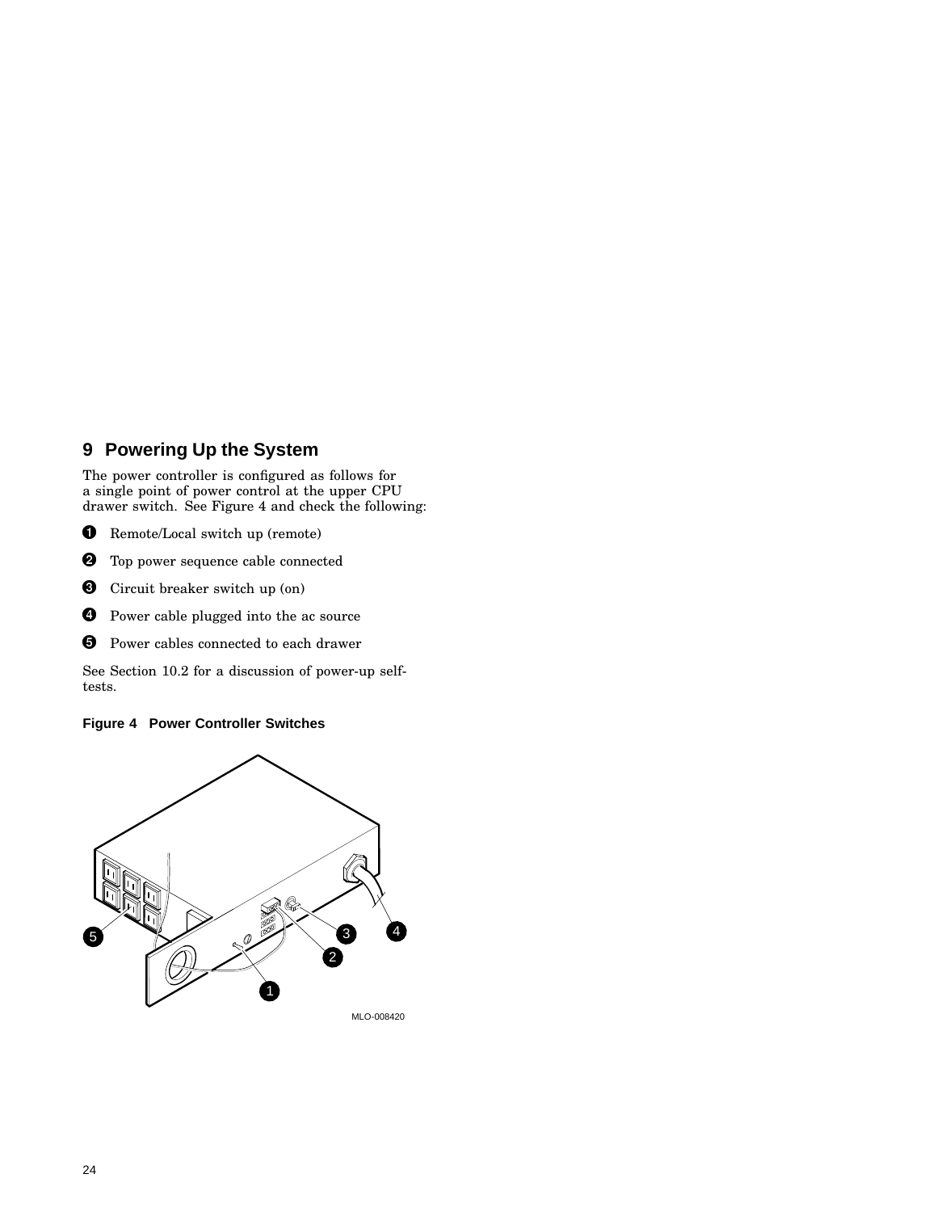## 9 Powering Up the System

The power controller is configured as follows for a single point of power control at the upper CPU drawer switch. See Figure 4 and check the following:

1. Remote/Local switch up (remote)
2. Top power sequence cable connected
3. Circuit breaker switch up (on)
4. Power cable plugged into the ac source
5. Power cables connected to each drawer

See Section 10.2 for a discussion of power-up self-tests.

**Figure 4 Power Controller Switches**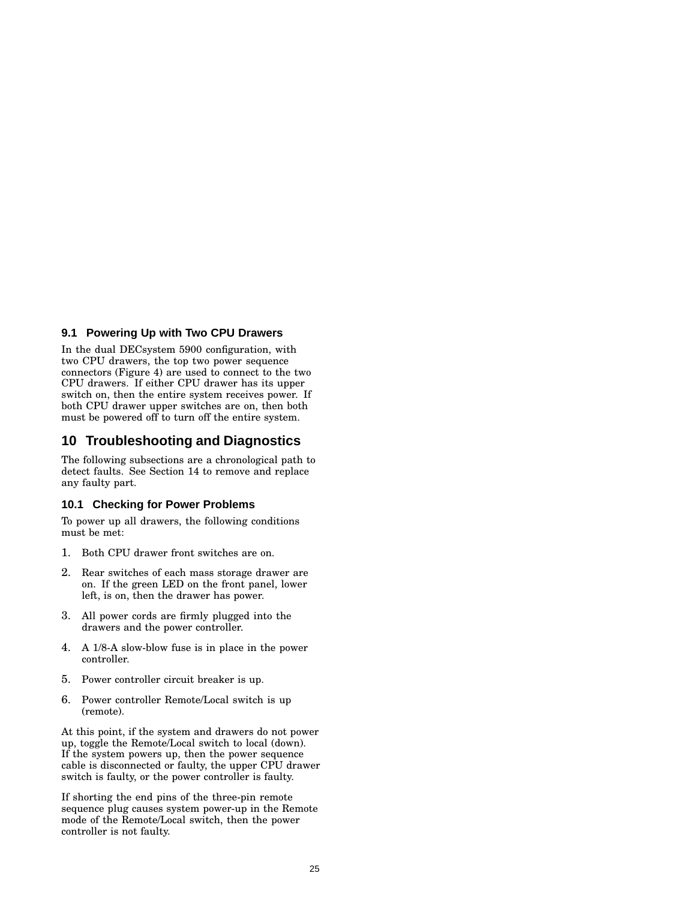### 9.1 Powering Up with Two CPU Drawers

In the dual DECsystem 5900 configuration, with two CPU drawers, the top two power sequence connectors (Figure 4) are used to connect to the two CPU drawers. If either CPU drawer has its upper switch on, then the entire system receives power. If both CPU drawer upper switches are on, then both must be powered off to turn off the entire system.

## 10 Troubleshooting and Diagnostics

The following subsections are a chronological path to detect faults. See Section 14 to remove and replace any faulty part.

### 10.1 Checking for Power Problems

To power up all drawers, the following conditions must be met:

1. Both CPU drawer front switches are on.
2. Rear switches of each mass storage drawer are on. If the green LED on the front panel, lower left, is on, then the drawer has power.
3. All power cords are firmly plugged into the drawers and the power controller.
4. A 1/8-A slow-blow fuse is in place in the power controller.
5. Power controller circuit breaker is up.
6. Power controller Remote/Local switch is up (remote).

At this point, if the system and drawers do not power up, toggle the Remote/Local switch to local (down). If the system powers up, then the power sequence cable is disconnected or faulty, the upper CPU drawer switch is faulty, or the power controller is faulty.

If shorting the end pins of the three-pin remote sequence plug causes system power-up in the Remote mode of the Remote/Local switch, then the power controller is not faulty.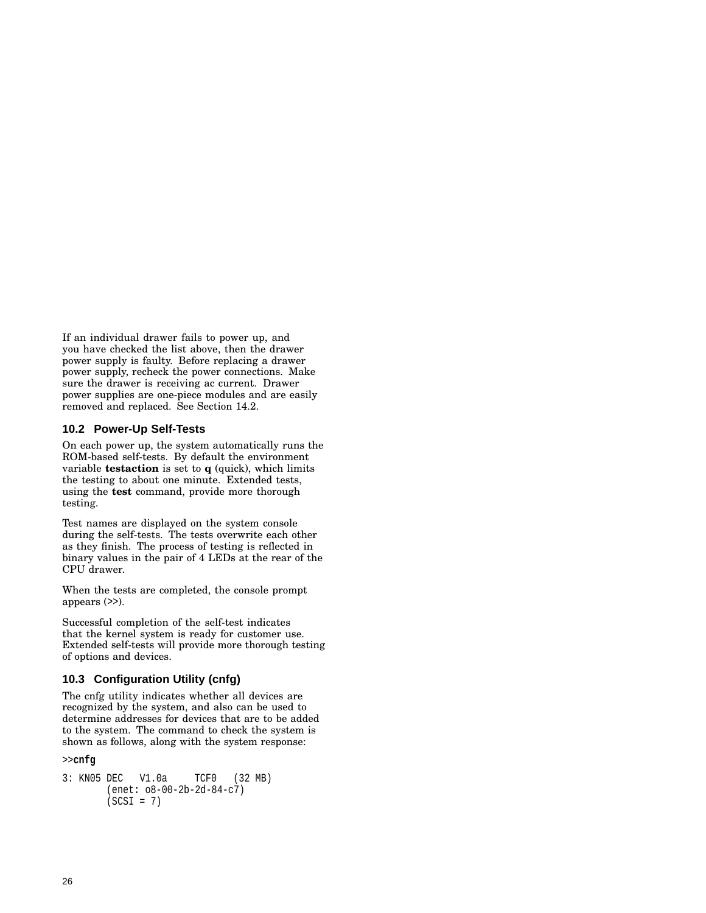If an individual drawer fails to power up, and you have checked the list above, then the drawer power supply is faulty. Before replacing a drawer power supply, recheck the power connections. Make sure the drawer is receiving ac current. Drawer power supplies are one-piece modules and are easily removed and replaced. See Section 14.2.

## 10.2 Power-Up Self-Tests

On each power up, the system automatically runs the ROM-based self-tests. By default the environment variable **testaction** is set to **q** (quick), which limits the testing to about one minute. Extended tests, using the **test** command, provide more thorough testing.

Test names are displayed on the system console during the self-tests. The tests overwrite each other as they finish. The process of testing is reflected in binary values in the pair of 4 LEDs at the rear of the CPU drawer.

When the tests are completed, the console prompt appears (>>).

Successful completion of the self-test indicates that the kernel system is ready for customer use. Extended self-tests will provide more thorough testing of options and devices.

## 10.3 Configuration Utility (cnfg)

The cnfg utility indicates whether all devices are recognized by the system, and also can be used to determine addresses for devices that are to be added to the system. The command to check the system is shown as follows, along with the system response:

```
>>cnfg

3: KN05 DEC   V1.0a     TCF0   (32 MB)
        (enet: o8-00-2b-2d-84-c7)
        (SCSI = 7)
```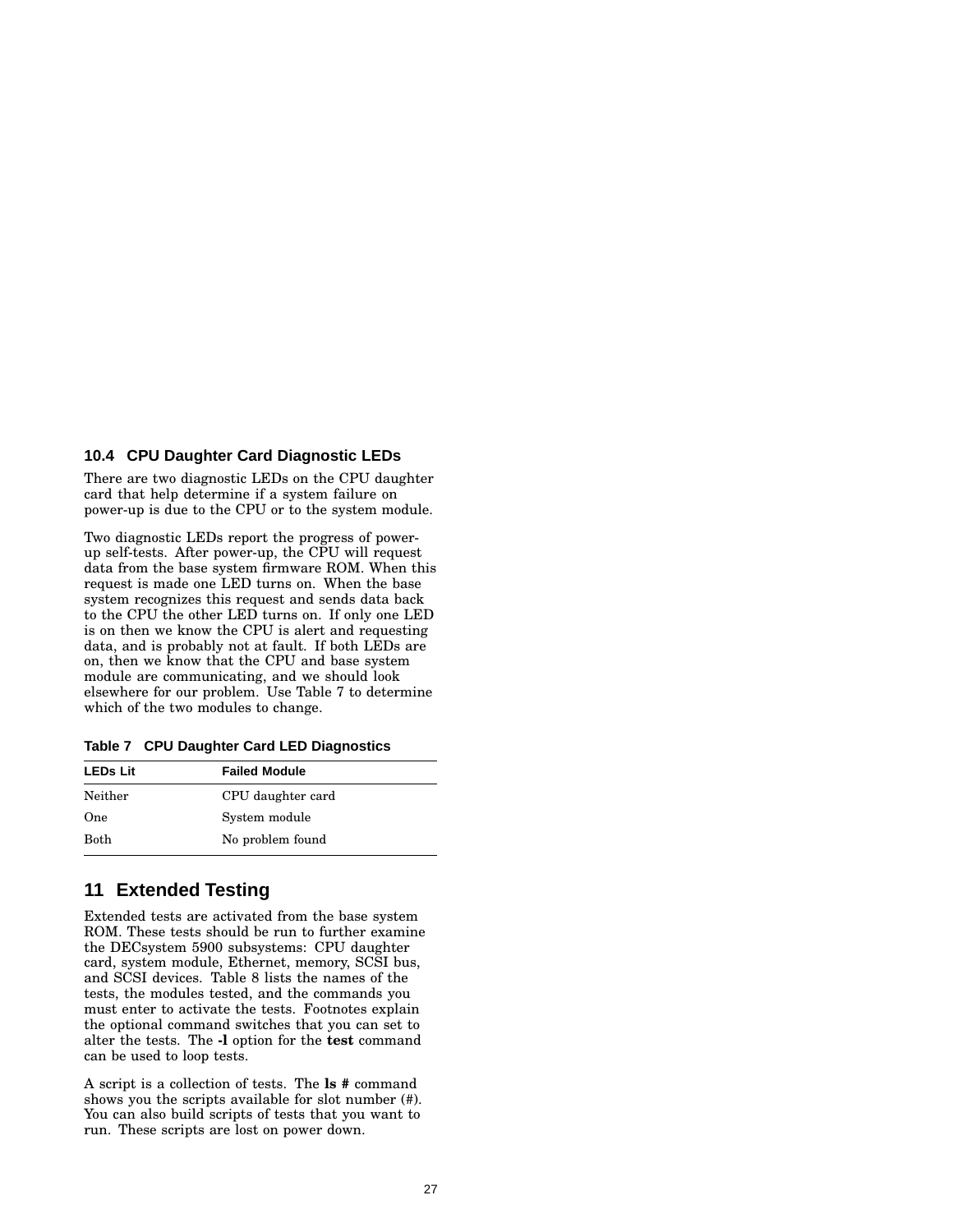### 10.4 CPU Daughter Card Diagnostic LEDs

There are two diagnostic LEDs on the CPU daughter card that help determine if a system failure on power-up is due to the CPU or to the system module.

Two diagnostic LEDs report the progress of power-up self-tests. After power-up, the CPU will request data from the base system firmware ROM. When this request is made one LED turns on. When the base system recognizes this request and sends data back to the CPU the other LED turns on. If only one LED is on then we know the CPU is alert and requesting data, and is probably not at fault. If both LEDs are on, then we know that the CPU and base system module are communicating, and we should look elsewhere for our problem. Use Table 7 to determine which of the two modules to change.

**Table 7 CPU Daughter Card LED Diagnostics**

| LEDs Lit | Failed Module |
|---|---|
| Neither | CPU daughter card |
| One | System module |
| Both | No problem found |

## 11 Extended Testing

Extended tests are activated from the base system ROM. These tests should be run to further examine the DECsystem 5900 subsystems: CPU daughter card, system module, Ethernet, memory, SCSI bus, and SCSI devices. Table 8 lists the names of the tests, the modules tested, and the commands you must enter to activate the tests. Footnotes explain the optional command switches that you can set to alter the tests. The **-l** option for the **test** command can be used to loop tests.

A script is a collection of tests. The **ls #** command shows you the scripts available for slot number (#). You can also build scripts of tests that you want to run. These scripts are lost on power down.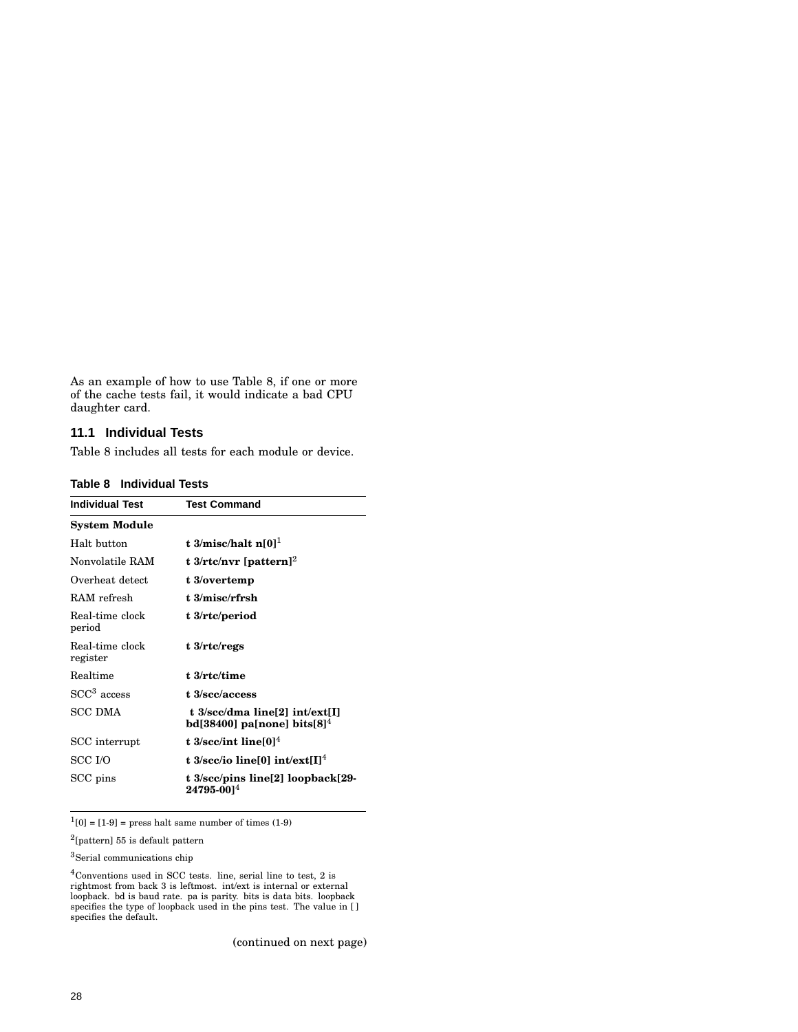As an example of how to use Table 8, if one or more of the cache tests fail, it would indicate a bad CPU daughter card.

## 11.1 Individual Tests

Table 8 includes all tests for each module or device.

**Table 8 Individual Tests**

| Individual Test | Test Command |
|---|---|
| **System Module** | |
| Halt button | **t 3/misc/halt n[0]**[1] |
| Nonvolatile RAM | **t 3/rtc/nvr [pattern]**[2] |
| Overheat detect | **t 3/overtemp** |
| RAM refresh | **t 3/misc/rfrsh** |
| Real-time clock period | **t 3/rtc/period** |
| Real-time clock register | **t 3/rtc/regs** |
| Realtime | **t 3/rtc/time** |
| SCC[3] access | **t 3/scc/access** |
| SCC DMA | **t 3/scc/dma line[2] int/ext[I] bd[38400] pa[none] bits[8]**[4] |
| SCC interrupt | **t 3/scc/int line[0]**[4] |
| SCC I/O | **t 3/scc/io line[0] int/ext[I]**[4] |
| SCC pins | **t 3/scc/pins line[2] loopback[29-24795-00]**[4] |

[1][0] = [1-9] = press halt same number of times (1-9)

[2][pattern] 55 is default pattern

[3]Serial communications chip

[4]Conventions used in SCC tests. line, serial line to test, 2 is rightmost from back 3 is leftmost. int/ext is internal or external loopback. bd is baud rate. pa is parity. bits is data bits. loopback specifies the type of loopback used in the pins test. The value in [ ] specifies the default.

(continued on next page)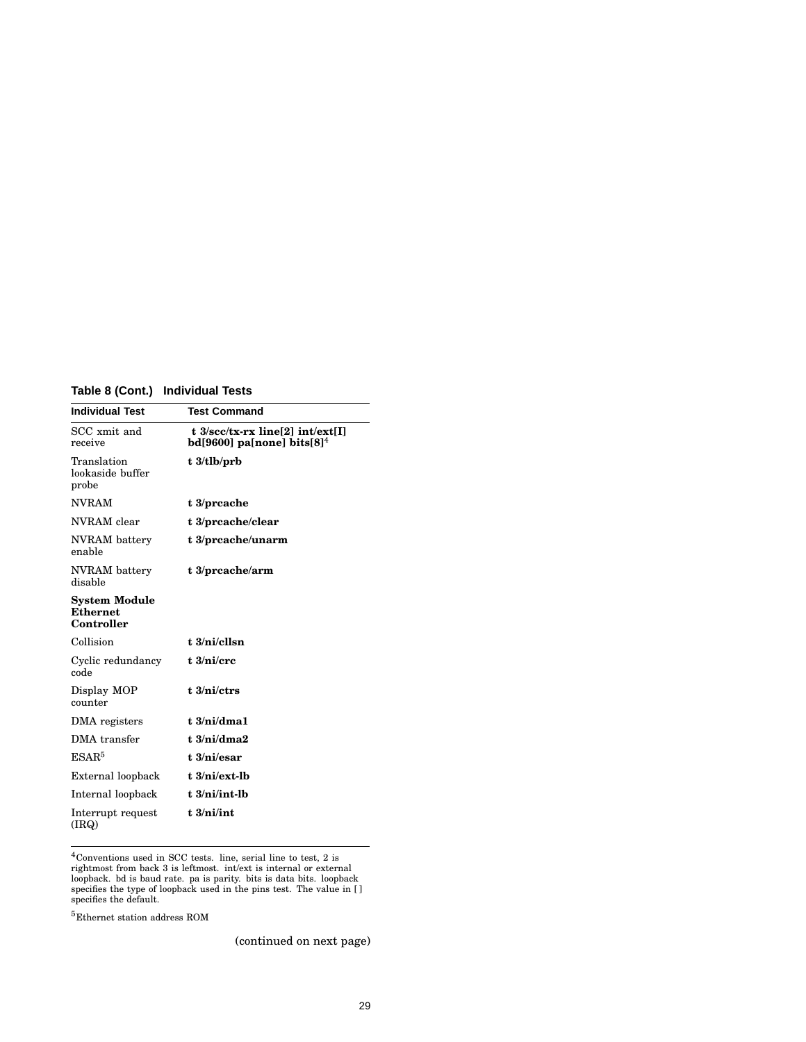**Table 8 (Cont.) Individual Tests**

| Individual Test | Test Command |
|---|---|
| SCC xmit and receive | **t 3/scc/tx-rx line[2] int/ext[I] bd[9600] pa[none] bits[8]**[4] |
| Translation lookaside buffer probe | **t 3/tlb/prb** |
| NVRAM | **t 3/prcache** |
| NVRAM clear | **t 3/prcache/clear** |
| NVRAM battery enable | **t 3/prcache/unarm** |
| NVRAM battery disable | **t 3/prcache/arm** |
| **System Module Ethernet Controller** | |
| Collision | **t 3/ni/cllsn** |
| Cyclic redundancy code | **t 3/ni/crc** |
| Display MOP counter | **t 3/ni/ctrs** |
| DMA registers | **t 3/ni/dma1** |
| DMA transfer | **t 3/ni/dma2** |
| ESAR[5] | **t 3/ni/esar** |
| External loopback | **t 3/ni/ext-lb** |
| Internal loopback | **t 3/ni/int-lb** |
| Interrupt request (IRQ) | **t 3/ni/int** |

[4] Conventions used in SCC tests. line, serial line to test, 2 is rightmost from back 3 is leftmost. int/ext is internal or external loopback. bd is baud rate. pa is parity. bits is data bits. loopback specifies the type of loopback used in the pins test. The value in [ ] specifies the default.

[5] Ethernet station address ROM

(continued on next page)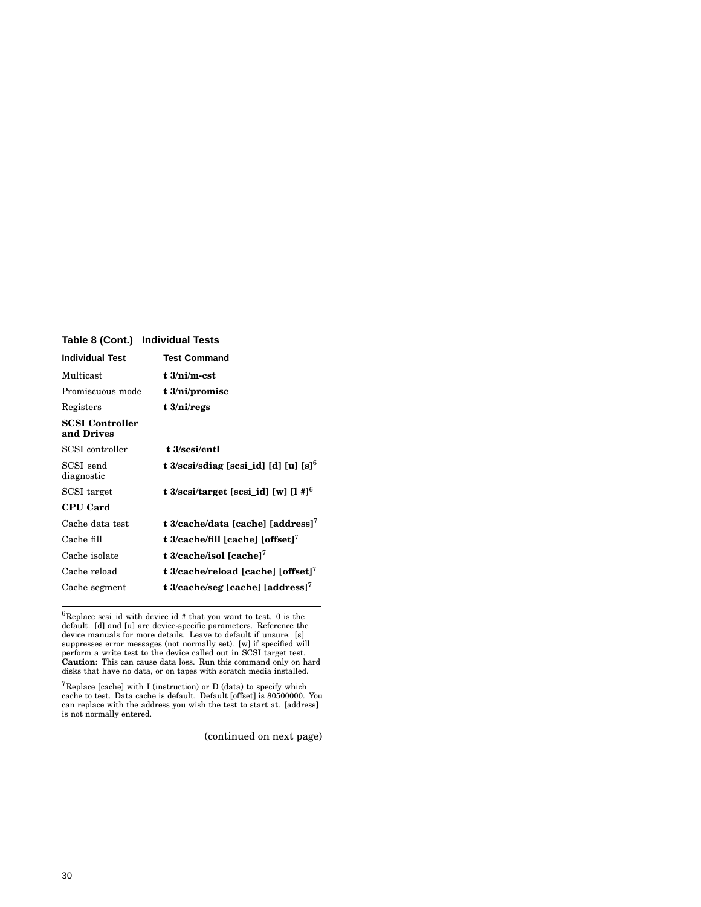**Table 8 (Cont.) Individual Tests**

| Individual Test | Test Command |
|---|---|
| Multicast | **t 3/ni/m-cst** |
| Promiscuous mode | **t 3/ni/promisc** |
| Registers | **t 3/ni/regs** |
| **SCSI Controller and Drives** | |
| SCSI controller | **t 3/scsi/cntl** |
| SCSI send diagnostic | **t 3/scsi/sdiag [scsi_id] [d] [u] [s]**[6] |
| SCSI target | **t 3/scsi/target [scsi_id] [w] [l #]**[6] |
| **CPU Card** | |
| Cache data test | **t 3/cache/data [cache] [address]**[7] |
| Cache fill | **t 3/cache/fill [cache] [offset]**[7] |
| Cache isolate | **t 3/cache/isol [cache]**[7] |
| Cache reload | **t 3/cache/reload [cache] [offset]**[7] |
| Cache segment | **t 3/cache/seg [cache] [address]**[7] |

[6]Replace scsi_id with device id # that you want to test. 0 is the default. [d] and [u] are device-specific parameters. Reference the device manuals for more details. Leave to default if unsure. [s] suppresses error messages (not normally set). [w] if specified will perform a write test to the device called out in SCSI target test. **Caution**: This can cause data loss. Run this command only on hard disks that have no data, or on tapes with scratch media installed.

[7]Replace [cache] with I (instruction) or D (data) to specify which cache to test. Data cache is default. Default [offset] is 80500000. You can replace with the address you wish the test to start at. [address] is not normally entered.

(continued on next page)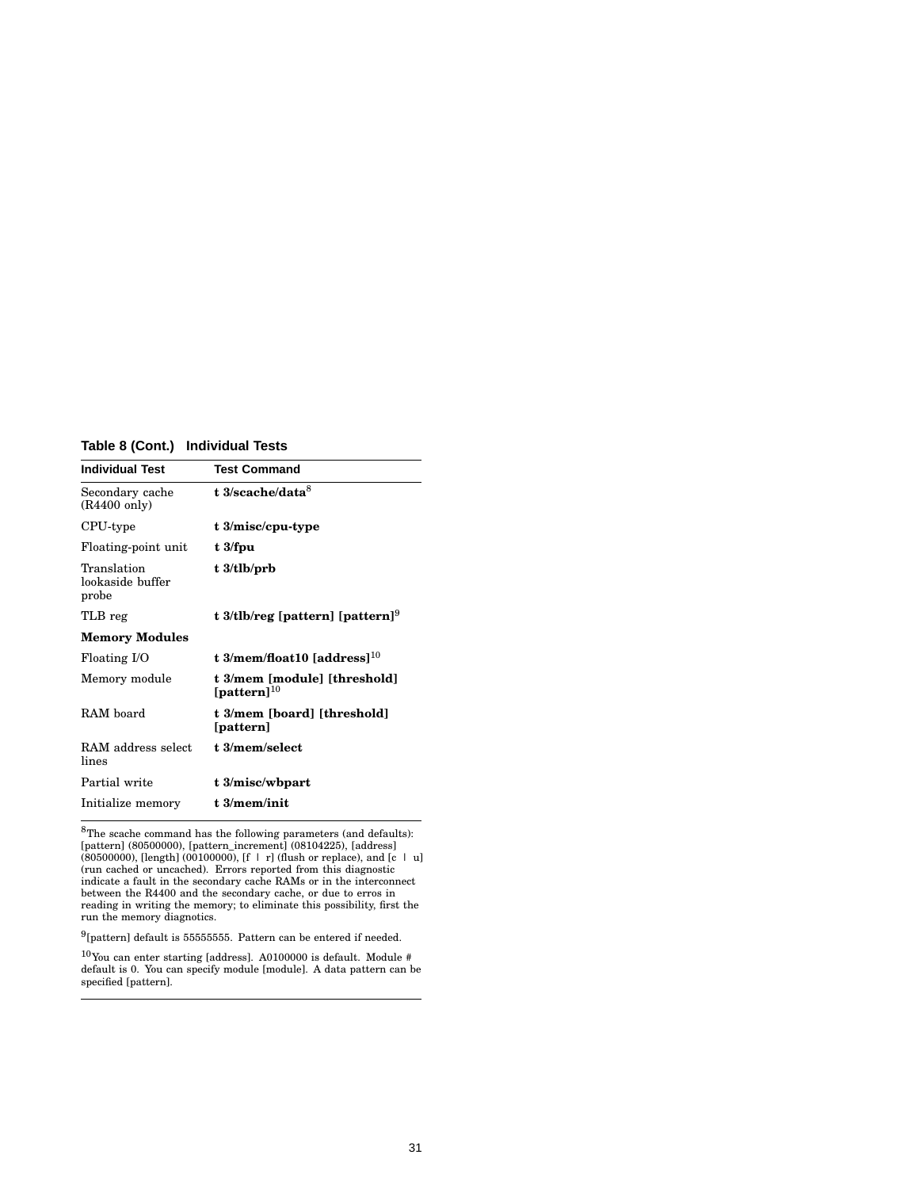**Table 8 (Cont.) Individual Tests**

| Individual Test | Test Command |
|---|---|
| Secondary cache (R4400 only) | **t 3/scache/data**[8] |
| CPU-type | **t 3/misc/cpu-type** |
| Floating-point unit | **t 3/fpu** |
| Translation lookaside buffer probe | **t 3/tlb/prb** |
| TLB reg | **t 3/tlb/reg [pattern] [pattern]**[9] |
| **Memory Modules** | |
| Floating I/O | **t 3/mem/float10 [address]**[10] |
| Memory module | **t 3/mem [module] [threshold] [pattern]**[10] |
| RAM board | **t 3/mem [board] [threshold] [pattern]** |
| RAM address select lines | **t 3/mem/select** |
| Partial write | **t 3/misc/wbpart** |
| Initialize memory | **t 3/mem/init** |

[8]The scache command has the following parameters (and defaults): [pattern] (80500000), [pattern_increment] (08104225), [address] (80500000), [length] (00100000), [f | r] (flush or replace), and [c | u] (run cached or uncached). Errors reported from this diagnostic indicate a fault in the secondary cache RAMs or in the interconnect between the R4400 and the secondary cache, or due to erros in reading in writing the memory; to eliminate this possibility, first the run the memory diagnotics.

[9][pattern] default is 55555555. Pattern can be entered if needed.

[10]You can enter starting [address]. A0100000 is default. Module # default is 0. You can specify module [module]. A data pattern can be specified [pattern].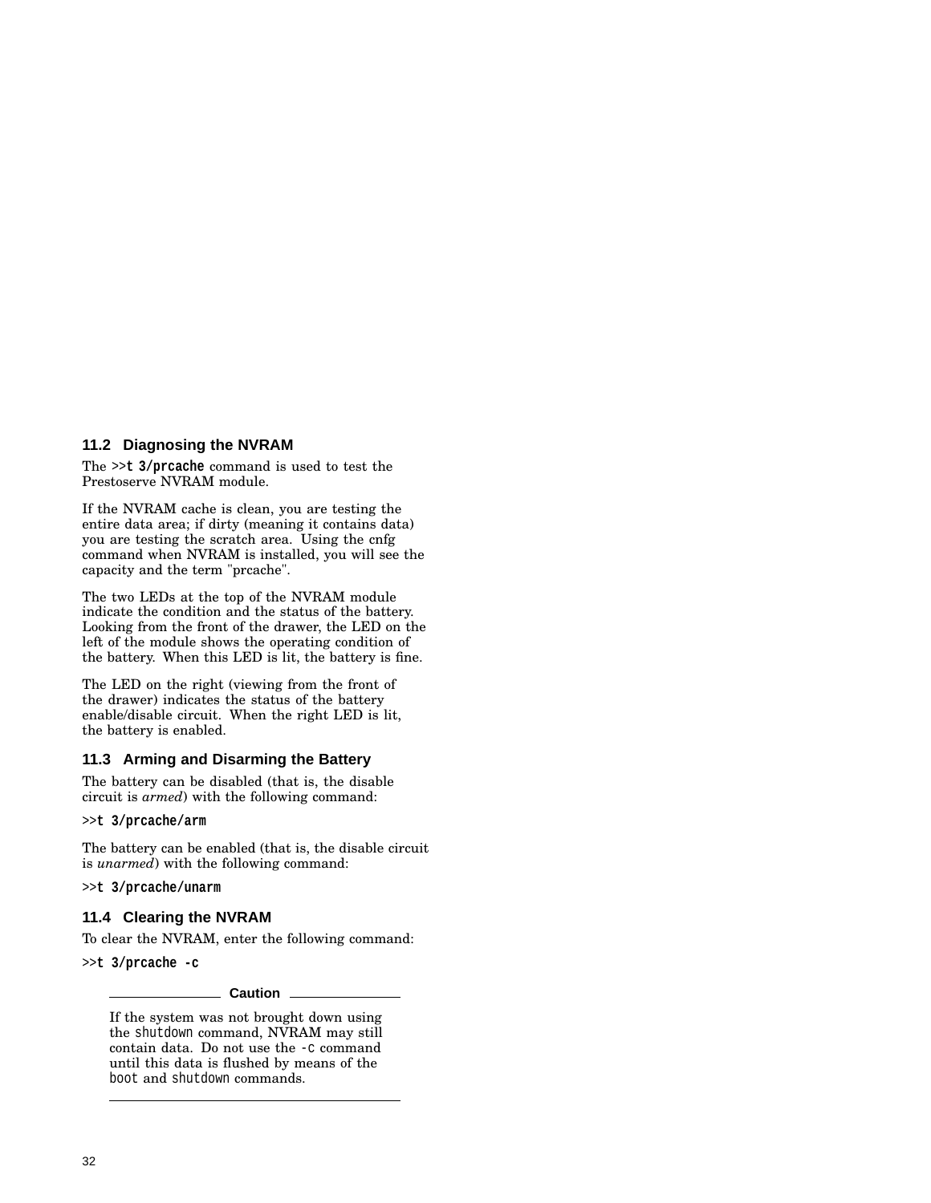## 11.2 Diagnosing the NVRAM

The **>>t 3/prcache** command is used to test the Prestoserve NVRAM module.

If the NVRAM cache is clean, you are testing the entire data area; if dirty (meaning it contains data) you are testing the scratch area. Using the cnfg command when NVRAM is installed, you will see the capacity and the term "prcache".

The two LEDs at the top of the NVRAM module indicate the condition and the status of the battery. Looking from the front of the drawer, the LED on the left of the module shows the operating condition of the battery. When this LED is lit, the battery is fine.

The LED on the right (viewing from the front of the drawer) indicates the status of the battery enable/disable circuit. When the right LED is lit, the battery is enabled.

## 11.3 Arming and Disarming the Battery

The battery can be disabled (that is, the disable circuit is *armed*) with the following command:

```
>>t 3/prcache/arm
```

The battery can be enabled (that is, the disable circuit is *unarmed*) with the following command:

```
>>t 3/prcache/unarm
```

## 11.4 Clearing the NVRAM

To clear the NVRAM, enter the following command:

```
>>t 3/prcache -c
```

**Caution**

If the system was not brought down using the `shutdown` command, NVRAM may still contain data. Do not use the `-c` command until this data is flushed by means of the `boot` and `shutdown` commands.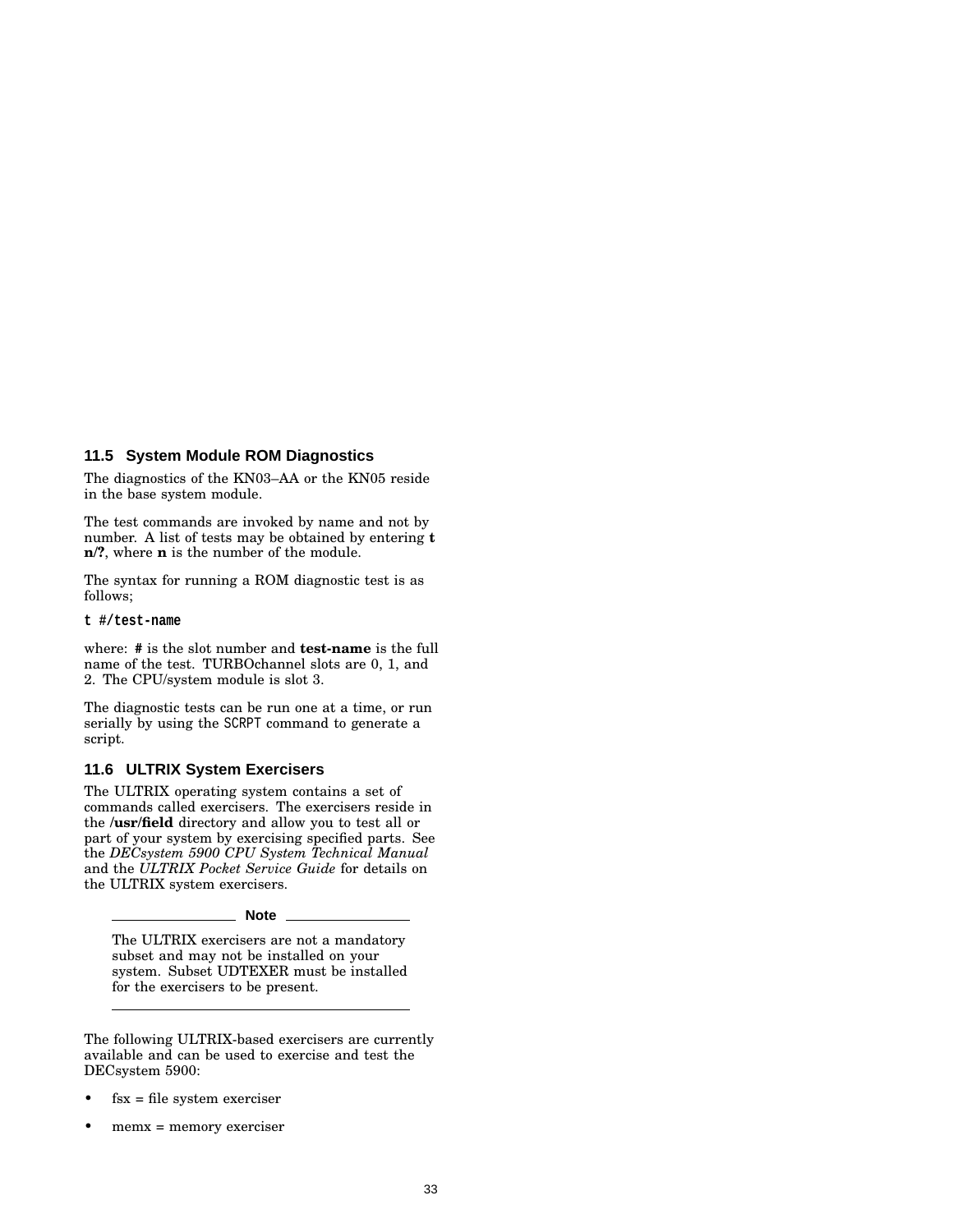## 11.5 System Module ROM Diagnostics

The diagnostics of the KN03–AA or the KN05 reside in the base system module.

The test commands are invoked by name and not by number. A list of tests may be obtained by entering **t n/?**, where **n** is the number of the module.

The syntax for running a ROM diagnostic test is as follows;

```
t #/test-name
```

where: **#** is the slot number and **test-name** is the full name of the test. TURBOchannel slots are 0, 1, and 2. The CPU/system module is slot 3.

The diagnostic tests can be run one at a time, or run serially by using the SCRPT command to generate a script.

## 11.6 ULTRIX System Exercisers

The ULTRIX operating system contains a set of commands called exercisers. The exercisers reside in the **/usr/field** directory and allow you to test all or part of your system by exercising specified parts. See the *DECsystem 5900 CPU System Technical Manual* and the *ULTRIX Pocket Service Guide* for details on the ULTRIX system exercisers.

---

**Note**

The ULTRIX exercisers are not a mandatory subset and may not be installed on your system. Subset UDTEXER must be installed for the exercisers to be present.

---

The following ULTRIX-based exercisers are currently available and can be used to exercise and test the DECsystem 5900:

- fsx = file system exerciser
- memx = memory exerciser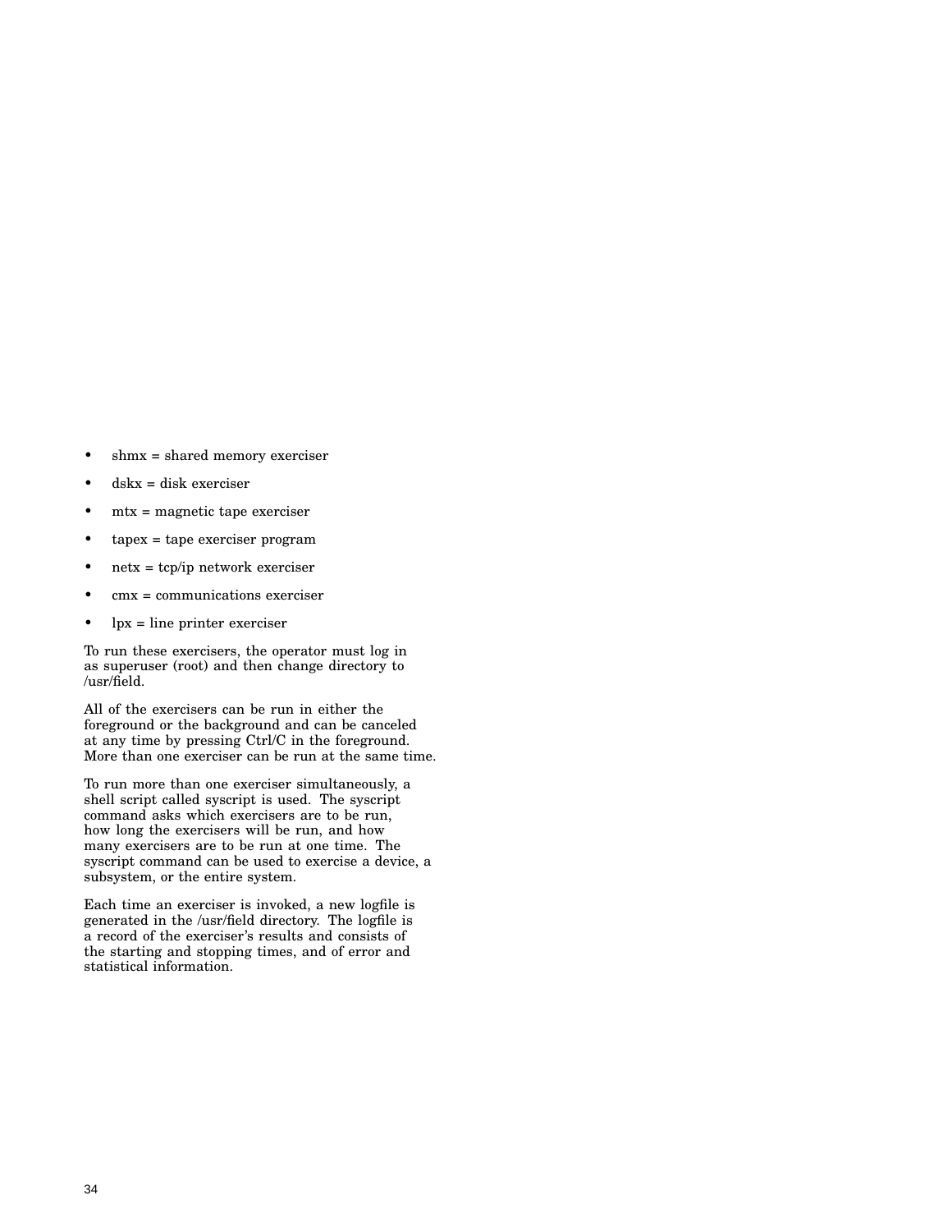- shmx = shared memory exerciser
- dskx = disk exerciser
- mtx = magnetic tape exerciser
- tapex = tape exerciser program
- netx = tcp/ip network exerciser
- cmx = communications exerciser
- lpx = line printer exerciser

To run these exercisers, the operator must log in as superuser (root) and then change directory to /usr/field.

All of the exercisers can be run in either the foreground or the background and can be canceled at any time by pressing Ctrl/C in the foreground. More than one exerciser can be run at the same time.

To run more than one exerciser simultaneously, a shell script called syscript is used. The syscript command asks which exercisers are to be run, how long the exercisers will be run, and how many exercisers are to be run at one time. The syscript command can be used to exercise a device, a subsystem, or the entire system.

Each time an exerciser is invoked, a new logfile is generated in the /usr/field directory. The logfile is a record of the exerciser's results and consists of the starting and stopping times, and of error and statistical information.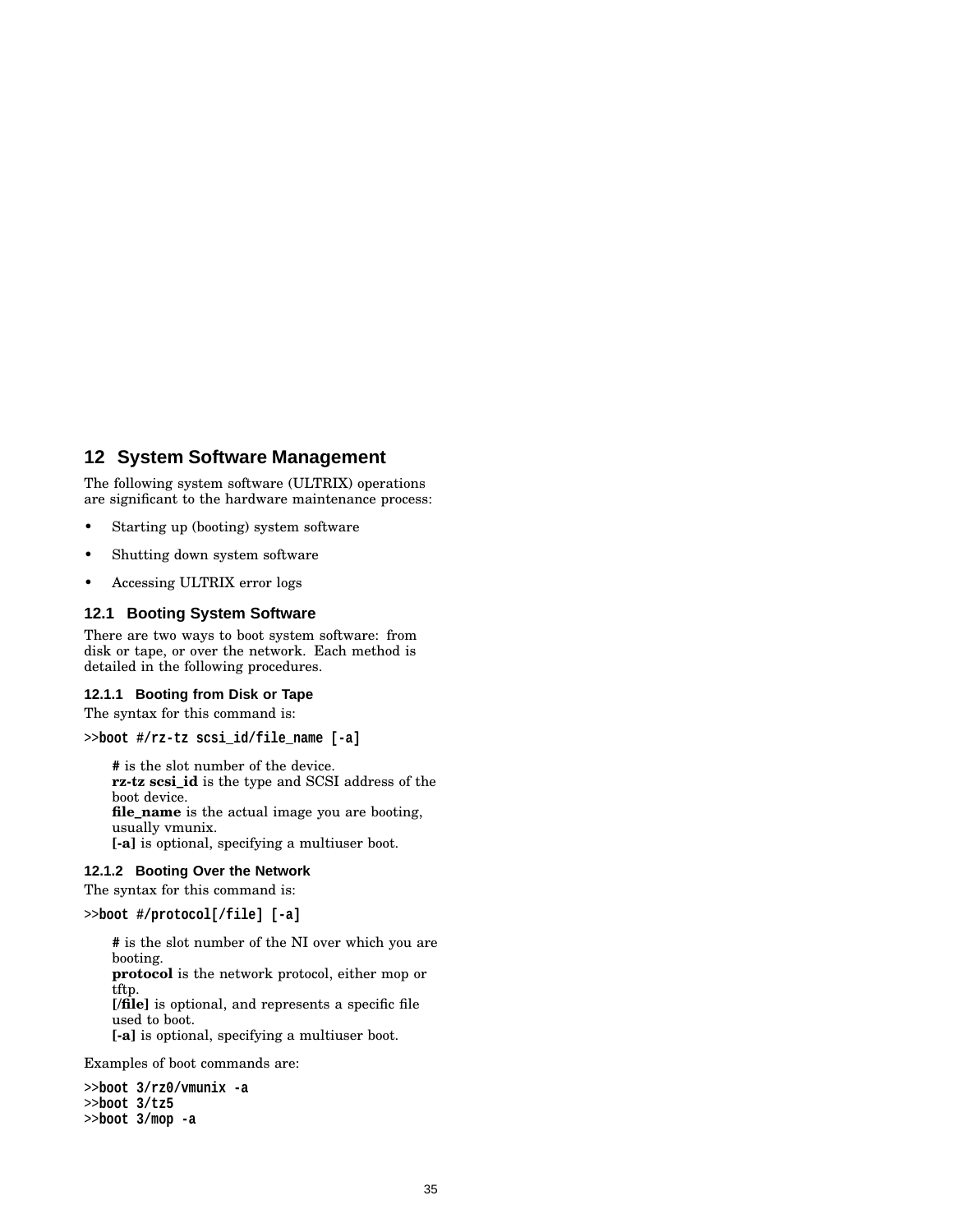# 12 System Software Management

The following system software (ULTRIX) operations are significant to the hardware maintenance process:

- Starting up (booting) system software
- Shutting down system software
- Accessing ULTRIX error logs

## 12.1 Booting System Software

There are two ways to boot system software: from disk or tape, or over the network. Each method is detailed in the following procedures.

### 12.1.1 Booting from Disk or Tape

The syntax for this command is:

```
>>boot #/rz-tz scsi_id/file_name [-a]
```

**#** is the slot number of the device.
**rz-tz scsi_id** is the type and SCSI address of the boot device.
**file_name** is the actual image you are booting, usually vmunix.
**[-a]** is optional, specifying a multiuser boot.

### 12.1.2 Booting Over the Network

The syntax for this command is:

```
>>boot #/protocol[/file] [-a]
```

**#** is the slot number of the NI over which you are booting.
**protocol** is the network protocol, either mop or tftp.
**[/file]** is optional, and represents a specific file used to boot.
**[-a]** is optional, specifying a multiuser boot.

Examples of boot commands are:

```
>>boot 3/rz0/vmunix -a
>>boot 3/tz5
>>boot 3/mop -a
```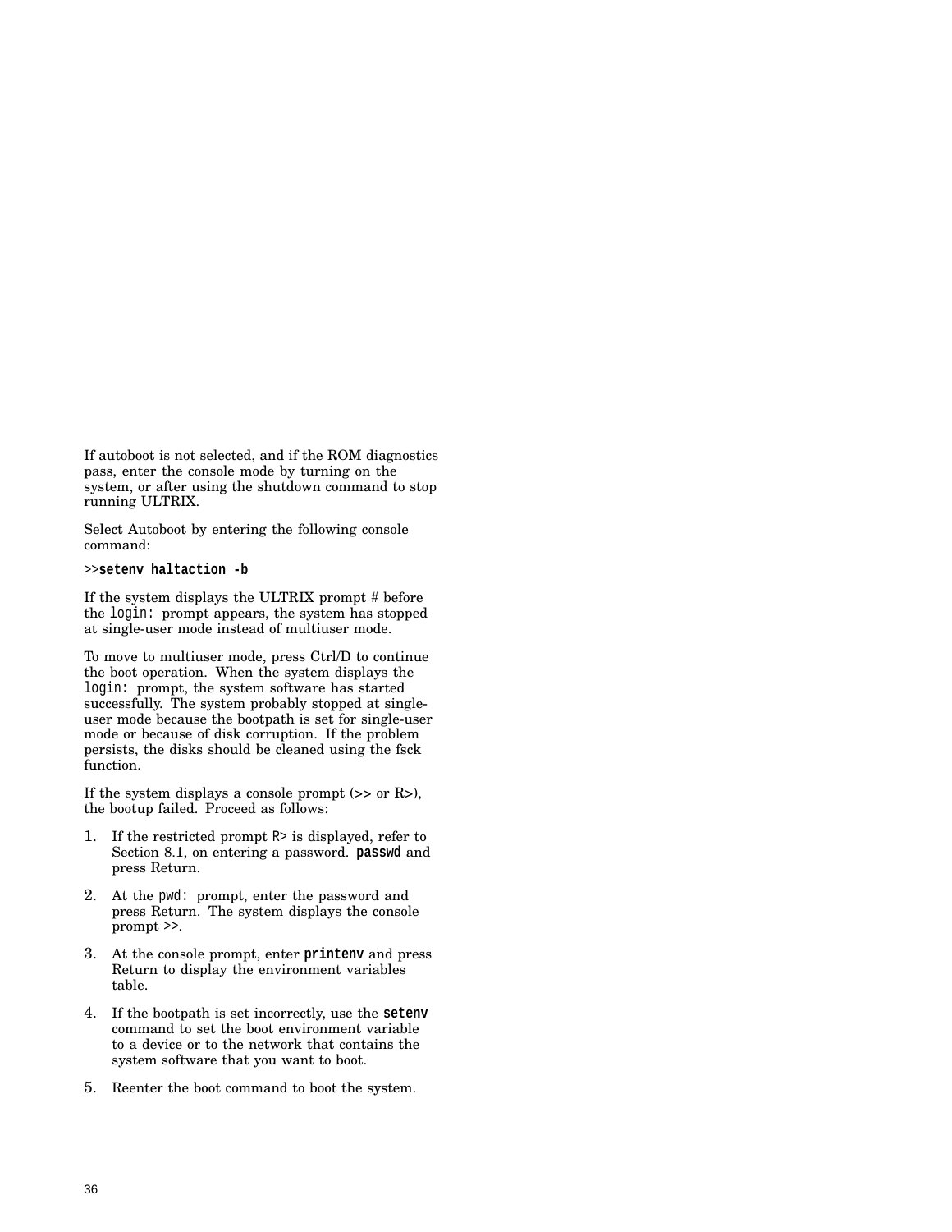If autoboot is not selected, and if the ROM diagnostics pass, enter the console mode by turning on the system, or after using the shutdown command to stop running ULTRIX.

Select Autoboot by entering the following console command:

>>**setenv haltaction -b**

If the system displays the ULTRIX prompt # before the `login:` prompt appears, the system has stopped at single-user mode instead of multiuser mode.

To move to multiuser mode, press Ctrl/D to continue the boot operation. When the system displays the `login:` prompt, the system software has started successfully. The system probably stopped at single-user mode because the bootpath is set for single-user mode or because of disk corruption. If the problem persists, the disks should be cleaned using the fsck function.

If the system displays a console prompt (>> or R>), the bootup failed. Proceed as follows:

1. If the restricted prompt `R>` is displayed, refer to Section 8.1, on entering a password. **passwd** and press Return.
2. At the `pwd:` prompt, enter the password and press Return. The system displays the console prompt >>.
3. At the console prompt, enter **printenv** and press Return to display the environment variables table.
4. If the bootpath is set incorrectly, use the **setenv** command to set the boot environment variable to a device or to the network that contains the system software that you want to boot.
5. Reenter the boot command to boot the system.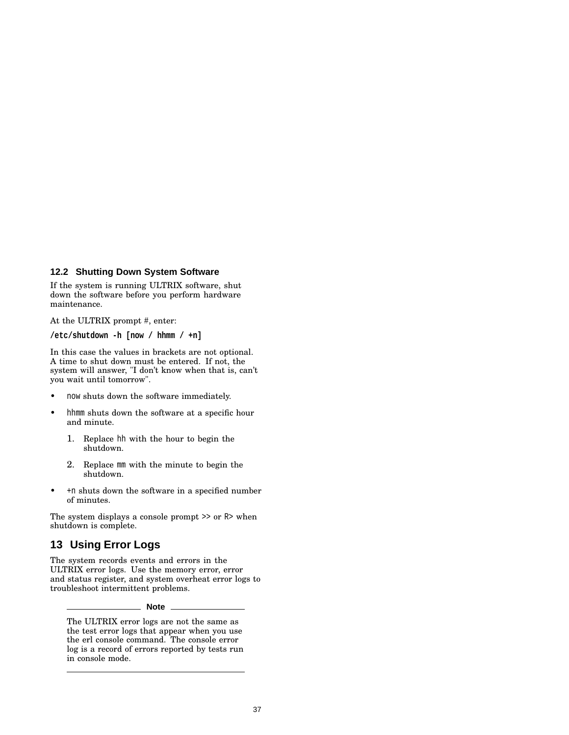### 12.2 Shutting Down System Software

If the system is running ULTRIX software, shut down the software before you perform hardware maintenance.

At the ULTRIX prompt #, enter:

```
/etc/shutdown -h [now / hhmm / +n]
```

In this case the values in brackets are not optional. A time to shut down must be entered. If not, the system will answer, "I don't know when that is, can't you wait until tomorrow".

- `now` shuts down the software immediately.
- `hhmm` shuts down the software at a specific hour and minute.
  1. Replace `hh` with the hour to begin the shutdown.
  2. Replace `mm` with the minute to begin the shutdown.
- `+n` shuts down the software in a specified number of minutes.

The system displays a console prompt `>>` or `R>` when shutdown is complete.

## 13 Using Error Logs

The system records events and errors in the ULTRIX error logs. Use the memory error, error and status register, and system overheat error logs to troubleshoot intermittent problems.

---

**Note**

The ULTRIX error logs are not the same as the test error logs that appear when you use the erl console command. The console error log is a record of errors reported by tests run in console mode.

---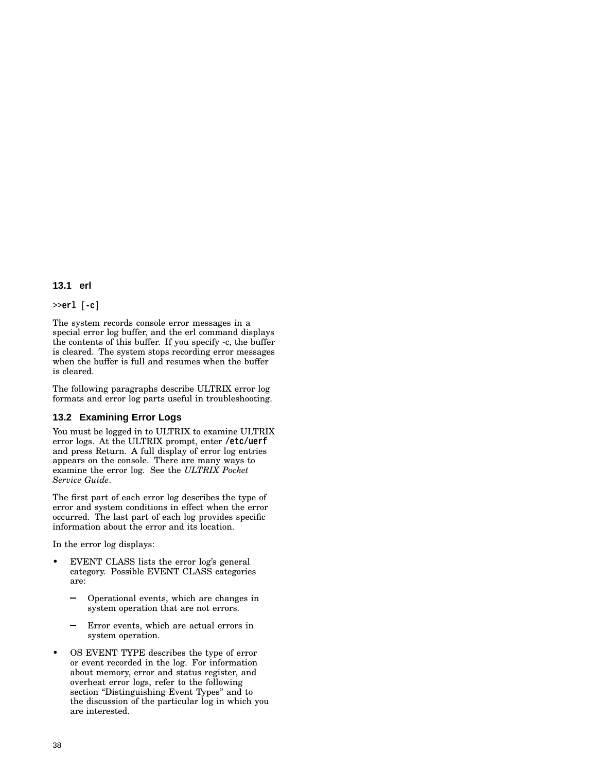## 13.1 erl

>>**erl** [**-c**]

The system records console error messages in a special error log buffer, and the erl command displays the contents of this buffer. If you specify -c, the buffer is cleared. The system stops recording error messages when the buffer is full and resumes when the buffer is cleared.

The following paragraphs describe ULTRIX error log formats and error log parts useful in troubleshooting.

## 13.2 Examining Error Logs

You must be logged in to ULTRIX to examine ULTRIX error logs. At the ULTRIX prompt, enter **/etc/uerf** and press Return. A full display of error log entries appears on the console. There are many ways to examine the error log. See the *ULTRIX Pocket Service Guide*.

The first part of each error log describes the type of error and system conditions in effect when the error occurred. The last part of each log provides specific information about the error and its location.

In the error log displays:

- EVENT CLASS lists the error log's general category. Possible EVENT CLASS categories are:
  - Operational events, which are changes in system operation that are not errors.
  - Error events, which are actual errors in system operation.
- OS EVENT TYPE describes the type of error or event recorded in the log. For information about memory, error and status register, and overheat error logs, refer to the following section "Distinguishing Event Types" and to the discussion of the particular log in which you are interested.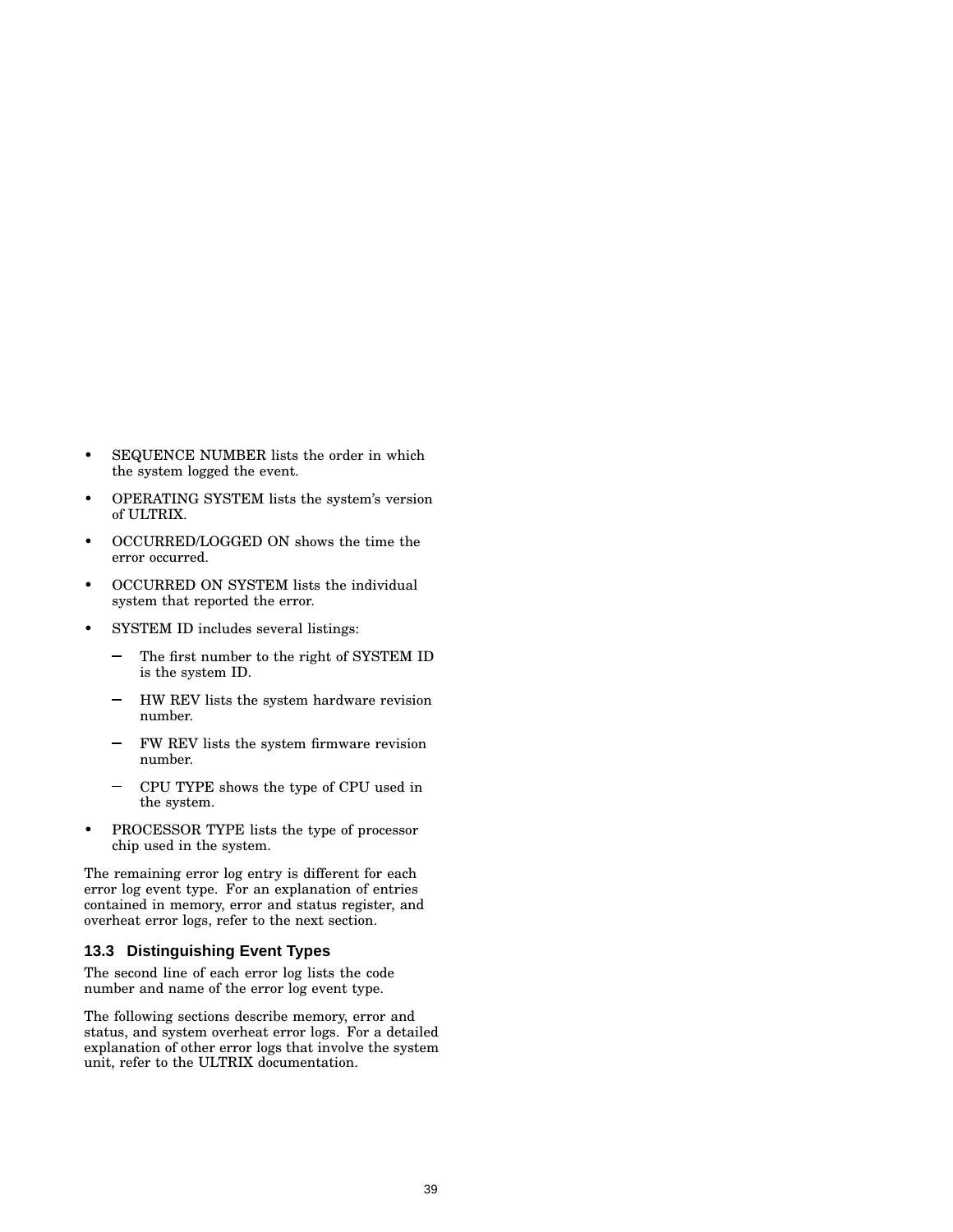- SEQUENCE NUMBER lists the order in which the system logged the event.
- OPERATING SYSTEM lists the system's version of ULTRIX.
- OCCURRED/LOGGED ON shows the time the error occurred.
- OCCURRED ON SYSTEM lists the individual system that reported the error.
- SYSTEM ID includes several listings:
  - The first number to the right of SYSTEM ID is the system ID.
  - HW REV lists the system hardware revision number.
  - FW REV lists the system firmware revision number.
  - CPU TYPE shows the type of CPU used in the system.
- PROCESSOR TYPE lists the type of processor chip used in the system.

The remaining error log entry is different for each error log event type. For an explanation of entries contained in memory, error and status register, and overheat error logs, refer to the next section.

### 13.3 Distinguishing Event Types

The second line of each error log lists the code number and name of the error log event type.

The following sections describe memory, error and status, and system overheat error logs. For a detailed explanation of other error logs that involve the system unit, refer to the ULTRIX documentation.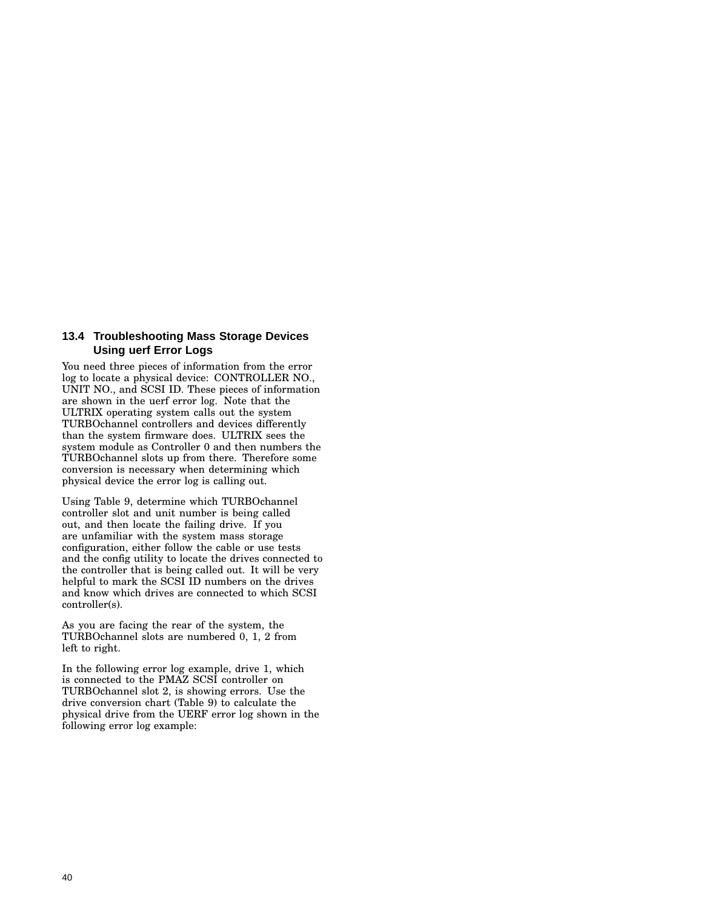## 13.4 Troubleshooting Mass Storage Devices Using uerf Error Logs

You need three pieces of information from the error log to locate a physical device: CONTROLLER NO., UNIT NO., and SCSI ID. These pieces of information are shown in the uerf error log. Note that the ULTRIX operating system calls out the system TURBOchannel controllers and devices differently than the system firmware does. ULTRIX sees the system module as Controller 0 and then numbers the TURBOchannel slots up from there. Therefore some conversion is necessary when determining which physical device the error log is calling out.

Using Table 9, determine which TURBOchannel controller slot and unit number is being called out, and then locate the failing drive. If you are unfamiliar with the system mass storage configuration, either follow the cable or use tests and the config utility to locate the drives connected to the controller that is being called out. It will be very helpful to mark the SCSI ID numbers on the drives and know which drives are connected to which SCSI controller(s).

As you are facing the rear of the system, the TURBOchannel slots are numbered 0, 1, 2 from left to right.

In the following error log example, drive 1, which is connected to the PMAZ SCSI controller on TURBOchannel slot 2, is showing errors. Use the drive conversion chart (Table 9) to calculate the physical drive from the UERF error log shown in the following error log example: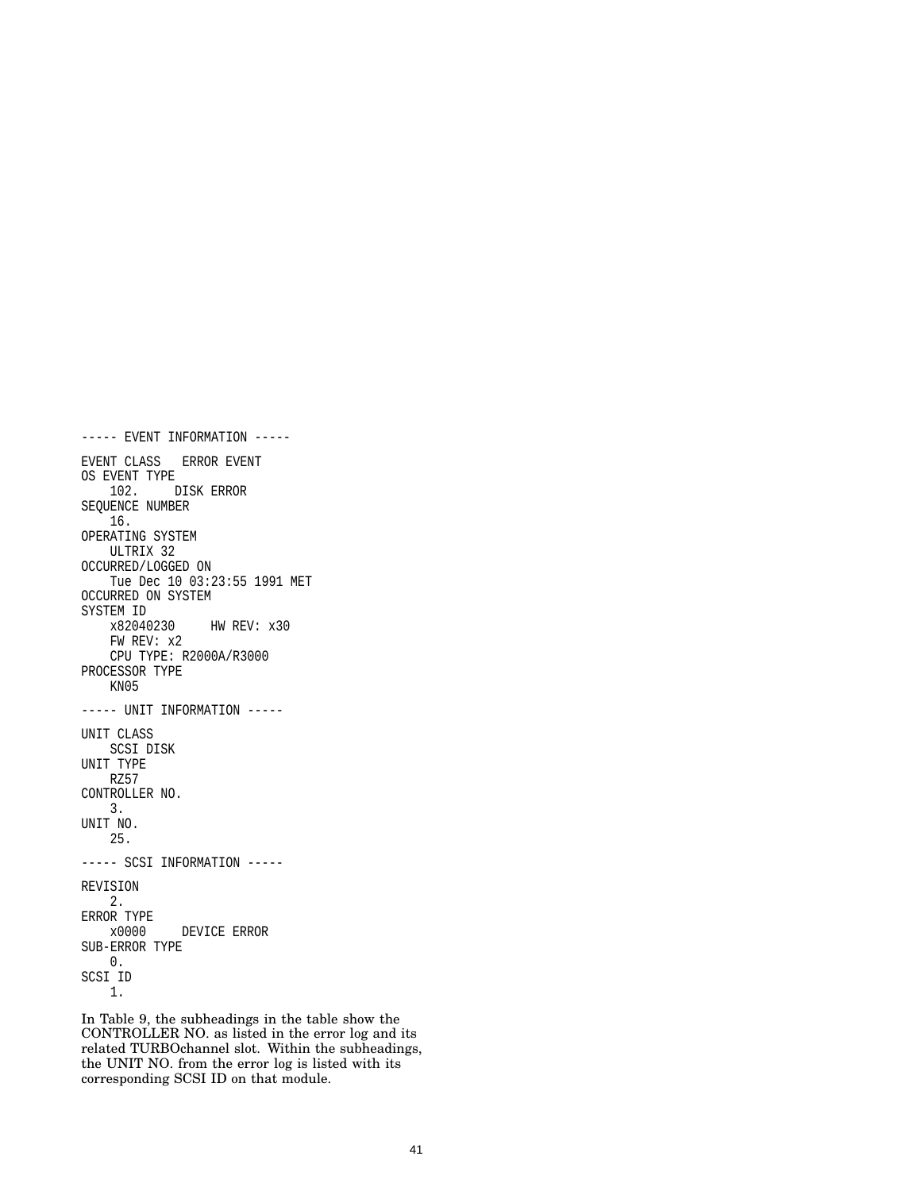```
----- EVENT INFORMATION -----

EVENT CLASS   ERROR EVENT
OS EVENT TYPE
    102.      DISK ERROR
SEQUENCE NUMBER
    16.
OPERATING SYSTEM
    ULTRIX 32
OCCURRED/LOGGED ON
    Tue Dec 10 03:23:55 1991 MET
OCCURRED ON SYSTEM
SYSTEM ID
    x82040230     HW REV: x30
    FW REV: x2
    CPU TYPE: R2000A/R3000
PROCESSOR TYPE
    KN05

----- UNIT INFORMATION -----

UNIT CLASS
    SCSI DISK
UNIT TYPE
    RZ57
CONTROLLER NO.
    3.
UNIT NO.
    25.

----- SCSI INFORMATION -----

REVISION
    2.
ERROR TYPE
    x0000     DEVICE ERROR
SUB-ERROR TYPE
    0.
SCSI ID
    1.
```

In Table 9, the subheadings in the table show the CONTROLLER NO. as listed in the error log and its related TURBOchannel slot. Within the subheadings, the UNIT NO. from the error log is listed with its corresponding SCSI ID on that module.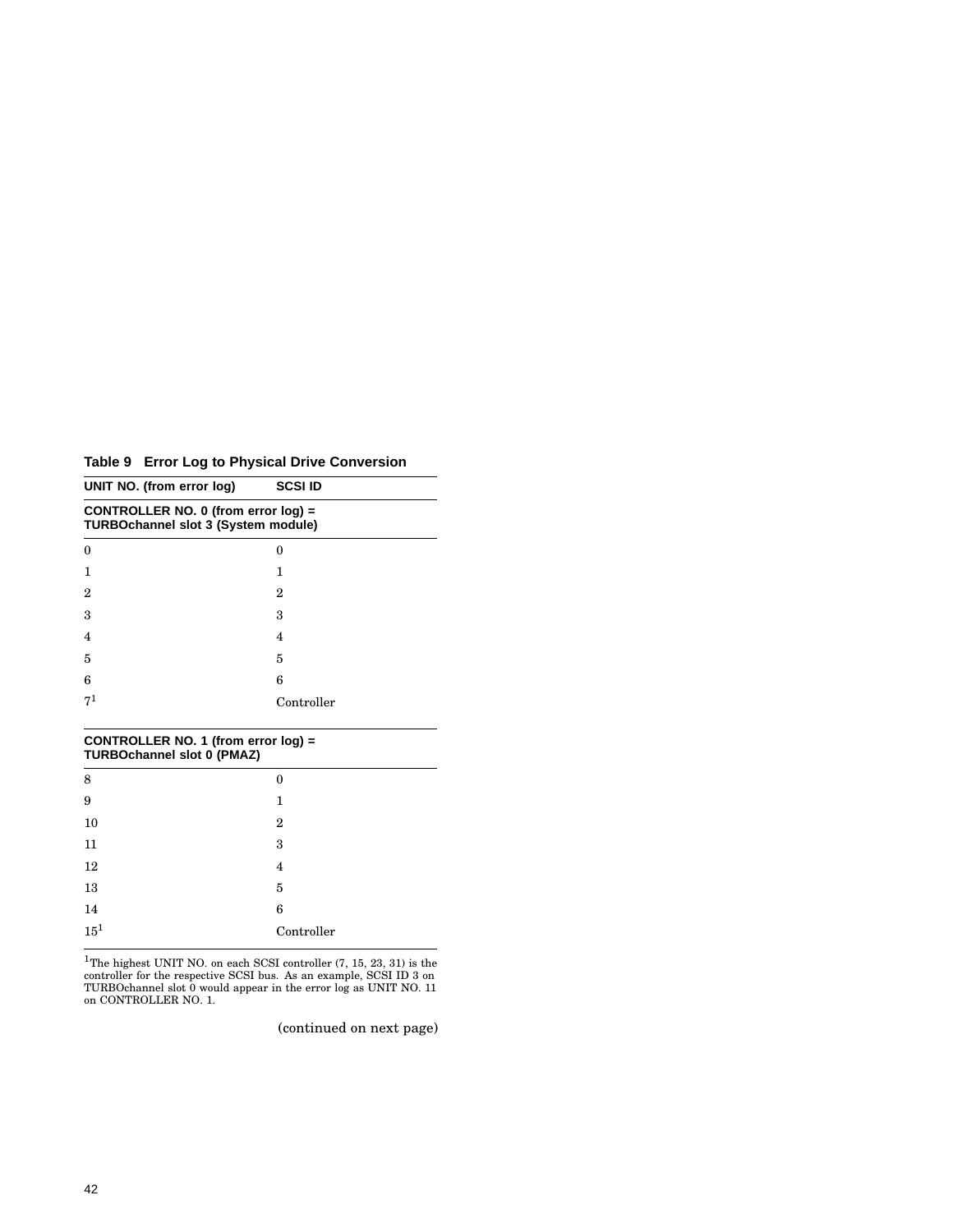**Table 9 Error Log to Physical Drive Conversion**

| UNIT NO. (from error log) | SCSI ID |
|---|---|
| **CONTROLLER NO. 0 (from error log) = TURBOchannel slot 3 (System module)** | |
| 0 | 0 |
| 1 | 1 |
| 2 | 2 |
| 3 | 3 |
| 4 | 4 |
| 5 | 5 |
| 6 | 6 |
| 7[1] | Controller |
| **CONTROLLER NO. 1 (from error log) = TURBOchannel slot 0 (PMAZ)** | |
| 8 | 0 |
| 9 | 1 |
| 10 | 2 |
| 11 | 3 |
| 12 | 4 |
| 13 | 5 |
| 14 | 6 |
| 15[1] | Controller |

[1]The highest UNIT NO. on each SCSI controller (7, 15, 23, 31) is the controller for the respective SCSI bus. As an example, SCSI ID 3 on TURBOchannel slot 0 would appear in the error log as UNIT NO. 11 on CONTROLLER NO. 1.

(continued on next page)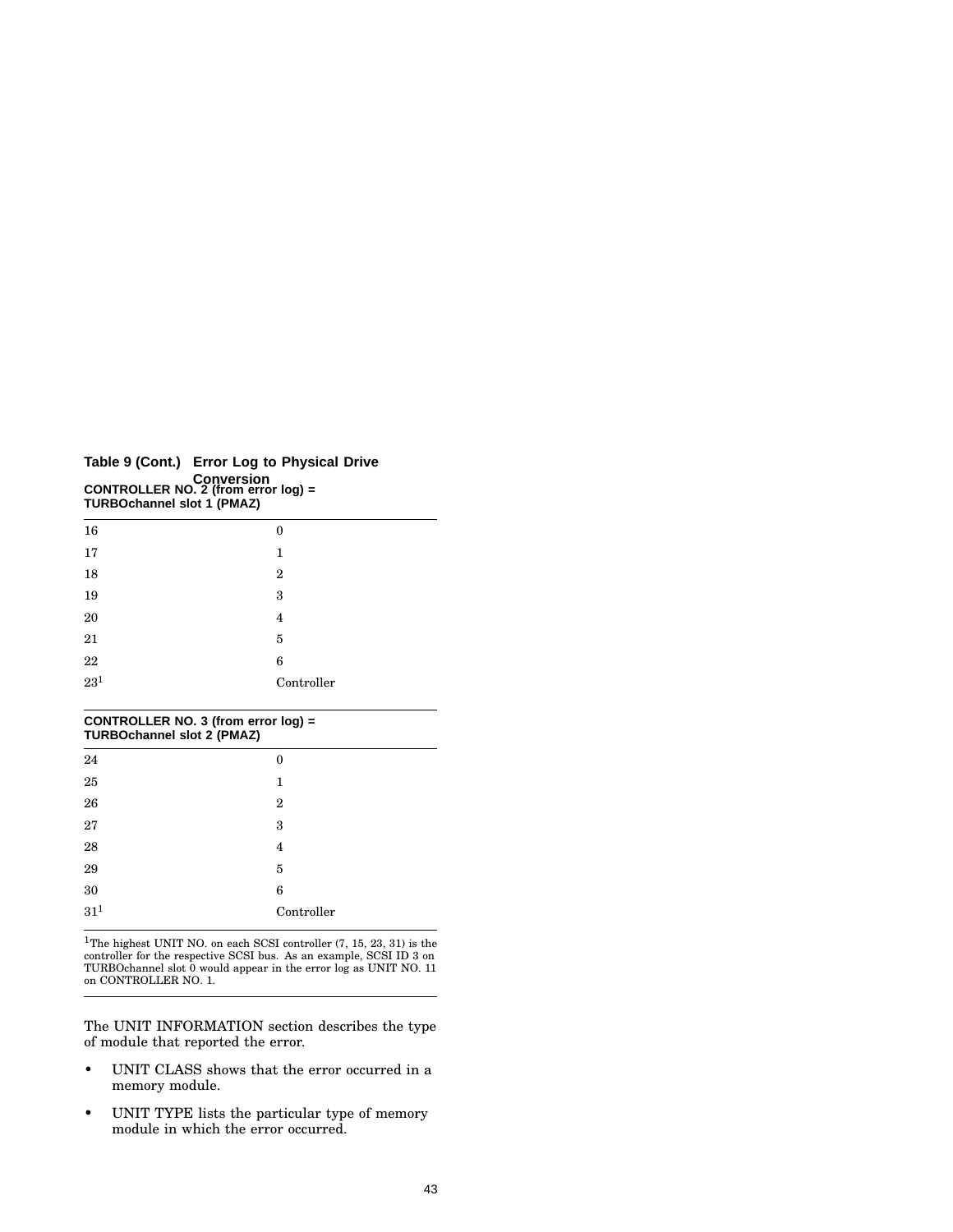**Table 9 (Cont.) Error Log to Physical Drive Conversion**

| CONTROLLER NO. 2 (from error log) = TURBOchannel slot 1 (PMAZ) | |
|---|---|
| 16 | 0 |
| 17 | 1 |
| 18 | 2 |
| 19 | 3 |
| 20 | 4 |
| 21 | 5 |
| 22 | 6 |
| 23[1] | Controller |
| **CONTROLLER NO. 3 (from error log) = TURBOchannel slot 2 (PMAZ)** | |
| 24 | 0 |
| 25 | 1 |
| 26 | 2 |
| 27 | 3 |
| 28 | 4 |
| 29 | 5 |
| 30 | 6 |
| 31[1] | Controller |

[1]The highest UNIT NO. on each SCSI controller (7, 15, 23, 31) is the controller for the respective SCSI bus. As an example, SCSI ID 3 on TURBOchannel slot 0 would appear in the error log as UNIT NO. 11 on CONTROLLER NO. 1.

The UNIT INFORMATION section describes the type of module that reported the error.

- UNIT CLASS shows that the error occurred in a memory module.
- UNIT TYPE lists the particular type of memory module in which the error occurred.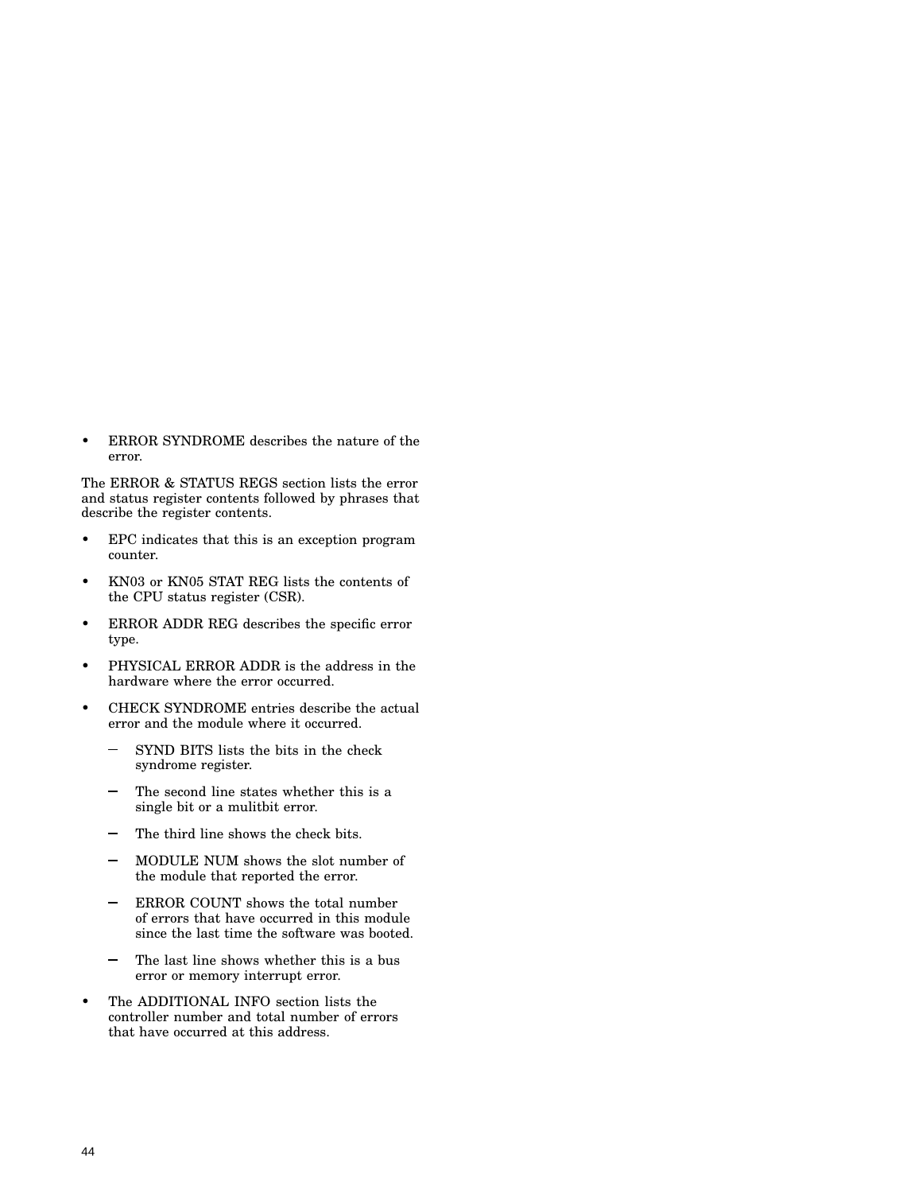- ERROR SYNDROME describes the nature of the error.

The ERROR & STATUS REGS section lists the error and status register contents followed by phrases that describe the register contents.

- EPC indicates that this is an exception program counter.
- KN03 or KN05 STAT REG lists the contents of the CPU status register (CSR).
- ERROR ADDR REG describes the specific error type.
- PHYSICAL ERROR ADDR is the address in the hardware where the error occurred.
- CHECK SYNDROME entries describe the actual error and the module where it occurred.
  - SYND BITS lists the bits in the check syndrome register.
  - The second line states whether this is a single bit or a mulitbit error.
  - The third line shows the check bits.
  - MODULE NUM shows the slot number of the module that reported the error.
  - ERROR COUNT shows the total number of errors that have occurred in this module since the last time the software was booted.
  - The last line shows whether this is a bus error or memory interrupt error.
- The ADDITIONAL INFO section lists the controller number and total number of errors that have occurred at this address.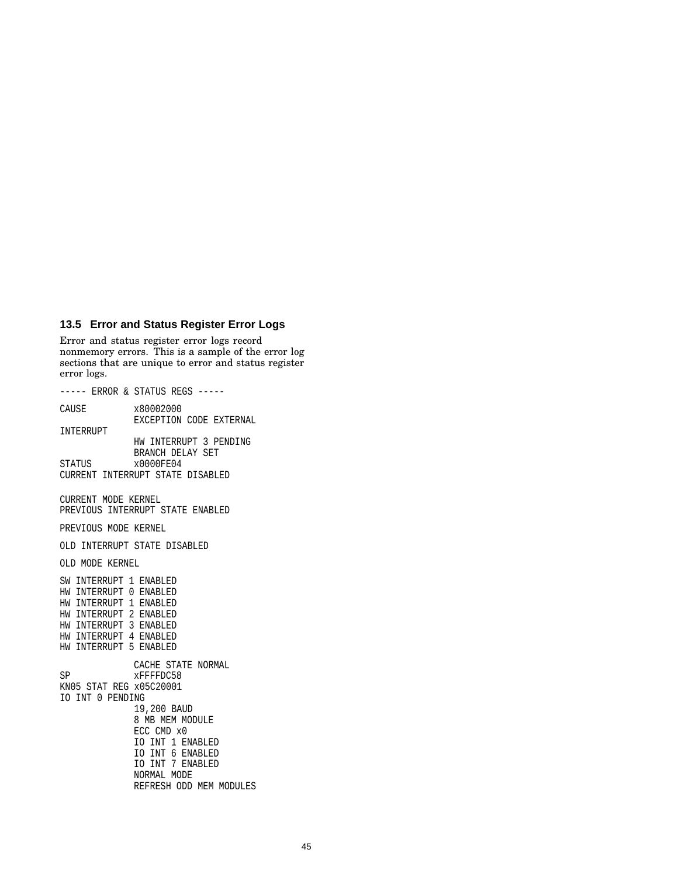### 13.5 Error and Status Register Error Logs

Error and status register error logs record nonmemory errors. This is a sample of the error log sections that are unique to error and status register error logs.

```
----- ERROR & STATUS REGS -----

CAUSE          x80002000
               EXCEPTION CODE EXTERNAL
INTERRUPT
               HW INTERRUPT 3 PENDING
               BRANCH DELAY SET
STATUS         x0000FE04
CURRENT INTERRUPT STATE DISABLED

CURRENT MODE KERNEL
PREVIOUS INTERRUPT STATE ENABLED

PREVIOUS MODE KERNEL

OLD INTERRUPT STATE DISABLED

OLD MODE KERNEL

SW INTERRUPT 1 ENABLED
HW INTERRUPT 0 ENABLED
HW INTERRUPT 1 ENABLED
HW INTERRUPT 2 ENABLED
HW INTERRUPT 3 ENABLED
HW INTERRUPT 4 ENABLED
HW INTERRUPT 5 ENABLED

               CACHE STATE NORMAL
SP             xFFFFDC58
KN05 STAT REG x05C20001
IO INT 0 PENDING
               19,200 BAUD
               8 MB MEM MODULE
               ECC CMD x0
               IO INT 1 ENABLED
               IO INT 6 ENABLED
               IO INT 7 ENABLED
               NORMAL MODE
               REFRESH ODD MEM MODULES
```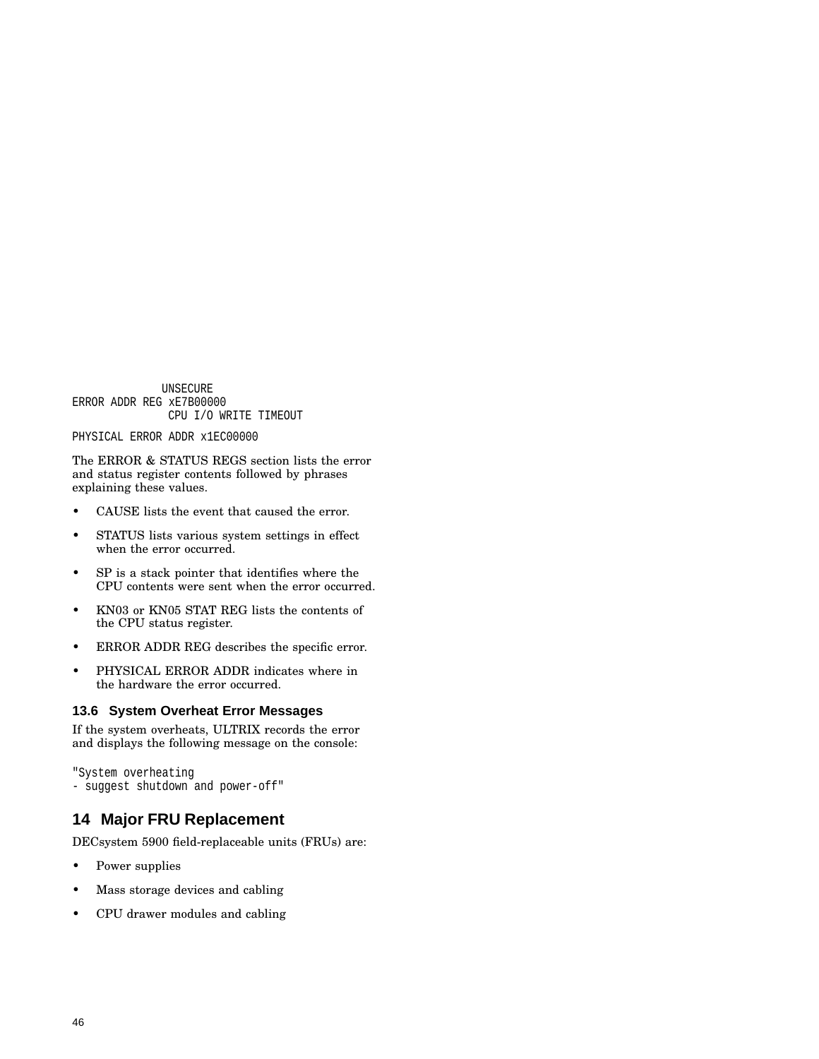```
              UNSECURE
ERROR ADDR REG xE7B00000
               CPU I/O WRITE TIMEOUT

PHYSICAL ERROR ADDR x1EC00000
```

The ERROR & STATUS REGS section lists the error and status register contents followed by phrases explaining these values.

- CAUSE lists the event that caused the error.
- STATUS lists various system settings in effect when the error occurred.
- SP is a stack pointer that identifies where the CPU contents were sent when the error occurred.
- KN03 or KN05 STAT REG lists the contents of the CPU status register.
- ERROR ADDR REG describes the specific error.
- PHYSICAL ERROR ADDR indicates where in the hardware the error occurred.

### 13.6 System Overheat Error Messages

If the system overheats, ULTRIX records the error and displays the following message on the console:

```
"System overheating
- suggest shutdown and power-off"
```

## 14 Major FRU Replacement

DECsystem 5900 field-replaceable units (FRUs) are:

- Power supplies
- Mass storage devices and cabling
- CPU drawer modules and cabling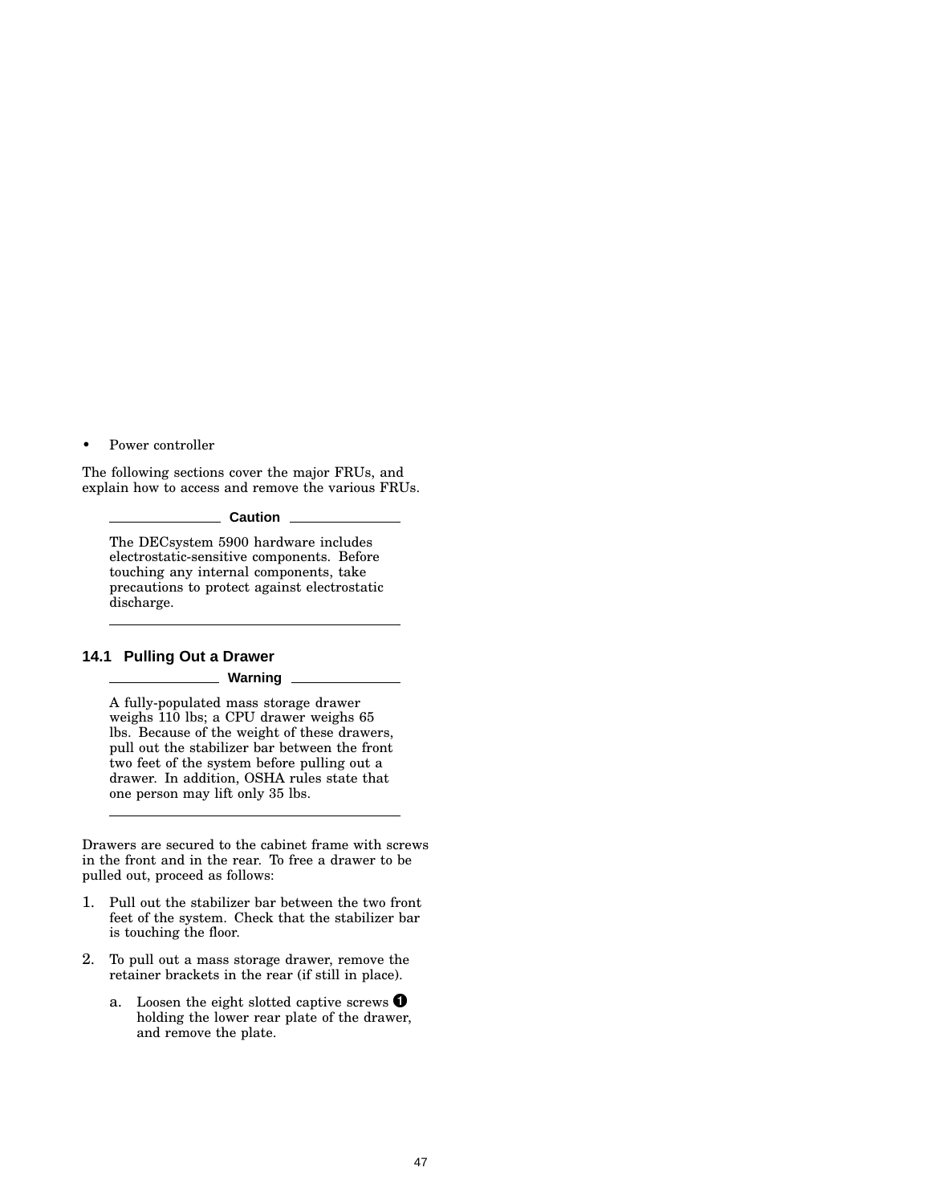- Power controller

The following sections cover the major FRUs, and explain how to access and remove the various FRUs.

**Caution**

The DECsystem 5900 hardware includes electrostatic-sensitive components. Before touching any internal components, take precautions to protect against electrostatic discharge.

## 14.1 Pulling Out a Drawer

**Warning**

A fully-populated mass storage drawer weighs 110 lbs; a CPU drawer weighs 65 lbs. Because of the weight of these drawers, pull out the stabilizer bar between the front two feet of the system before pulling out a drawer. In addition, OSHA rules state that one person may lift only 35 lbs.

Drawers are secured to the cabinet frame with screws in the front and in the rear. To free a drawer to be pulled out, proceed as follows:

1. Pull out the stabilizer bar between the two front feet of the system. Check that the stabilizer bar is touching the floor.
2. To pull out a mass storage drawer, remove the retainer brackets in the rear (if still in place).
   a. Loosen the eight slotted captive screws ❶ holding the lower rear plate of the drawer, and remove the plate.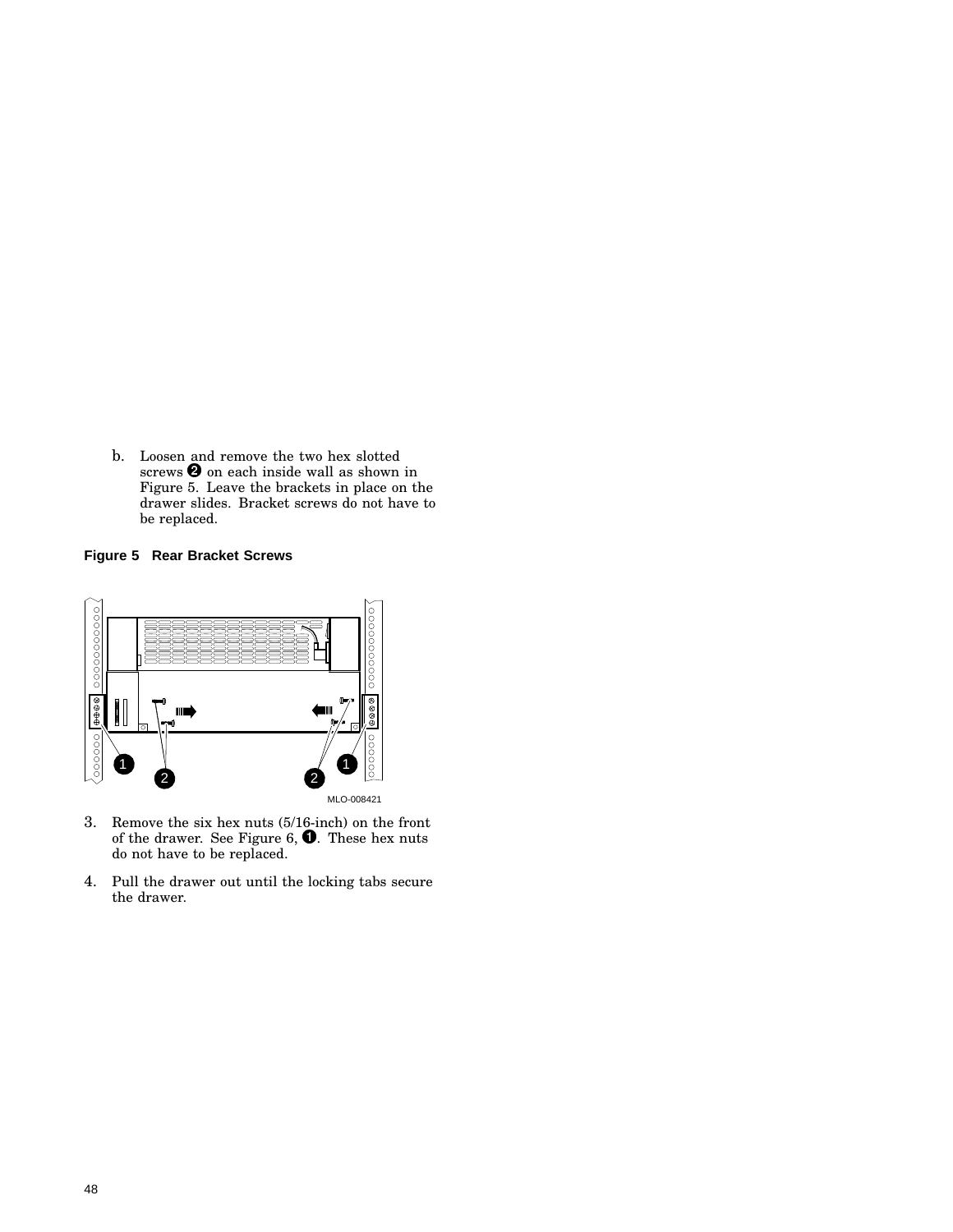b. Loosen and remove the two hex slotted screws ❷ on each inside wall as shown in Figure 5. Leave the brackets in place on the drawer slides. Bracket screws do not have to be replaced.

**Figure 5 Rear Bracket Screws**

MLO-008421

3. Remove the six hex nuts (5/16-inch) on the front of the drawer. See Figure 6, ❶. These hex nuts do not have to be replaced.

4. Pull the drawer out until the locking tabs secure the drawer.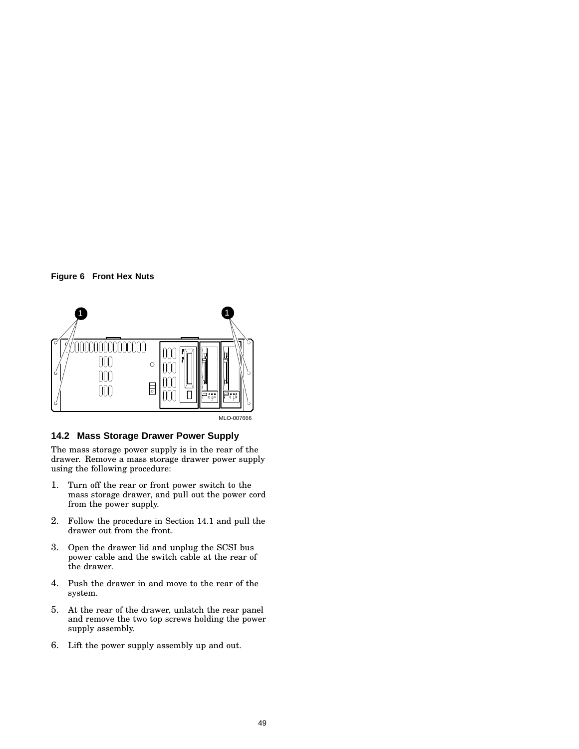**Figure 6 Front Hex Nuts**

MLO-007666

### 14.2 Mass Storage Drawer Power Supply

The mass storage power supply is in the rear of the drawer. Remove a mass storage drawer power supply using the following procedure:

1. Turn off the rear or front power switch to the mass storage drawer, and pull out the power cord from the power supply.
2. Follow the procedure in Section 14.1 and pull the drawer out from the front.
3. Open the drawer lid and unplug the SCSI bus power cable and the switch cable at the rear of the drawer.
4. Push the drawer in and move to the rear of the system.
5. At the rear of the drawer, unlatch the rear panel and remove the two top screws holding the power supply assembly.
6. Lift the power supply assembly up and out.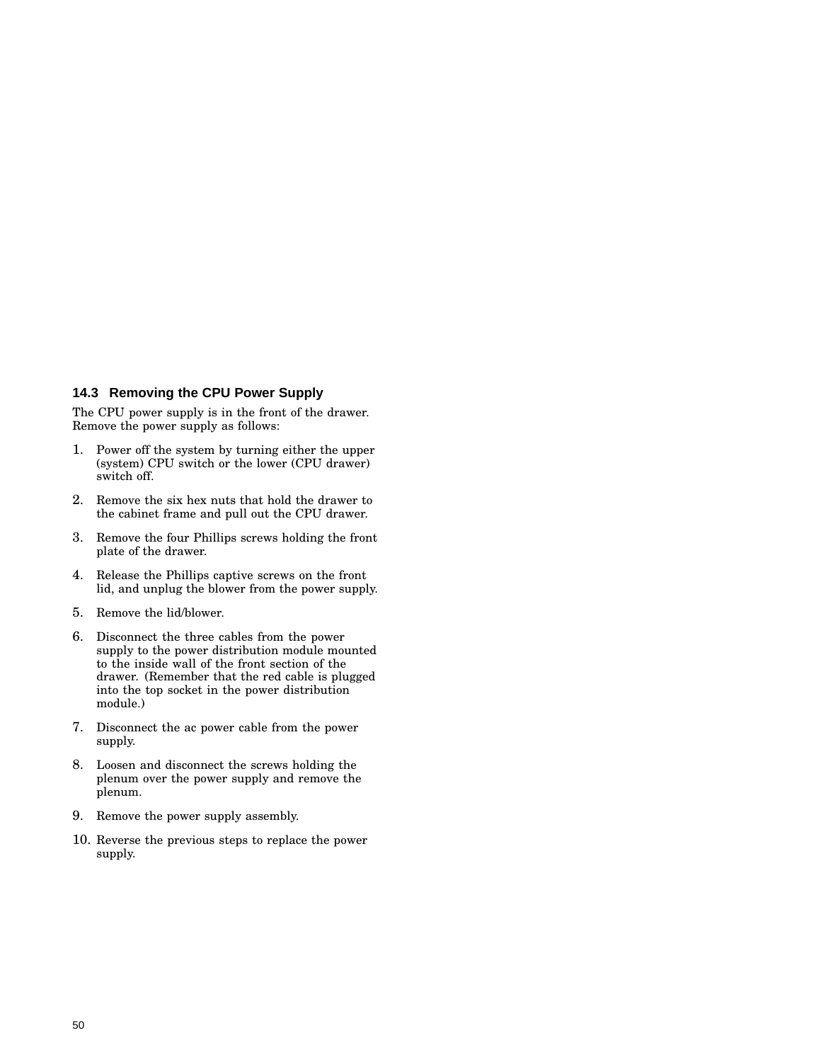## 14.3 Removing the CPU Power Supply

The CPU power supply is in the front of the drawer. Remove the power supply as follows:

1. Power off the system by turning either the upper (system) CPU switch or the lower (CPU drawer) switch off.
2. Remove the six hex nuts that hold the drawer to the cabinet frame and pull out the CPU drawer.
3. Remove the four Phillips screws holding the front plate of the drawer.
4. Release the Phillips captive screws on the front lid, and unplug the blower from the power supply.
5. Remove the lid/blower.
6. Disconnect the three cables from the power supply to the power distribution module mounted to the inside wall of the front section of the drawer. (Remember that the red cable is plugged into the top socket in the power distribution module.)
7. Disconnect the ac power cable from the power supply.
8. Loosen and disconnect the screws holding the plenum over the power supply and remove the plenum.
9. Remove the power supply assembly.
10. Reverse the previous steps to replace the power supply.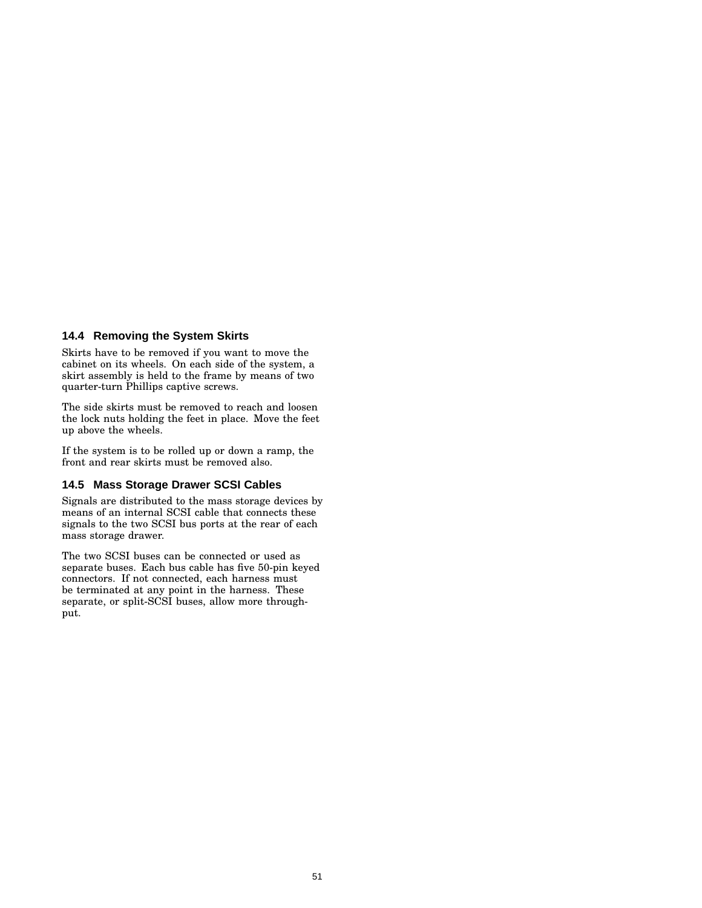## 14.4 Removing the System Skirts

Skirts have to be removed if you want to move the cabinet on its wheels. On each side of the system, a skirt assembly is held to the frame by means of two quarter-turn Phillips captive screws.

The side skirts must be removed to reach and loosen the lock nuts holding the feet in place. Move the feet up above the wheels.

If the system is to be rolled up or down a ramp, the front and rear skirts must be removed also.

## 14.5 Mass Storage Drawer SCSI Cables

Signals are distributed to the mass storage devices by means of an internal SCSI cable that connects these signals to the two SCSI bus ports at the rear of each mass storage drawer.

The two SCSI buses can be connected or used as separate buses. Each bus cable has five 50-pin keyed connectors. If not connected, each harness must be terminated at any point in the harness. These separate, or split-SCSI buses, allow more throughput.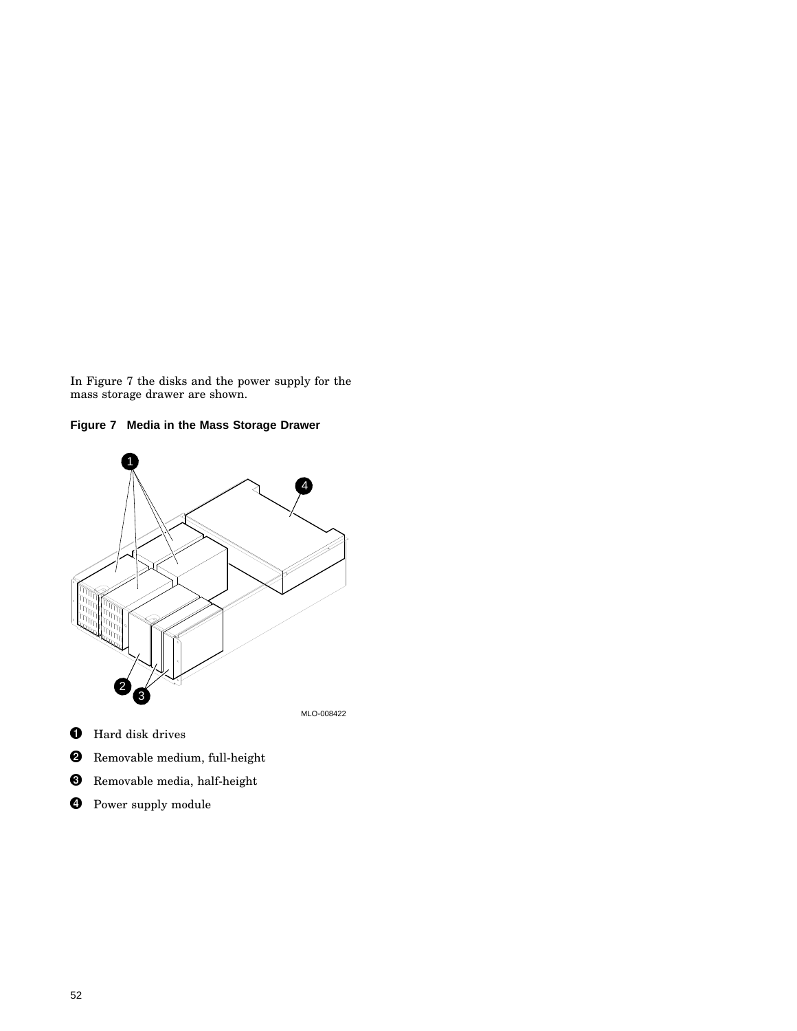In Figure 7 the disks and the power supply for the mass storage drawer are shown.

**Figure 7 Media in the Mass Storage Drawer**

MLO-008422

1. Hard disk drives
2. Removable medium, full-height
3. Removable media, half-height
4. Power supply module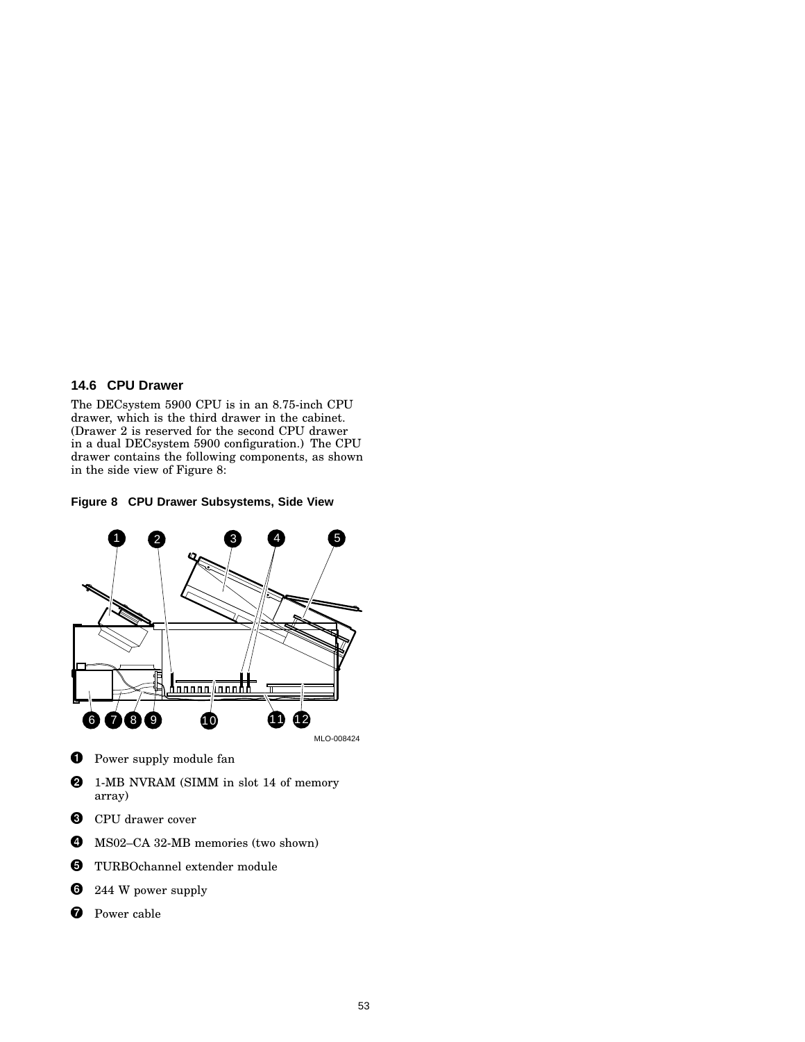### 14.6 CPU Drawer

The DECsystem 5900 CPU is in an 8.75-inch CPU drawer, which is the third drawer in the cabinet. (Drawer 2 is reserved for the second CPU drawer in a dual DECsystem 5900 configuration.) The CPU drawer contains the following components, as shown in the side view of Figure 8:

**Figure 8 CPU Drawer Subsystems, Side View**

MLO-008424

1. Power supply module fan
2. 1-MB NVRAM (SIMM in slot 14 of memory array)
3. CPU drawer cover
4. MS02–CA 32-MB memories (two shown)
5. TURBOchannel extender module
6. 244 W power supply
7. Power cable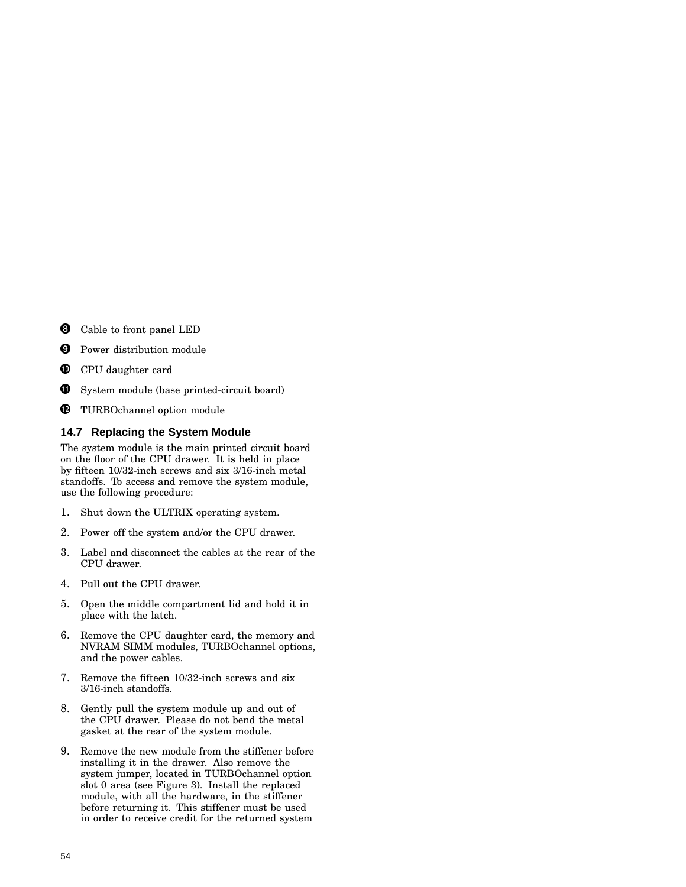❽ Cable to front panel LED

❾ Power distribution module

❿ CPU daughter card

⓫ System module (base printed-circuit board)

⓬ TURBOchannel option module

## 14.7 Replacing the System Module

The system module is the main printed circuit board on the floor of the CPU drawer. It is held in place by fifteen 10/32-inch screws and six 3/16-inch metal standoffs. To access and remove the system module, use the following procedure:

1. Shut down the ULTRIX operating system.
2. Power off the system and/or the CPU drawer.
3. Label and disconnect the cables at the rear of the CPU drawer.
4. Pull out the CPU drawer.
5. Open the middle compartment lid and hold it in place with the latch.
6. Remove the CPU daughter card, the memory and NVRAM SIMM modules, TURBOchannel options, and the power cables.
7. Remove the fifteen 10/32-inch screws and six 3/16-inch standoffs.
8. Gently pull the system module up and out of the CPU drawer. Please do not bend the metal gasket at the rear of the system module.
9. Remove the new module from the stiffener before installing it in the drawer. Also remove the system jumper, located in TURBOchannel option slot 0 area (see Figure 3). Install the replaced module, with all the hardware, in the stiffener before returning it. This stiffener must be used in order to receive credit for the returned system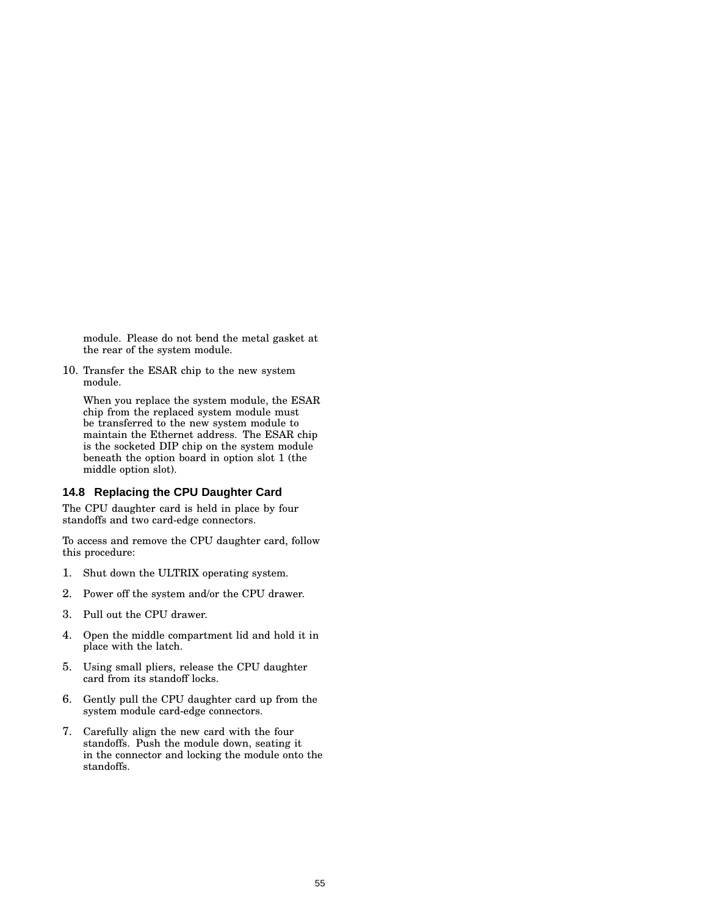module. Please do not bend the metal gasket at the rear of the system module.

10. Transfer the ESAR chip to the new system module.

    When you replace the system module, the ESAR chip from the replaced system module must be transferred to the new system module to maintain the Ethernet address. The ESAR chip is the socketed DIP chip on the system module beneath the option board in option slot 1 (the middle option slot).

### 14.8 Replacing the CPU Daughter Card

The CPU daughter card is held in place by four standoffs and two card-edge connectors.

To access and remove the CPU daughter card, follow this procedure:

1. Shut down the ULTRIX operating system.
2. Power off the system and/or the CPU drawer.
3. Pull out the CPU drawer.
4. Open the middle compartment lid and hold it in place with the latch.
5. Using small pliers, release the CPU daughter card from its standoff locks.
6. Gently pull the CPU daughter card up from the system module card-edge connectors.
7. Carefully align the new card with the four standoffs. Push the module down, seating it in the connector and locking the module onto the standoffs.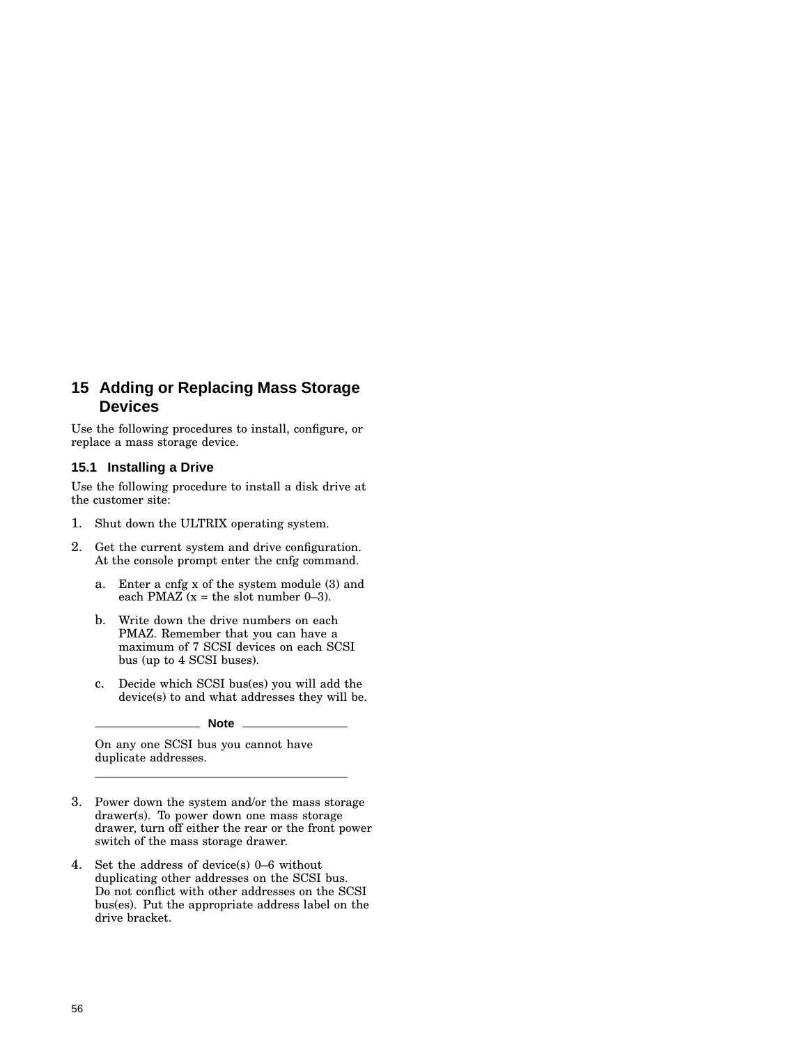# 15 Adding or Replacing Mass Storage Devices

Use the following procedures to install, configure, or replace a mass storage device.

## 15.1 Installing a Drive

Use the following procedure to install a disk drive at the customer site:

1. Shut down the ULTRIX operating system.
2. Get the current system and drive configuration. At the console prompt enter the cnfg command.
   a. Enter a cnfg x of the system module (3) and each PMAZ (x = the slot number 0–3).
   b. Write down the drive numbers on each PMAZ. Remember that you can have a maximum of 7 SCSI devices on each SCSI bus (up to 4 SCSI buses).
   c. Decide which SCSI bus(es) you will add the device(s) to and what addresses they will be.

   **Note**

   On any one SCSI bus you cannot have duplicate addresses.

3. Power down the system and/or the mass storage drawer(s). To power down one mass storage drawer, turn off either the rear or the front power switch of the mass storage drawer.
4. Set the address of device(s) 0–6 without duplicating other addresses on the SCSI bus. Do not conflict with other addresses on the SCSI bus(es). Put the appropriate address label on the drive bracket.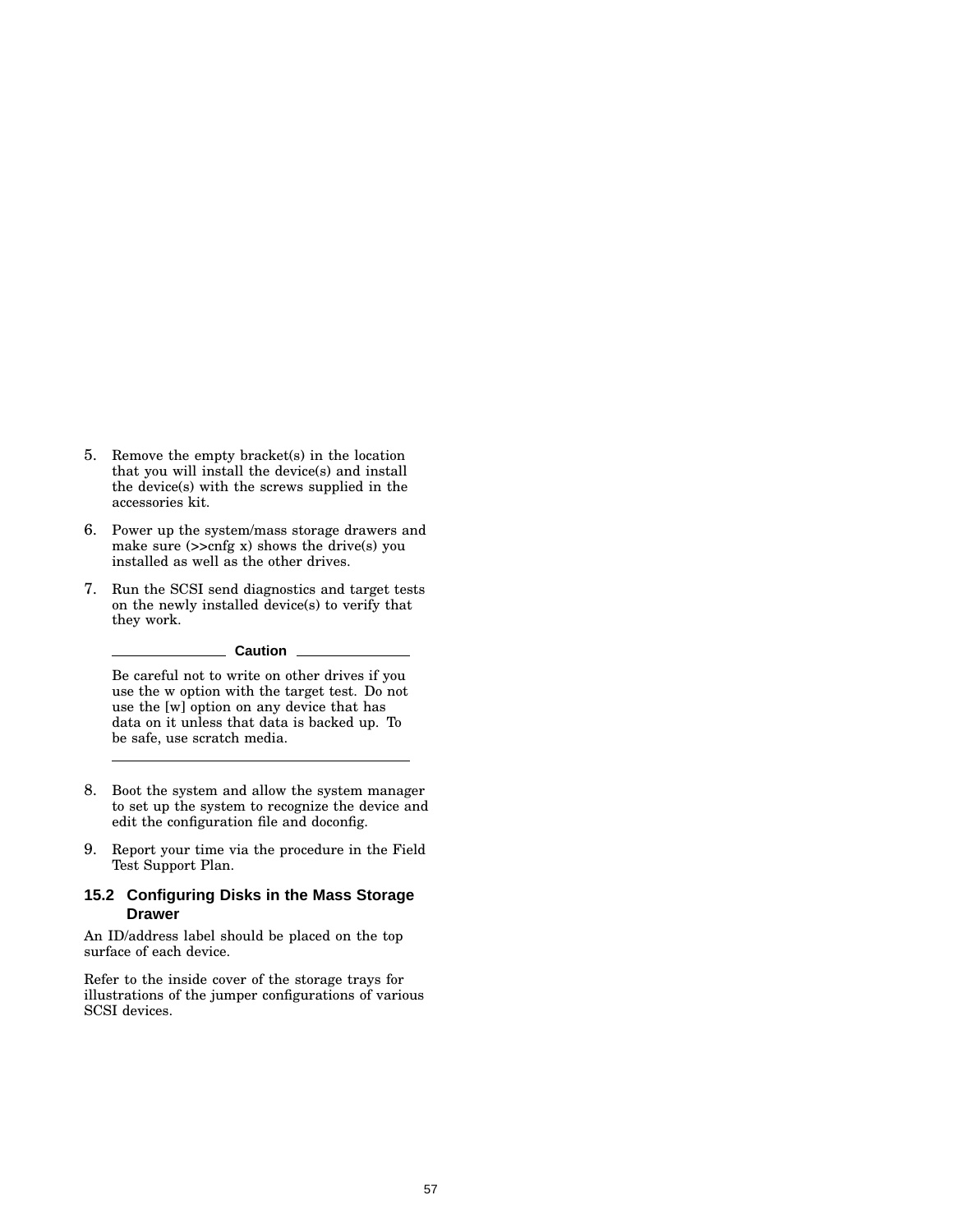5. Remove the empty bracket(s) in the location that you will install the device(s) and install the device(s) with the screws supplied in the accessories kit.

6. Power up the system/mass storage drawers and make sure (>>cnfg x) shows the drive(s) you installed as well as the other drives.

7. Run the SCSI send diagnostics and target tests on the newly installed device(s) to verify that they work.

   **Caution**

   Be careful not to write on other drives if you use the w option with the target test. Do not use the [w] option on any device that has data on it unless that data is backed up. To be safe, use scratch media.

8. Boot the system and allow the system manager to set up the system to recognize the device and edit the configuration file and doconfig.

9. Report your time via the procedure in the Field Test Support Plan.

## 15.2 Configuring Disks in the Mass Storage Drawer

An ID/address label should be placed on the top surface of each device.

Refer to the inside cover of the storage trays for illustrations of the jumper configurations of various SCSI devices.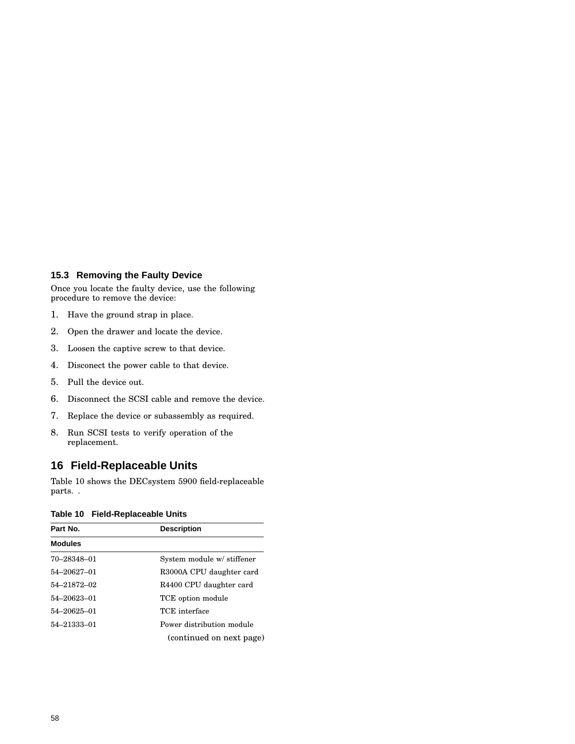### 15.3 Removing the Faulty Device

Once you locate the faulty device, use the following procedure to remove the device:

1. Have the ground strap in place.
2. Open the drawer and locate the device.
3. Loosen the captive screw to that device.
4. Disconect the power cable to that device.
5. Pull the device out.
6. Disconnect the SCSI cable and remove the device.
7. Replace the device or subassembly as required.
8. Run SCSI tests to verify operation of the replacement.

## 16 Field-Replaceable Units

Table 10 shows the DECsystem 5900 field-replaceable parts. .

**Table 10 Field-Replaceable Units**

| Part No. | Description |
|---|---|
| **Modules** | |
| 70–28348–01 | System module w/ stiffener |
| 54–20627–01 | R3000A CPU daughter card |
| 54–21872–02 | R4400 CPU daughter card |
| 54–20623–01 | TCE option module |
| 54–20625–01 | TCE interface |
| 54–21333–01 | Power distribution module |

(continued on next page)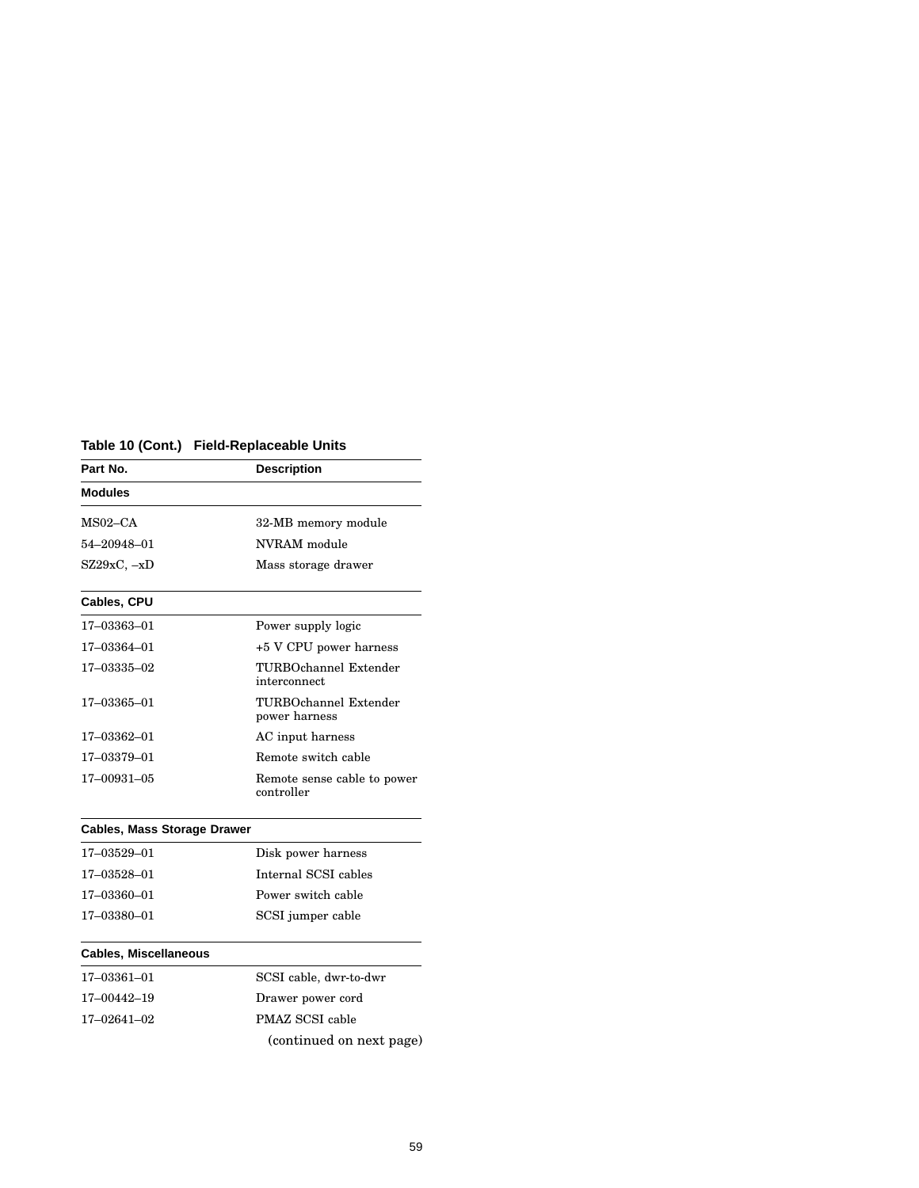**Table 10 (Cont.) Field-Replaceable Units**

| Part No. | Description |
|---|---|
| **Modules** | |
| MS02–CA | 32-MB memory module |
| 54–20948–01 | NVRAM module |
| SZ29xC, –xD | Mass storage drawer |
| **Cables, CPU** | |
| 17–03363–01 | Power supply logic |
| 17–03364–01 | +5 V CPU power harness |
| 17–03335–02 | TURBOchannel Extender interconnect |
| 17–03365–01 | TURBOchannel Extender power harness |
| 17–03362–01 | AC input harness |
| 17–03379–01 | Remote switch cable |
| 17–00931–05 | Remote sense cable to power controller |
| **Cables, Mass Storage Drawer** | |
| 17–03529–01 | Disk power harness |
| 17–03528–01 | Internal SCSI cables |
| 17–03360–01 | Power switch cable |
| 17–03380–01 | SCSI jumper cable |
| **Cables, Miscellaneous** | |
| 17–03361–01 | SCSI cable, dwr-to-dwr |
| 17–00442–19 | Drawer power cord |
| 17–02641–02 | PMAZ SCSI cable |

(continued on next page)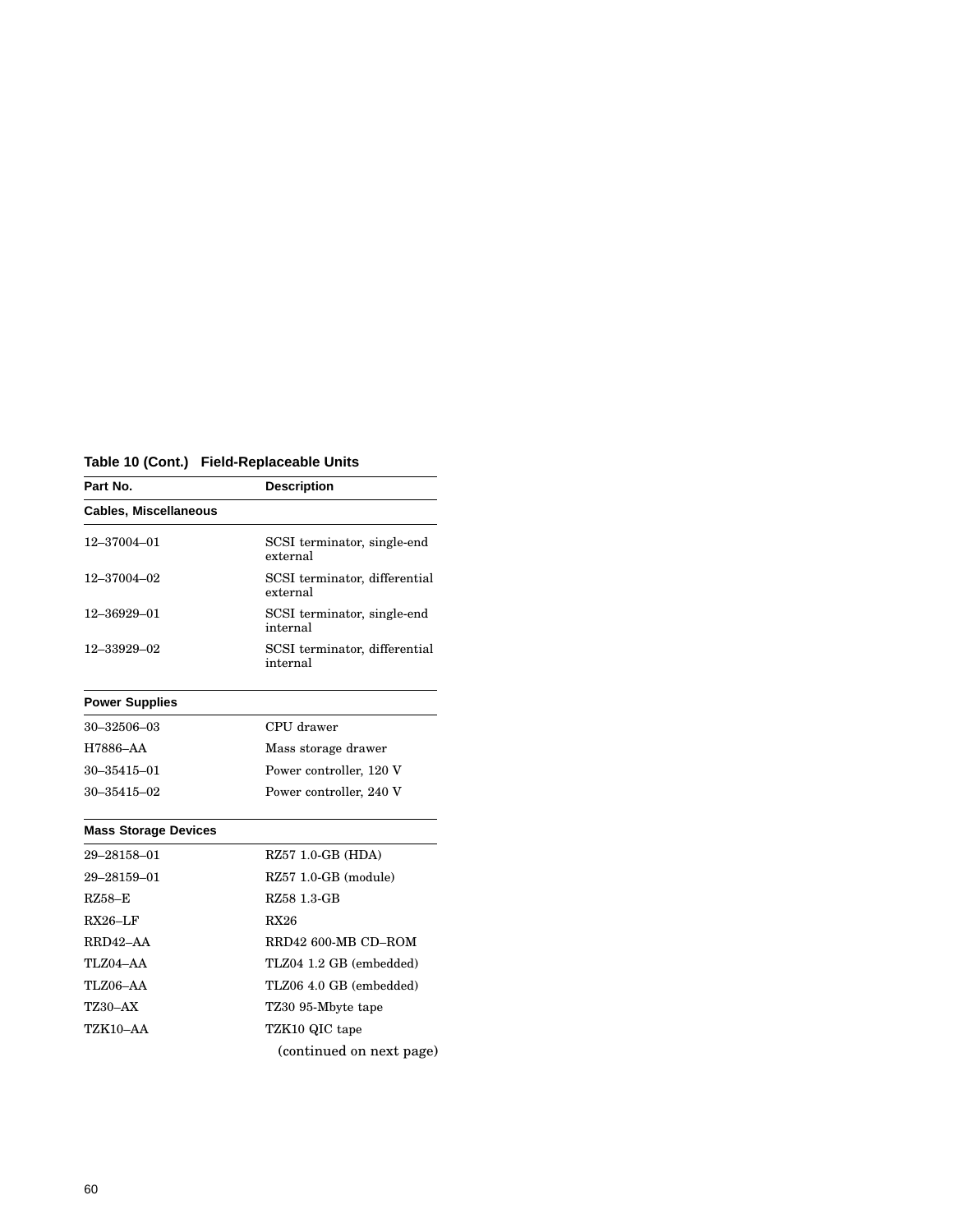**Table 10 (Cont.) Field-Replaceable Units**

| Part No. | Description |
|---|---|
| **Cables, Miscellaneous** | |
| 12–37004–01 | SCSI terminator, single-end external |
| 12–37004–02 | SCSI terminator, differential external |
| 12–36929–01 | SCSI terminator, single-end internal |
| 12–33929–02 | SCSI terminator, differential internal |
| **Power Supplies** | |
| 30–32506–03 | CPU drawer |
| H7886–AA | Mass storage drawer |
| 30–35415–01 | Power controller, 120 V |
| 30–35415–02 | Power controller, 240 V |
| **Mass Storage Devices** | |
| 29–28158–01 | RZ57 1.0-GB (HDA) |
| 29–28159–01 | RZ57 1.0-GB (module) |
| RZ58–E | RZ58 1.3-GB |
| RX26–LF | RX26 |
| RRD42–AA | RRD42 600-MB CD–ROM |
| TLZ04–AA | TLZ04 1.2 GB (embedded) |
| TLZ06–AA | TLZ06 4.0 GB (embedded) |
| TZ30–AX | TZ30 95-Mbyte tape |
| TZK10–AA | TZK10 QIC tape |

(continued on next page)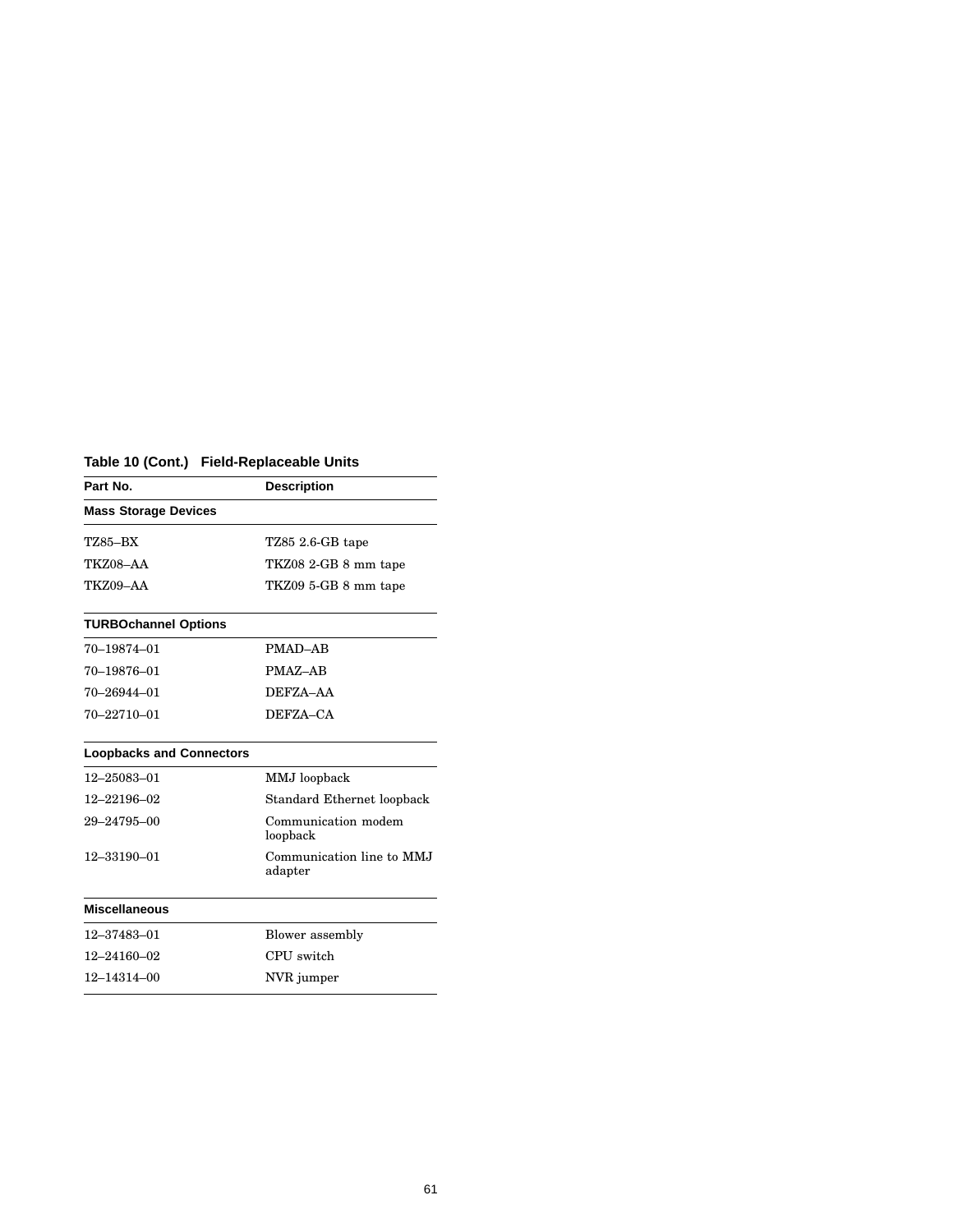**Table 10 (Cont.) Field-Replaceable Units**

| Part No. | Description |
|---|---|
| **Mass Storage Devices** | |
| TZ85–BX | TZ85 2.6-GB tape |
| TKZ08–AA | TKZ08 2-GB 8 mm tape |
| TKZ09–AA | TKZ09 5-GB 8 mm tape |
| **TURBOchannel Options** | |
| 70–19874–01 | PMAD–AB |
| 70–19876–01 | PMAZ–AB |
| 70–26944–01 | DEFZA–AA |
| 70–22710–01 | DEFZA–CA |
| **Loopbacks and Connectors** | |
| 12–25083–01 | MMJ loopback |
| 12–22196–02 | Standard Ethernet loopback |
| 29–24795–00 | Communication modem loopback |
| 12–33190–01 | Communication line to MMJ adapter |
| **Miscellaneous** | |
| 12–37483–01 | Blower assembly |
| 12–24160–02 | CPU switch |
| 12–14314–00 | NVR jumper |